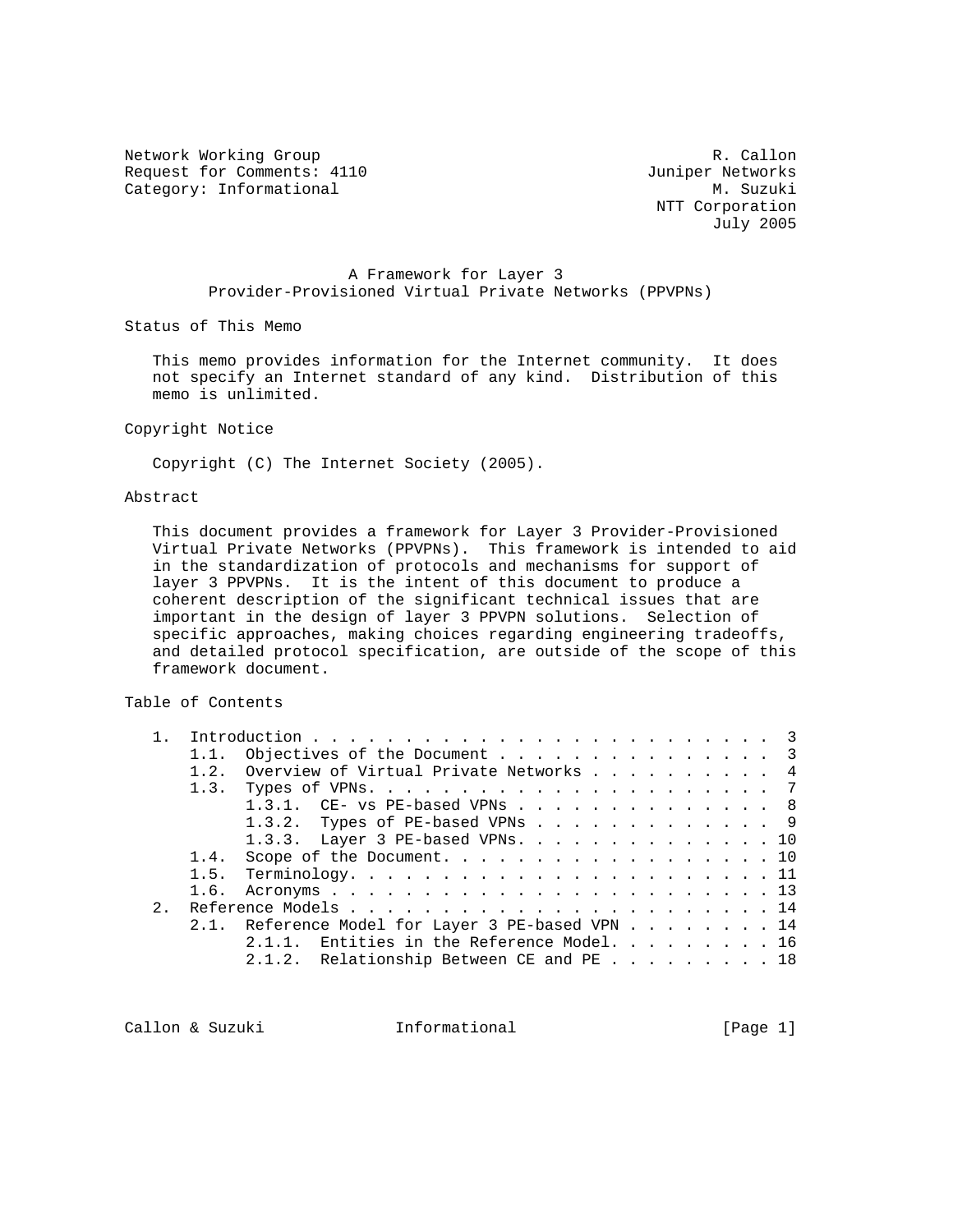Network Working Group R. Callon
Request for Comments: 4110 Juniper Networks
Category: Informational M. Suzuki
NTT Corporation
July 2005

# A Framework for Layer 3 Provider-Provisioned Virtual Private Networks (PPVPNs)

## Status of This Memo

This memo provides information for the Internet community. It does not specify an Internet standard of any kind. Distribution of this memo is unlimited.

## Copyright Notice

Copyright (C) The Internet Society (2005).

## Abstract

This document provides a framework for Layer 3 Provider-Provisioned Virtual Private Networks (PPVPNs). This framework is intended to aid in the standardization of protocols and mechanisms for support of layer 3 PPVPNs. It is the intent of this document to produce a coherent description of the significant technical issues that are important in the design of layer 3 PPVPN solutions. Selection of specific approaches, making choices regarding engineering tradeoffs, and detailed protocol specification, are outside of the scope of this framework document.

## Table of Contents

```
1.  Introduction . . . . . . . . . . . . . . . . . . . . . . . . .  3
    1.1.  Objectives of the Document . . . . . . . . . . . . . . .  3
    1.2.  Overview of Virtual Private Networks . . . . . . . . . .  4
    1.3.  Types of VPNs. . . . . . . . . . . . . . . . . . . . . .  7
          1.3.1.  CE- vs PE-based VPNs . . . . . . . . . . . . . .  8
          1.3.2.  Types of PE-based VPNs . . . . . . . . . . . . .  9
          1.3.3.  Layer 3 PE-based VPNs. . . . . . . . . . . . . . 10
    1.4.  Scope of the Document. . . . . . . . . . . . . . . . . . 10
    1.5.  Terminology. . . . . . . . . . . . . . . . . . . . . . . 11
    1.6.  Acronyms . . . . . . . . . . . . . . . . . . . . . . . . 13
2.  Reference Models . . . . . . . . . . . . . . . . . . . . . . . 14
    2.1.  Reference Model for Layer 3 PE-based VPN . . . . . . . . 14
          2.1.1.  Entities in the Reference Model. . . . . . . . . 16
          2.1.2.  Relationship Between CE and PE . . . . . . . . . 18
```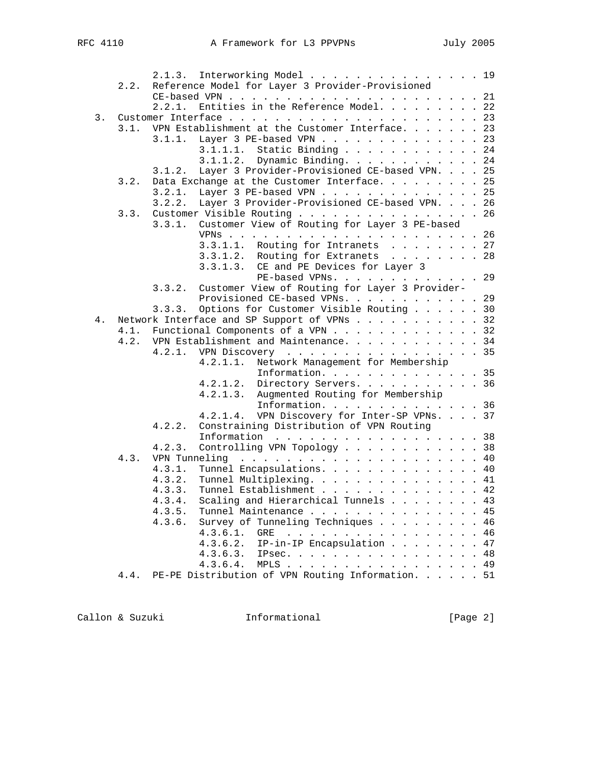```
         2.1.3.  Interworking Model . . . . . . . . . . . . . . . . 19
   2.2.  Reference Model for Layer 3 Provider-Provisioned
         CE-based VPN . . . . . . . . . . . . . . . . . . . . . . . 21
         2.2.1.  Entities in the Reference Model. . . . . . . . . . 22
3.  Customer Interface . . . . . . . . . . . . . . . . . . . . . . . 23
    3.1.  VPN Establishment at the Customer Interface. . . . . . . . 23
          3.1.1.  Layer 3 PE-based VPN . . . . . . . . . . . . . . . 23
                  3.1.1.1.  Static Binding . . . . . . . . . . . . . 24
                  3.1.1.2.  Dynamic Binding. . . . . . . . . . . . . 24
          3.1.2.  Layer 3 Provider-Provisioned CE-based VPN. . . . . 25
    3.2.  Data Exchange at the Customer Interface. . . . . . . . . . 25
          3.2.1.  Layer 3 PE-based VPN . . . . . . . . . . . . . . . 25
          3.2.2.  Layer 3 Provider-Provisioned CE-based VPN. . . . . 26
    3.3.  Customer Visible Routing . . . . . . . . . . . . . . . . . 26
          3.3.1.  Customer View of Routing for Layer 3 PE-based
                  VPNs . . . . . . . . . . . . . . . . . . . . . . . 26
                  3.3.1.1.  Routing for Intranets  . . . . . . . . . 27
                  3.3.1.2.  Routing for Extranets  . . . . . . . . . 28
                  3.3.1.3.  CE and PE Devices for Layer 3
                            PE-based VPNs. . . . . . . . . . . . . . 29
          3.3.2.  Customer View of Routing for Layer 3 Provider-
                  Provisioned CE-based VPNs. . . . . . . . . . . . . 29
          3.3.3.  Options for Customer Visible Routing . . . . . . . 30
4.  Network Interface and SP Support of VPNs . . . . . . . . . . . . 32
    4.1.  Functional Components of a VPN . . . . . . . . . . . . . . 32
    4.2.  VPN Establishment and Maintenance. . . . . . . . . . . . . 34
          4.2.1.  VPN Discovery  . . . . . . . . . . . . . . . . . . 35
                  4.2.1.1.  Network Management for Membership
                            Information. . . . . . . . . . . . . . . 35
                  4.2.1.2.  Directory Servers. . . . . . . . . . . . 36
                  4.2.1.3.  Augmented Routing for Membership
                            Information. . . . . . . . . . . . . . . 36
                  4.2.1.4.  VPN Discovery for Inter-SP VPNs. . . . . 37
          4.2.2.  Constraining Distribution of VPN Routing
                  Information  . . . . . . . . . . . . . . . . . . . 38
          4.2.3.  Controlling VPN Topology . . . . . . . . . . . . . 38
    4.3.  VPN Tunneling  . . . . . . . . . . . . . . . . . . . . . . 40
          4.3.1.  Tunnel Encapsulations. . . . . . . . . . . . . . . 40
          4.3.2.  Tunnel Multiplexing. . . . . . . . . . . . . . . . 41
          4.3.3.  Tunnel Establishment . . . . . . . . . . . . . . . 42
          4.3.4.  Scaling and Hierarchical Tunnels . . . . . . . . . 43
          4.3.5.  Tunnel Maintenance . . . . . . . . . . . . . . . . 45
          4.3.6.  Survey of Tunneling Techniques . . . . . . . . . . 46
                  4.3.6.1.  GRE  . . . . . . . . . . . . . . . . . . 46
                  4.3.6.2.  IP-in-IP Encapsulation . . . . . . . . . 47
                  4.3.6.3.  IPsec. . . . . . . . . . . . . . . . . . 48
                  4.3.6.4.  MPLS . . . . . . . . . . . . . . . . . . 49
    4.4.  PE-PE Distribution of VPN Routing Information. . . . . . . 51
```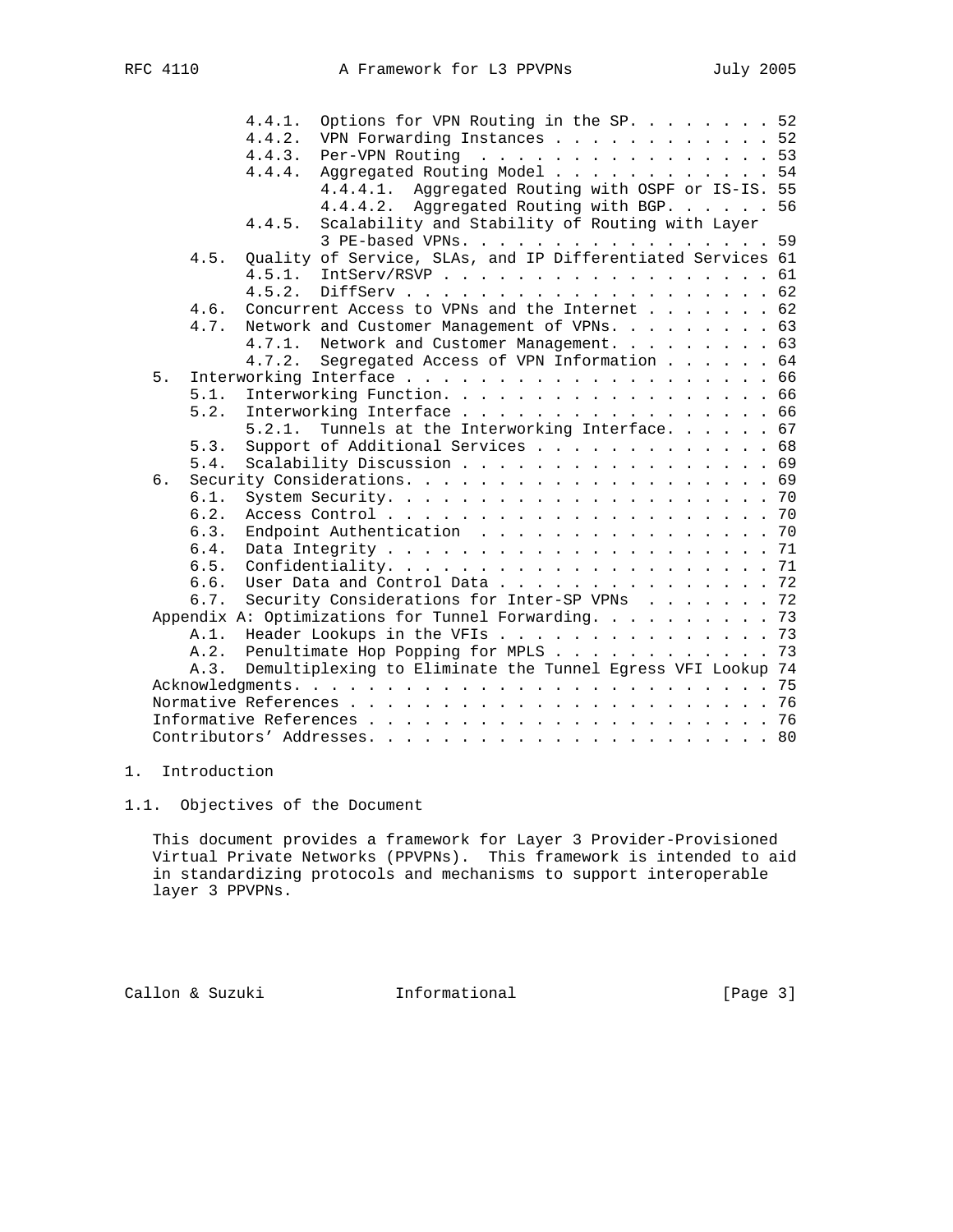4.4.1. Options for VPN Routing in the SP. . . . . . . . 52
4.4.2. VPN Forwarding Instances . . . . . . . . . . . . 52
4.4.3. Per-VPN Routing . . . . . . . . . . . . . . . . 53
4.4.4. Aggregated Routing Model . . . . . . . . . . . . 54
4.4.4.1. Aggregated Routing with OSPF or IS-IS. 55
4.4.4.2. Aggregated Routing with BGP. . . . . . 56
4.4.5. Scalability and Stability of Routing with Layer 3 PE-based VPNs. . . . . . . . . . . . . . . . . 59
4.5. Quality of Service, SLAs, and IP Differentiated Services 61
4.5.1. IntServ/RSVP . . . . . . . . . . . . . . . . . . 61
4.5.2. DiffServ . . . . . . . . . . . . . . . . . . . . 62
4.6. Concurrent Access to VPNs and the Internet . . . . . . . 62
4.7. Network and Customer Management of VPNs. . . . . . . . . 63
4.7.1. Network and Customer Management. . . . . . . . . 63
4.7.2. Segregated Access of VPN Information . . . . . . 64
5. Interworking Interface . . . . . . . . . . . . . . . . . . . . 66
5.1. Interworking Function. . . . . . . . . . . . . . . . . . 66
5.2. Interworking Interface . . . . . . . . . . . . . . . . . 66
5.2.1. Tunnels at the Interworking Interface. . . . . . 67
5.3. Support of Additional Services . . . . . . . . . . . . . 68
5.4. Scalability Discussion . . . . . . . . . . . . . . . . . 69
6. Security Considerations. . . . . . . . . . . . . . . . . . . . 69
6.1. System Security. . . . . . . . . . . . . . . . . . . . . 70
6.2. Access Control . . . . . . . . . . . . . . . . . . . . . 70
6.3. Endpoint Authentication . . . . . . . . . . . . . . . . 70
6.4. Data Integrity . . . . . . . . . . . . . . . . . . . . . 71
6.5. Confidentiality. . . . . . . . . . . . . . . . . . . . . 71
6.6. User Data and Control Data . . . . . . . . . . . . . . . 72
6.7. Security Considerations for Inter-SP VPNs . . . . . . . 72
Appendix A: Optimizations for Tunnel Forwarding. . . . . . . . . . 73
A.1. Header Lookups in the VFIs . . . . . . . . . . . . . . . 73
A.2. Penultimate Hop Popping for MPLS . . . . . . . . . . . . 73
A.3. Demultiplexing to Eliminate the Tunnel Egress VFI Lookup 74
Acknowledgments. . . . . . . . . . . . . . . . . . . . . . . . . . 75
Normative References . . . . . . . . . . . . . . . . . . . . . . . 76
Informative References . . . . . . . . . . . . . . . . . . . . . . 76
Contributors' Addresses. . . . . . . . . . . . . . . . . . . . . . 80

# 1. Introduction

## 1.1. Objectives of the Document

This document provides a framework for Layer 3 Provider-Provisioned Virtual Private Networks (PPVPNs). This framework is intended to aid in standardizing protocols and mechanisms to support interoperable layer 3 PPVPNs.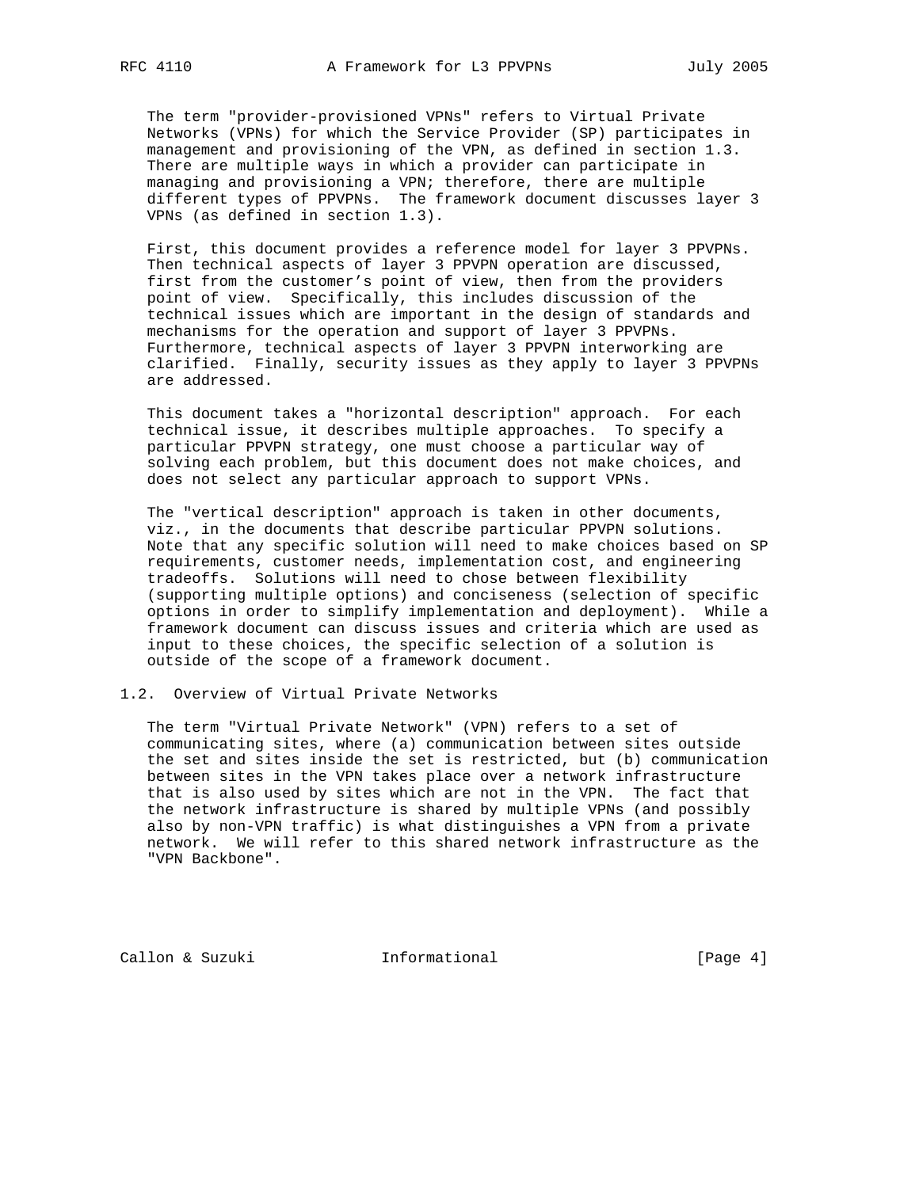The term "provider-provisioned VPNs" refers to Virtual Private Networks (VPNs) for which the Service Provider (SP) participates in management and provisioning of the VPN, as defined in section 1.3. There are multiple ways in which a provider can participate in managing and provisioning a VPN; therefore, there are multiple different types of PPVPNs. The framework document discusses layer 3 VPNs (as defined in section 1.3).

First, this document provides a reference model for layer 3 PPVPNs. Then technical aspects of layer 3 PPVPN operation are discussed, first from the customer's point of view, then from the providers point of view. Specifically, this includes discussion of the technical issues which are important in the design of standards and mechanisms for the operation and support of layer 3 PPVPNs. Furthermore, technical aspects of layer 3 PPVPN interworking are clarified. Finally, security issues as they apply to layer 3 PPVPNs are addressed.

This document takes a "horizontal description" approach. For each technical issue, it describes multiple approaches. To specify a particular PPVPN strategy, one must choose a particular way of solving each problem, but this document does not make choices, and does not select any particular approach to support VPNs.

The "vertical description" approach is taken in other documents, viz., in the documents that describe particular PPVPN solutions. Note that any specific solution will need to make choices based on SP requirements, customer needs, implementation cost, and engineering tradeoffs. Solutions will need to chose between flexibility (supporting multiple options) and conciseness (selection of specific options in order to simplify implementation and deployment). While a framework document can discuss issues and criteria which are used as input to these choices, the specific selection of a solution is outside of the scope of a framework document.

## 1.2. Overview of Virtual Private Networks

The term "Virtual Private Network" (VPN) refers to a set of communicating sites, where (a) communication between sites outside the set and sites inside the set is restricted, but (b) communication between sites in the VPN takes place over a network infrastructure that is also used by sites which are not in the VPN. The fact that the network infrastructure is shared by multiple VPNs (and possibly also by non-VPN traffic) is what distinguishes a VPN from a private network. We will refer to this shared network infrastructure as the "VPN Backbone".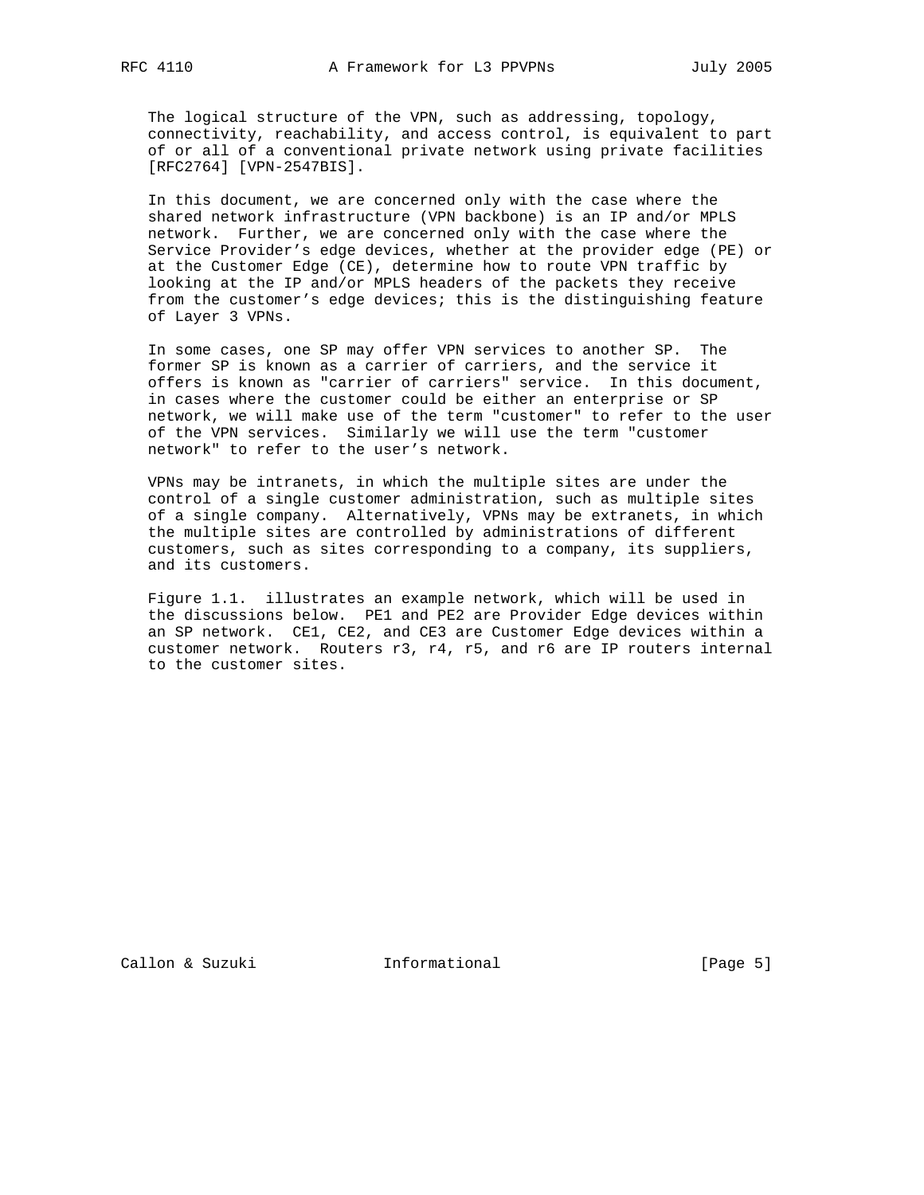The logical structure of the VPN, such as addressing, topology, connectivity, reachability, and access control, is equivalent to part of or all of a conventional private network using private facilities [RFC2764] [VPN-2547BIS].

In this document, we are concerned only with the case where the shared network infrastructure (VPN backbone) is an IP and/or MPLS network. Further, we are concerned only with the case where the Service Provider's edge devices, whether at the provider edge (PE) or at the Customer Edge (CE), determine how to route VPN traffic by looking at the IP and/or MPLS headers of the packets they receive from the customer's edge devices; this is the distinguishing feature of Layer 3 VPNs.

In some cases, one SP may offer VPN services to another SP. The former SP is known as a carrier of carriers, and the service it offers is known as "carrier of carriers" service. In this document, in cases where the customer could be either an enterprise or SP network, we will make use of the term "customer" to refer to the user of the VPN services. Similarly we will use the term "customer network" to refer to the user's network.

VPNs may be intranets, in which the multiple sites are under the control of a single customer administration, such as multiple sites of a single company. Alternatively, VPNs may be extranets, in which the multiple sites are controlled by administrations of different customers, such as sites corresponding to a company, its suppliers, and its customers.

Figure 1.1. illustrates an example network, which will be used in the discussions below. PE1 and PE2 are Provider Edge devices within an SP network. CE1, CE2, and CE3 are Customer Edge devices within a customer network. Routers r3, r4, r5, and r6 are IP routers internal to the customer sites.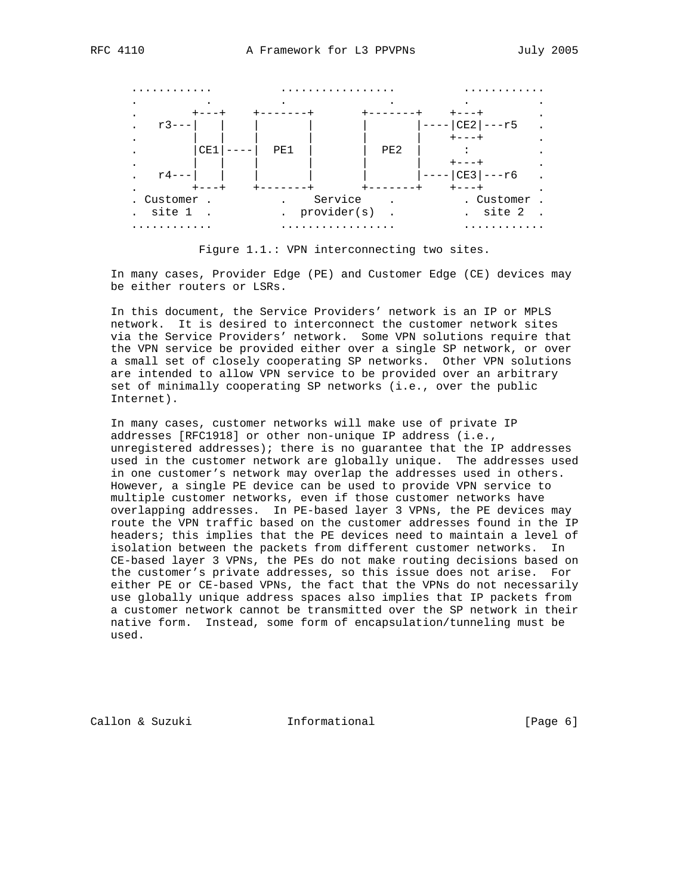```
  ............          .................          ............
  .          .          .               .          .          .
  .        +---+    +-------+       +-------+    +---+        .
  .   r3---|   |    |       |       |       |----|CE2|---r5   .
  .        |   |    |       |       |       |    +---+        .
  .        |CE1|----|  PE1  |       |  PE2  |      :          .
  .        |   |    |       |       |       |    +---+        .
  .   r4---|   |    |       |       |       |----|CE3|---r6   .
  .        +---+    +-------+       +-------+    +---+        .
  . Customer .          .    Service    .          . Customer .
  .  site 1  .          .  provider(s)  .          .  site 2  .
  ............          .................          ............
```

Figure 1.1.: VPN interconnecting two sites.

In many cases, Provider Edge (PE) and Customer Edge (CE) devices may be either routers or LSRs.

In this document, the Service Providers' network is an IP or MPLS network. It is desired to interconnect the customer network sites via the Service Providers' network. Some VPN solutions require that the VPN service be provided either over a single SP network, or over a small set of closely cooperating SP networks. Other VPN solutions are intended to allow VPN service to be provided over an arbitrary set of minimally cooperating SP networks (i.e., over the public Internet).

In many cases, customer networks will make use of private IP addresses [RFC1918] or other non-unique IP address (i.e., unregistered addresses); there is no guarantee that the IP addresses used in the customer network are globally unique. The addresses used in one customer's network may overlap the addresses used in others. However, a single PE device can be used to provide VPN service to multiple customer networks, even if those customer networks have overlapping addresses. In PE-based layer 3 VPNs, the PE devices may route the VPN traffic based on the customer addresses found in the IP headers; this implies that the PE devices need to maintain a level of isolation between the packets from different customer networks. In CE-based layer 3 VPNs, the PEs do not make routing decisions based on the customer's private addresses, so this issue does not arise. For either PE or CE-based VPNs, the fact that the VPNs do not necessarily use globally unique address spaces also implies that IP packets from a customer network cannot be transmitted over the SP network in their native form. Instead, some form of encapsulation/tunneling must be used.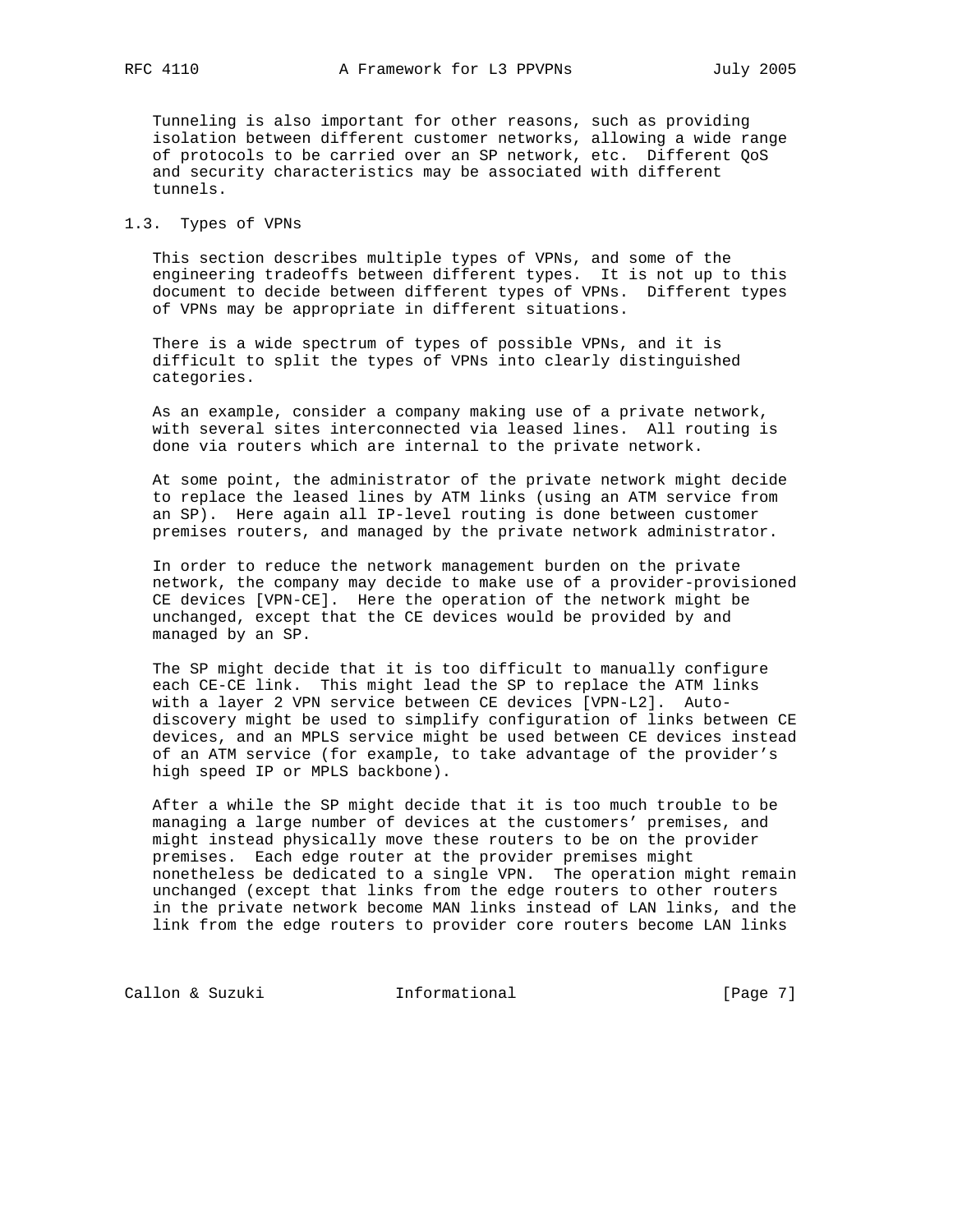Tunneling is also important for other reasons, such as providing isolation between different customer networks, allowing a wide range of protocols to be carried over an SP network, etc. Different QoS and security characteristics may be associated with different tunnels.

## 1.3. Types of VPNs

This section describes multiple types of VPNs, and some of the engineering tradeoffs between different types. It is not up to this document to decide between different types of VPNs. Different types of VPNs may be appropriate in different situations.

There is a wide spectrum of types of possible VPNs, and it is difficult to split the types of VPNs into clearly distinguished categories.

As an example, consider a company making use of a private network, with several sites interconnected via leased lines. All routing is done via routers which are internal to the private network.

At some point, the administrator of the private network might decide to replace the leased lines by ATM links (using an ATM service from an SP). Here again all IP-level routing is done between customer premises routers, and managed by the private network administrator.

In order to reduce the network management burden on the private network, the company may decide to make use of a provider-provisioned CE devices [VPN-CE]. Here the operation of the network might be unchanged, except that the CE devices would be provided by and managed by an SP.

The SP might decide that it is too difficult to manually configure each CE-CE link. This might lead the SP to replace the ATM links with a layer 2 VPN service between CE devices [VPN-L2]. Auto-discovery might be used to simplify configuration of links between CE devices, and an MPLS service might be used between CE devices instead of an ATM service (for example, to take advantage of the provider's high speed IP or MPLS backbone).

After a while the SP might decide that it is too much trouble to be managing a large number of devices at the customers' premises, and might instead physically move these routers to be on the provider premises. Each edge router at the provider premises might nonetheless be dedicated to a single VPN. The operation might remain unchanged (except that links from the edge routers to other routers in the private network become MAN links instead of LAN links, and the link from the edge routers to provider core routers become LAN links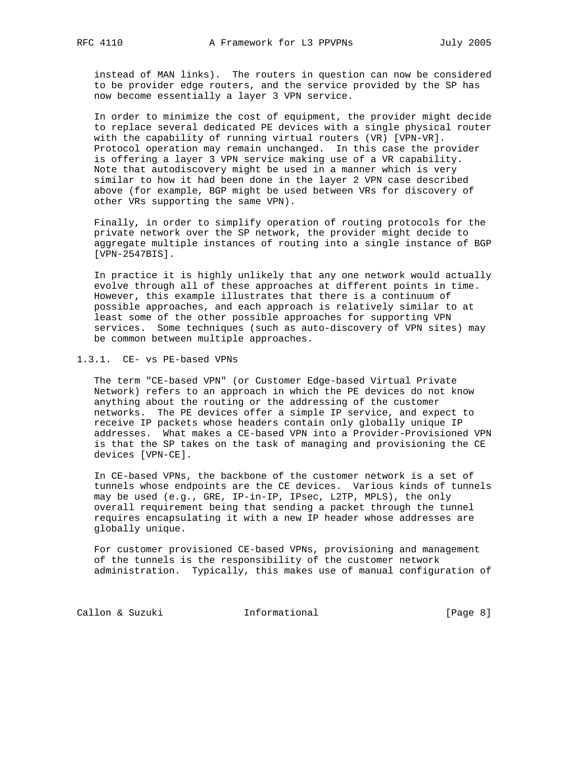instead of MAN links). The routers in question can now be considered to be provider edge routers, and the service provided by the SP has now become essentially a layer 3 VPN service.

In order to minimize the cost of equipment, the provider might decide to replace several dedicated PE devices with a single physical router with the capability of running virtual routers (VR) [VPN-VR]. Protocol operation may remain unchanged. In this case the provider is offering a layer 3 VPN service making use of a VR capability. Note that autodiscovery might be used in a manner which is very similar to how it had been done in the layer 2 VPN case described above (for example, BGP might be used between VRs for discovery of other VRs supporting the same VPN).

Finally, in order to simplify operation of routing protocols for the private network over the SP network, the provider might decide to aggregate multiple instances of routing into a single instance of BGP [VPN-2547BIS].

In practice it is highly unlikely that any one network would actually evolve through all of these approaches at different points in time. However, this example illustrates that there is a continuum of possible approaches, and each approach is relatively similar to at least some of the other possible approaches for supporting VPN services. Some techniques (such as auto-discovery of VPN sites) may be common between multiple approaches.

### 1.3.1. CE- vs PE-based VPNs

The term "CE-based VPN" (or Customer Edge-based Virtual Private Network) refers to an approach in which the PE devices do not know anything about the routing or the addressing of the customer networks. The PE devices offer a simple IP service, and expect to receive IP packets whose headers contain only globally unique IP addresses. What makes a CE-based VPN into a Provider-Provisioned VPN is that the SP takes on the task of managing and provisioning the CE devices [VPN-CE].

In CE-based VPNs, the backbone of the customer network is a set of tunnels whose endpoints are the CE devices. Various kinds of tunnels may be used (e.g., GRE, IP-in-IP, IPsec, L2TP, MPLS), the only overall requirement being that sending a packet through the tunnel requires encapsulating it with a new IP header whose addresses are globally unique.

For customer provisioned CE-based VPNs, provisioning and management of the tunnels is the responsibility of the customer network administration. Typically, this makes use of manual configuration of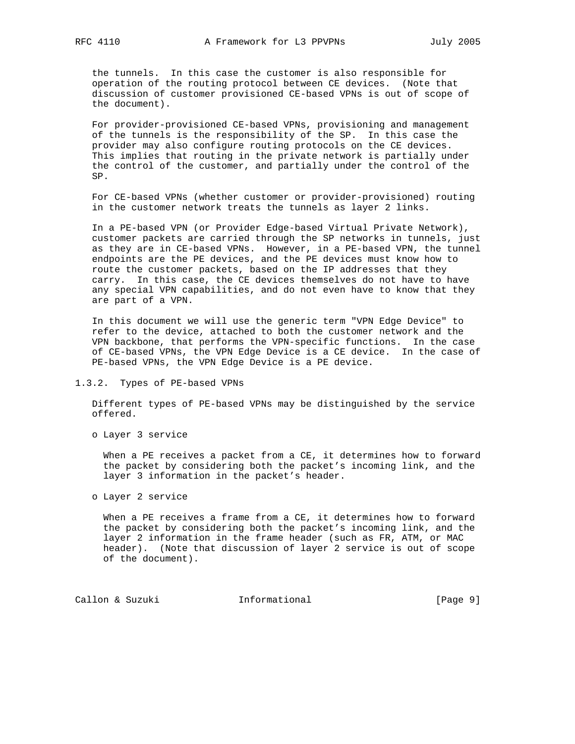the tunnels. In this case the customer is also responsible for operation of the routing protocol between CE devices. (Note that discussion of customer provisioned CE-based VPNs is out of scope of the document).

For provider-provisioned CE-based VPNs, provisioning and management of the tunnels is the responsibility of the SP. In this case the provider may also configure routing protocols on the CE devices. This implies that routing in the private network is partially under the control of the customer, and partially under the control of the SP.

For CE-based VPNs (whether customer or provider-provisioned) routing in the customer network treats the tunnels as layer 2 links.

In a PE-based VPN (or Provider Edge-based Virtual Private Network), customer packets are carried through the SP networks in tunnels, just as they are in CE-based VPNs. However, in a PE-based VPN, the tunnel endpoints are the PE devices, and the PE devices must know how to route the customer packets, based on the IP addresses that they carry. In this case, the CE devices themselves do not have to have any special VPN capabilities, and do not even have to know that they are part of a VPN.

In this document we will use the generic term "VPN Edge Device" to refer to the device, attached to both the customer network and the VPN backbone, that performs the VPN-specific functions. In the case of CE-based VPNs, the VPN Edge Device is a CE device. In the case of PE-based VPNs, the VPN Edge Device is a PE device.

### 1.3.2. Types of PE-based VPNs

Different types of PE-based VPNs may be distinguished by the service offered.

- Layer 3 service

  When a PE receives a packet from a CE, it determines how to forward the packet by considering both the packet's incoming link, and the layer 3 information in the packet's header.

- Layer 2 service

  When a PE receives a frame from a CE, it determines how to forward the packet by considering both the packet's incoming link, and the layer 2 information in the frame header (such as FR, ATM, or MAC header). (Note that discussion of layer 2 service is out of scope of the document).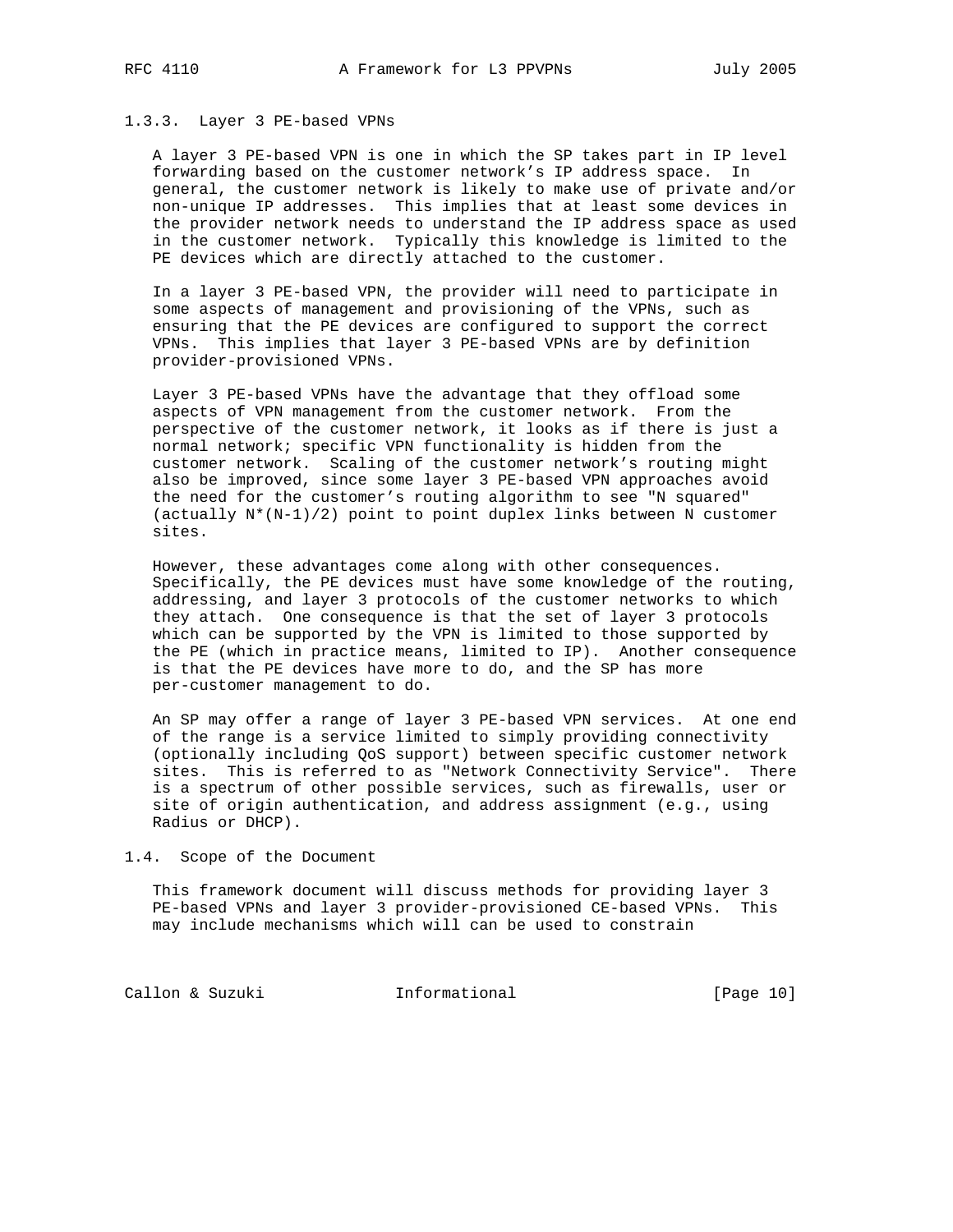### 1.3.3. Layer 3 PE-based VPNs

A layer 3 PE-based VPN is one in which the SP takes part in IP level forwarding based on the customer network's IP address space. In general, the customer network is likely to make use of private and/or non-unique IP addresses. This implies that at least some devices in the provider network needs to understand the IP address space as used in the customer network. Typically this knowledge is limited to the PE devices which are directly attached to the customer.

In a layer 3 PE-based VPN, the provider will need to participate in some aspects of management and provisioning of the VPNs, such as ensuring that the PE devices are configured to support the correct VPNs. This implies that layer 3 PE-based VPNs are by definition provider-provisioned VPNs.

Layer 3 PE-based VPNs have the advantage that they offload some aspects of VPN management from the customer network. From the perspective of the customer network, it looks as if there is just a normal network; specific VPN functionality is hidden from the customer network. Scaling of the customer network's routing might also be improved, since some layer 3 PE-based VPN approaches avoid the need for the customer's routing algorithm to see "N squared" (actually $N*(N-1)/2$) point to point duplex links between N customer sites.

However, these advantages come along with other consequences. Specifically, the PE devices must have some knowledge of the routing, addressing, and layer 3 protocols of the customer networks to which they attach. One consequence is that the set of layer 3 protocols which can be supported by the VPN is limited to those supported by the PE (which in practice means, limited to IP). Another consequence is that the PE devices have more to do, and the SP has more per-customer management to do.

An SP may offer a range of layer 3 PE-based VPN services. At one end of the range is a service limited to simply providing connectivity (optionally including QoS support) between specific customer network sites. This is referred to as "Network Connectivity Service". There is a spectrum of other possible services, such as firewalls, user or site of origin authentication, and address assignment (e.g., using Radius or DHCP).

## 1.4. Scope of the Document

This framework document will discuss methods for providing layer 3 PE-based VPNs and layer 3 provider-provisioned CE-based VPNs. This may include mechanisms which will can be used to constrain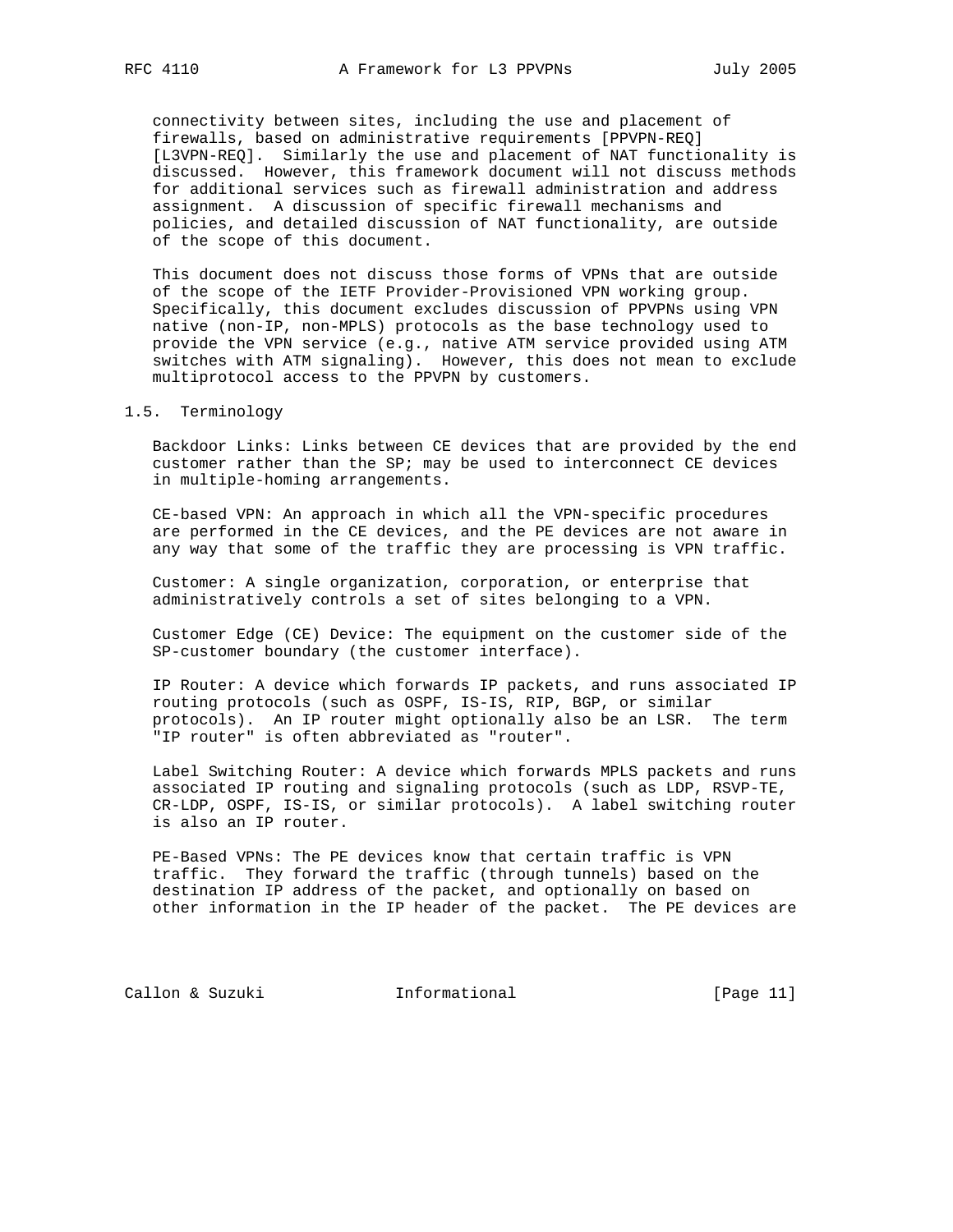connectivity between sites, including the use and placement of firewalls, based on administrative requirements [PPVPN-REQ] [L3VPN-REQ]. Similarly the use and placement of NAT functionality is discussed. However, this framework document will not discuss methods for additional services such as firewall administration and address assignment. A discussion of specific firewall mechanisms and policies, and detailed discussion of NAT functionality, are outside of the scope of this document.

This document does not discuss those forms of VPNs that are outside of the scope of the IETF Provider-Provisioned VPN working group. Specifically, this document excludes discussion of PPVPNs using VPN native (non-IP, non-MPLS) protocols as the base technology used to provide the VPN service (e.g., native ATM service provided using ATM switches with ATM signaling). However, this does not mean to exclude multiprotocol access to the PPVPN by customers.

## 1.5. Terminology

Backdoor Links: Links between CE devices that are provided by the end customer rather than the SP; may be used to interconnect CE devices in multiple-homing arrangements.

CE-based VPN: An approach in which all the VPN-specific procedures are performed in the CE devices, and the PE devices are not aware in any way that some of the traffic they are processing is VPN traffic.

Customer: A single organization, corporation, or enterprise that administratively controls a set of sites belonging to a VPN.

Customer Edge (CE) Device: The equipment on the customer side of the SP-customer boundary (the customer interface).

IP Router: A device which forwards IP packets, and runs associated IP routing protocols (such as OSPF, IS-IS, RIP, BGP, or similar protocols). An IP router might optionally also be an LSR. The term "IP router" is often abbreviated as "router".

Label Switching Router: A device which forwards MPLS packets and runs associated IP routing and signaling protocols (such as LDP, RSVP-TE, CR-LDP, OSPF, IS-IS, or similar protocols). A label switching router is also an IP router.

PE-Based VPNs: The PE devices know that certain traffic is VPN traffic. They forward the traffic (through tunnels) based on the destination IP address of the packet, and optionally on based on other information in the IP header of the packet. The PE devices are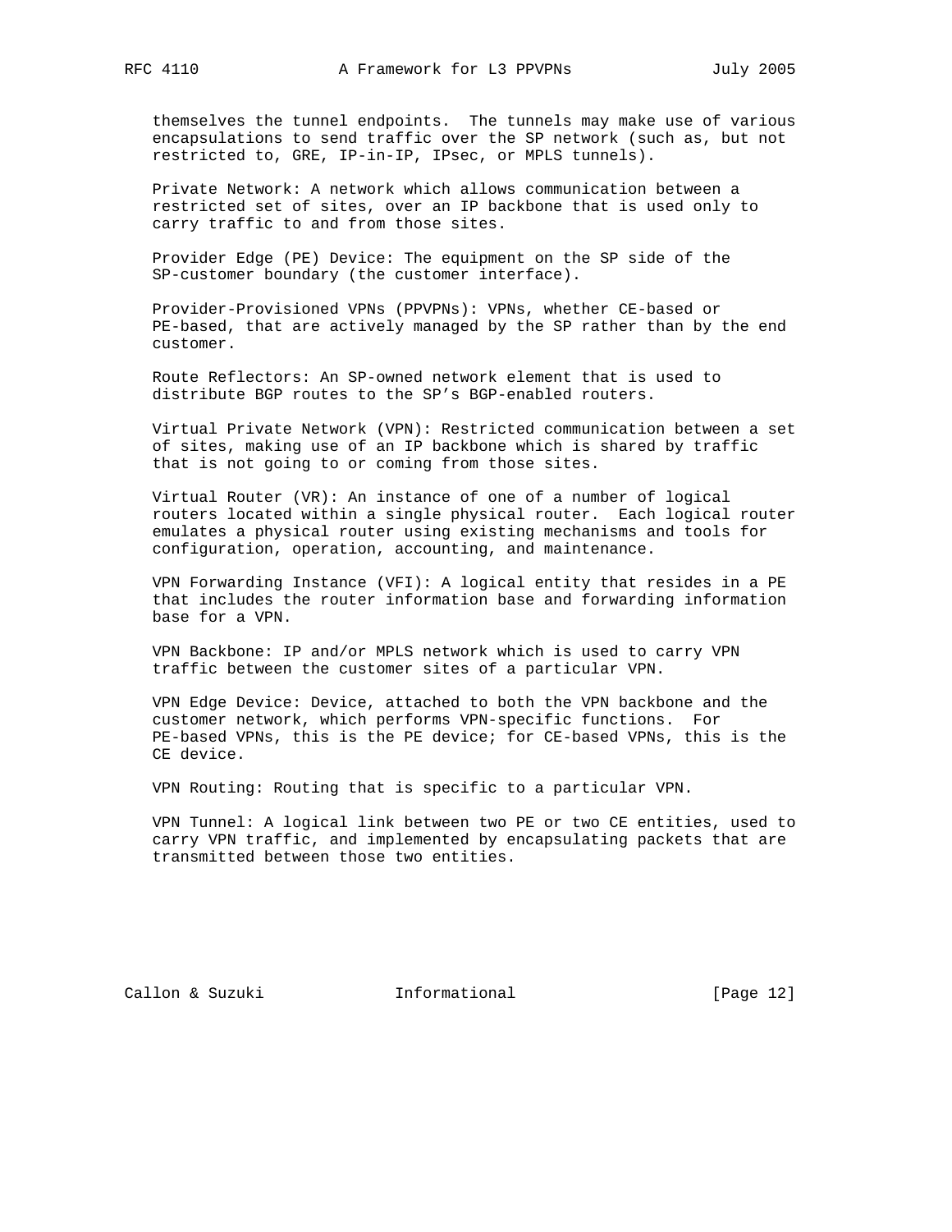themselves the tunnel endpoints. The tunnels may make use of various encapsulations to send traffic over the SP network (such as, but not restricted to, GRE, IP-in-IP, IPsec, or MPLS tunnels).

Private Network: A network which allows communication between a restricted set of sites, over an IP backbone that is used only to carry traffic to and from those sites.

Provider Edge (PE) Device: The equipment on the SP side of the SP-customer boundary (the customer interface).

Provider-Provisioned VPNs (PPVPNs): VPNs, whether CE-based or PE-based, that are actively managed by the SP rather than by the end customer.

Route Reflectors: An SP-owned network element that is used to distribute BGP routes to the SP's BGP-enabled routers.

Virtual Private Network (VPN): Restricted communication between a set of sites, making use of an IP backbone which is shared by traffic that is not going to or coming from those sites.

Virtual Router (VR): An instance of one of a number of logical routers located within a single physical router. Each logical router emulates a physical router using existing mechanisms and tools for configuration, operation, accounting, and maintenance.

VPN Forwarding Instance (VFI): A logical entity that resides in a PE that includes the router information base and forwarding information base for a VPN.

VPN Backbone: IP and/or MPLS network which is used to carry VPN traffic between the customer sites of a particular VPN.

VPN Edge Device: Device, attached to both the VPN backbone and the customer network, which performs VPN-specific functions. For PE-based VPNs, this is the PE device; for CE-based VPNs, this is the CE device.

VPN Routing: Routing that is specific to a particular VPN.

VPN Tunnel: A logical link between two PE or two CE entities, used to carry VPN traffic, and implemented by encapsulating packets that are transmitted between those two entities.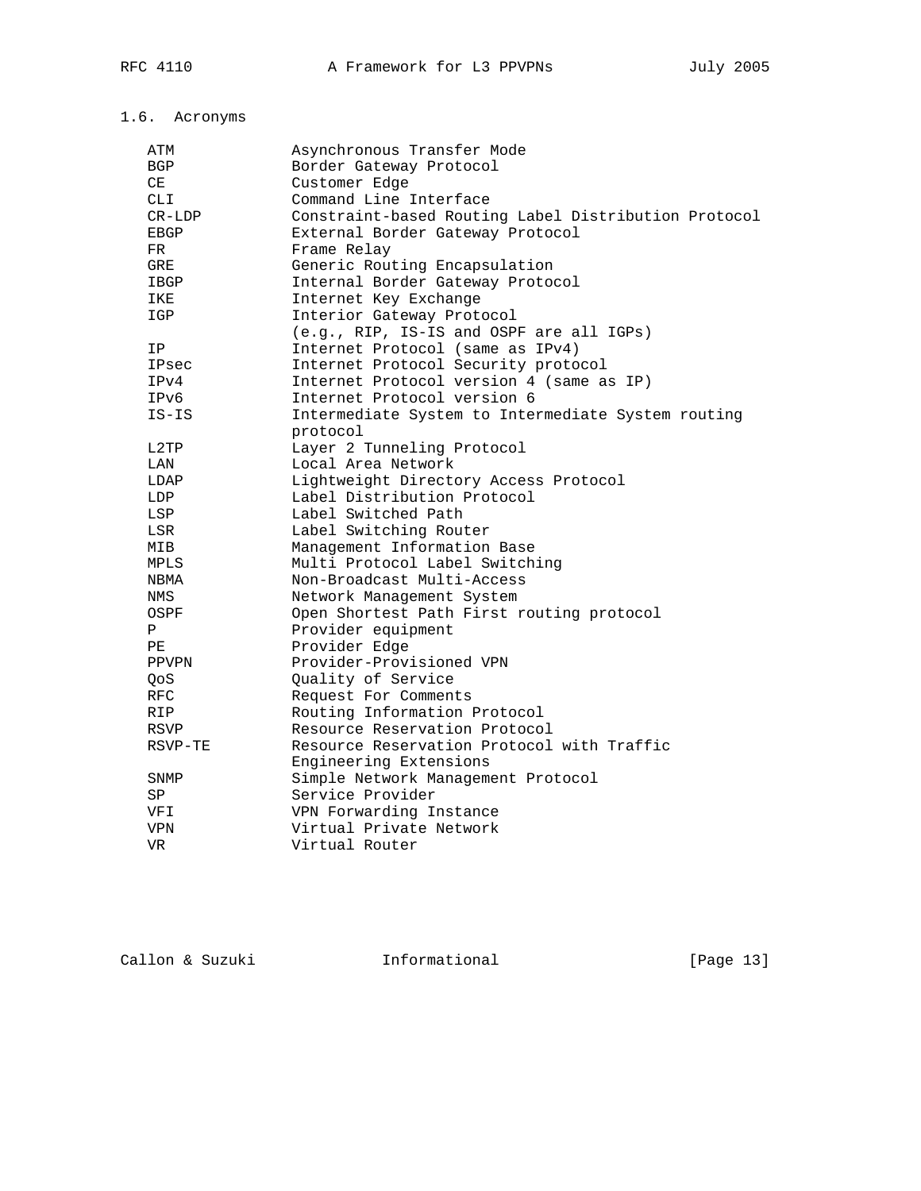### 1.6. Acronyms

| | |
|---|---|
| ATM | Asynchronous Transfer Mode |
| BGP | Border Gateway Protocol |
| CE | Customer Edge |
| CLI | Command Line Interface |
| CR-LDP | Constraint-based Routing Label Distribution Protocol |
| EBGP | External Border Gateway Protocol |
| FR | Frame Relay |
| GRE | Generic Routing Encapsulation |
| IBGP | Internal Border Gateway Protocol |
| IKE | Internet Key Exchange |
| IGP | Interior Gateway Protocol (e.g., RIP, IS-IS and OSPF are all IGPs) |
| IP | Internet Protocol (same as IPv4) |
| IPsec | Internet Protocol Security protocol |
| IPv4 | Internet Protocol version 4 (same as IP) |
| IPv6 | Internet Protocol version 6 |
| IS-IS | Intermediate System to Intermediate System routing protocol |
| L2TP | Layer 2 Tunneling Protocol |
| LAN | Local Area Network |
| LDAP | Lightweight Directory Access Protocol |
| LDP | Label Distribution Protocol |
| LSP | Label Switched Path |
| LSR | Label Switching Router |
| MIB | Management Information Base |
| MPLS | Multi Protocol Label Switching |
| NBMA | Non-Broadcast Multi-Access |
| NMS | Network Management System |
| OSPF | Open Shortest Path First routing protocol |
| P | Provider equipment |
| PE | Provider Edge |
| PPVPN | Provider-Provisioned VPN |
| QoS | Quality of Service |
| RFC | Request For Comments |
| RIP | Routing Information Protocol |
| RSVP | Resource Reservation Protocol |
| RSVP-TE | Resource Reservation Protocol with Traffic Engineering Extensions |
| SNMP | Simple Network Management Protocol |
| SP | Service Provider |
| VFI | VPN Forwarding Instance |
| VPN | Virtual Private Network |
| VR | Virtual Router |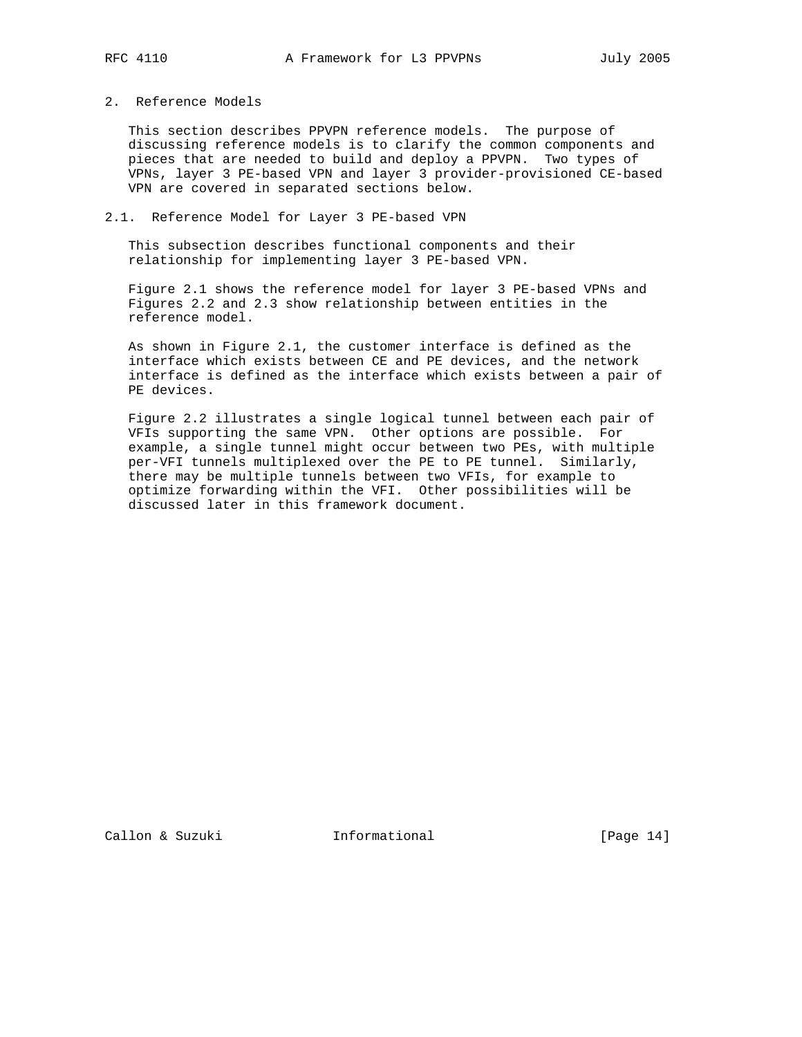## 2. Reference Models

This section describes PPVPN reference models. The purpose of discussing reference models is to clarify the common components and pieces that are needed to build and deploy a PPVPN. Two types of VPNs, layer 3 PE-based VPN and layer 3 provider-provisioned CE-based VPN are covered in separated sections below.

### 2.1. Reference Model for Layer 3 PE-based VPN

This subsection describes functional components and their relationship for implementing layer 3 PE-based VPN.

Figure 2.1 shows the reference model for layer 3 PE-based VPNs and Figures 2.2 and 2.3 show relationship between entities in the reference model.

As shown in Figure 2.1, the customer interface is defined as the interface which exists between CE and PE devices, and the network interface is defined as the interface which exists between a pair of PE devices.

Figure 2.2 illustrates a single logical tunnel between each pair of VFIs supporting the same VPN. Other options are possible. For example, a single tunnel might occur between two PEs, with multiple per-VFI tunnels multiplexed over the PE to PE tunnel. Similarly, there may be multiple tunnels between two VFIs, for example to optimize forwarding within the VFI. Other possibilities will be discussed later in this framework document.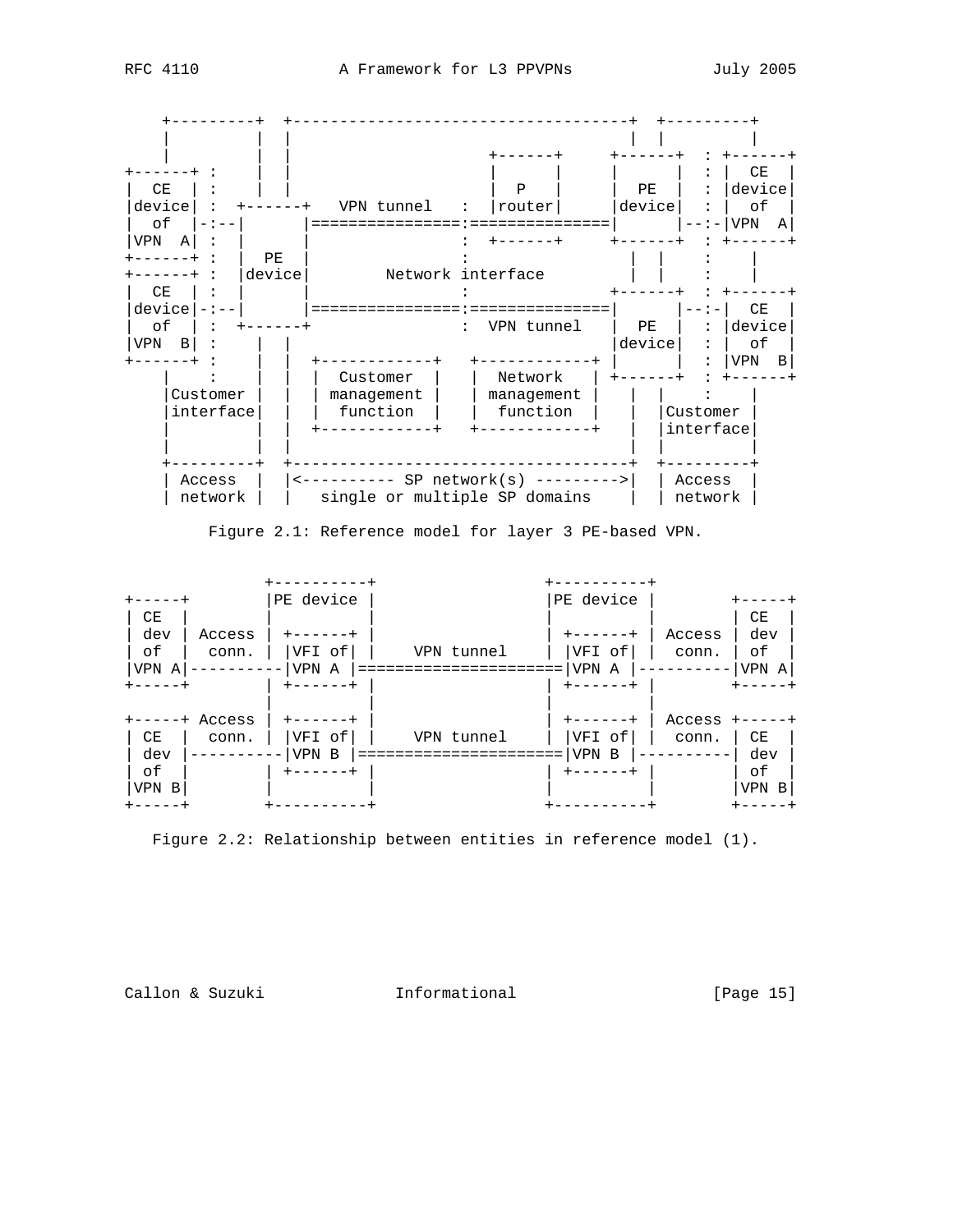```
    +---------+  +------------------------------------+  +---------+
    |         |  |                                    |  |         |
    |         |  |                 +------+     +------+  : +------+
+------+ :    |  |                 |      |     |      |  : |  CE  |
|  CE  | :    |  |                 |  P   |     |  PE  |  : |device|
|device| :  +------+   VPN tunnel   :  |router|     |device|  : |  of  |
|  of  |-:--|      |================:===============|      |--:-|VPN  A|
|VPN  A| :  |      |                :  +------+     +------+  : +------+
+------+ :  |  PE  |                :                 |  |    :    |
+------+ :  |device|        Network interface         |  |    :    |
|  CE  | :  |      |                :               +------+  : +------+
|device|-:--|      |================:===============|      |--:-|  CE  |
|  of  | :  +------+                :  VPN tunnel   |  PE  |  : |device|
|VPN  B| :    |  |                                  |device|  : |  of  |
+------+ :    |  |  +------------+   +------------+ |      |  : |VPN  B|
    |    :    |  |  |  Customer  |   |  Network   | +------+  : +------+
    |Customer |  |  | management |   | management |   |  |    :    |
    |interface|  |  |  function  |   |  function  |   |  |Customer |
    |         |  |  +------------+   +------------+   |  |interface|
    |         |  |                                    |  |         |
    +---------+  +------------------------------------+  +---------+
    | Access  |  |<---------- SP network(s) --------->|  | Access  |
    | network |  |   single or multiple SP domains    |  | network |
```

Figure 2.1: Reference model for layer 3 PE-based VPN.

```
               +----------+                  +----------+
+-----+        |PE device |                  |PE device |        +-----+
| CE  |        |          |                  |          |        | CE  |
| dev | Access | +------+ |                  | +------+ | Access | dev |
| of  |  conn. | |VFI of| |    VPN tunnel    | |VFI of| |  conn. | of  |
|VPN A|----------|VPN A |======================|VPN A |----------|VPN A|
+-----+        | +------+ |                  | +------+ |        +-----+
               |          |                  |          |
+-----+ Access | +------+ |                  | +------+ | Access +-----+
| CE  |  conn. | |VFI of| |    VPN tunnel    | |VFI of| |  conn. | CE  |
| dev |----------|VPN B |======================|VPN B |----------| dev |
| of  |        | +------+ |                  | +------+ |        | of  |
|VPN B|        |          |                  |          |        |VPN B|
+-----+        +----------+                  +----------+        +-----+
```

Figure 2.2: Relationship between entities in reference model (1).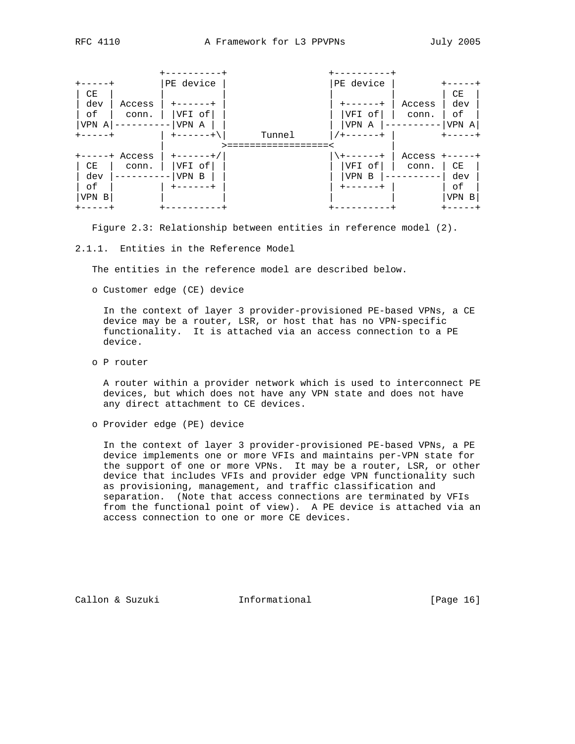```
               +----------+                      +----------+
+-----+        |PE device |                      |PE device |        +-----+
| CE  |        |          |                      |          |        | CE  |
| dev | Access | +------+ |                      | +------+ | Access | dev |
| of  |  conn. | |VFI of| |                      | |VFI of| |  conn. | of  |
|VPN A|----------|VPN A | |                      | |VPN A |----------|VPN A|
+-----+        | +------+\|       Tunnel         |/+------+ |        +-----+
               |          >==================<          |
+-----+ Access | +------+/|                      |\+------+ | Access +-----+
| CE  |  conn. | |VFI of| |                      | |VFI of| |  conn. | CE  |
| dev |----------|VPN B | |                      | |VPN B |----------| dev |
| of  |        | +------+ |                      | +------+ |        | of  |
|VPN B|        |          |                      |          |        |VPN B|
+-----+        +----------+                      +----------+        +-----+
```

Figure 2.3: Relationship between entities in reference model (2).

### 2.1.1. Entities in the Reference Model

The entities in the reference model are described below.

- Customer edge (CE) device

  In the context of layer 3 provider-provisioned PE-based VPNs, a CE device may be a router, LSR, or host that has no VPN-specific functionality. It is attached via an access connection to a PE device.

- P router

  A router within a provider network which is used to interconnect PE devices, but which does not have any VPN state and does not have any direct attachment to CE devices.

- Provider edge (PE) device

  In the context of layer 3 provider-provisioned PE-based VPNs, a PE device implements one or more VFIs and maintains per-VPN state for the support of one or more VPNs. It may be a router, LSR, or other device that includes VFIs and provider edge VPN functionality such as provisioning, management, and traffic classification and separation. (Note that access connections are terminated by VFIs from the functional point of view). A PE device is attached via an access connection to one or more CE devices.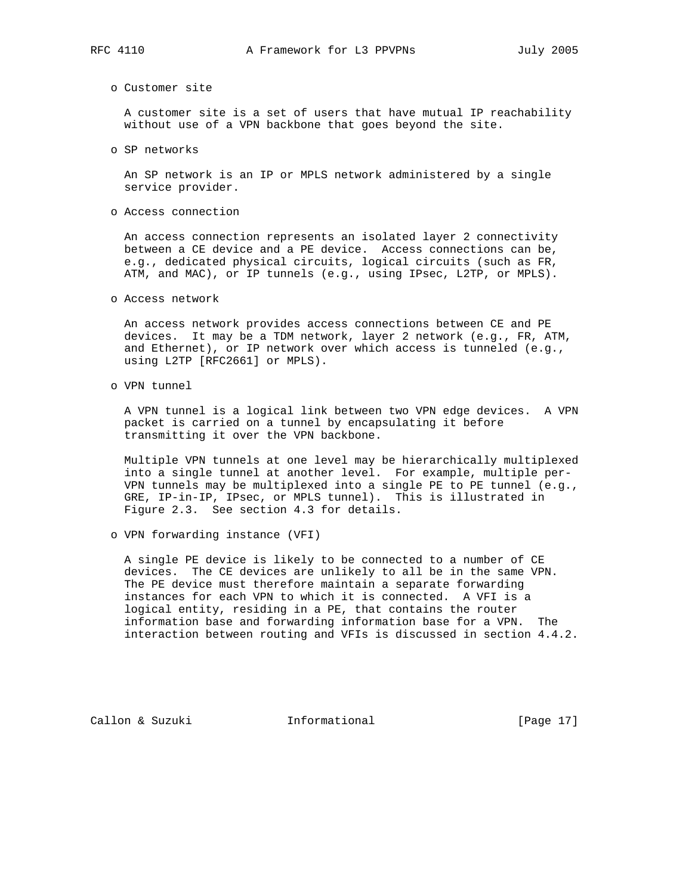- Customer site

  A customer site is a set of users that have mutual IP reachability without use of a VPN backbone that goes beyond the site.

- SP networks

  An SP network is an IP or MPLS network administered by a single service provider.

- Access connection

  An access connection represents an isolated layer 2 connectivity between a CE device and a PE device. Access connections can be, e.g., dedicated physical circuits, logical circuits (such as FR, ATM, and MAC), or IP tunnels (e.g., using IPsec, L2TP, or MPLS).

- Access network

  An access network provides access connections between CE and PE devices. It may be a TDM network, layer 2 network (e.g., FR, ATM, and Ethernet), or IP network over which access is tunneled (e.g., using L2TP [RFC2661] or MPLS).

- VPN tunnel

  A VPN tunnel is a logical link between two VPN edge devices. A VPN packet is carried on a tunnel by encapsulating it before transmitting it over the VPN backbone.

  Multiple VPN tunnels at one level may be hierarchically multiplexed into a single tunnel at another level. For example, multiple per-VPN tunnels may be multiplexed into a single PE to PE tunnel (e.g., GRE, IP-in-IP, IPsec, or MPLS tunnel). This is illustrated in Figure 2.3. See section 4.3 for details.

- VPN forwarding instance (VFI)

  A single PE device is likely to be connected to a number of CE devices. The CE devices are unlikely to all be in the same VPN. The PE device must therefore maintain a separate forwarding instances for each VPN to which it is connected. A VFI is a logical entity, residing in a PE, that contains the router information base and forwarding information base for a VPN. The interaction between routing and VFIs is discussed in section 4.4.2.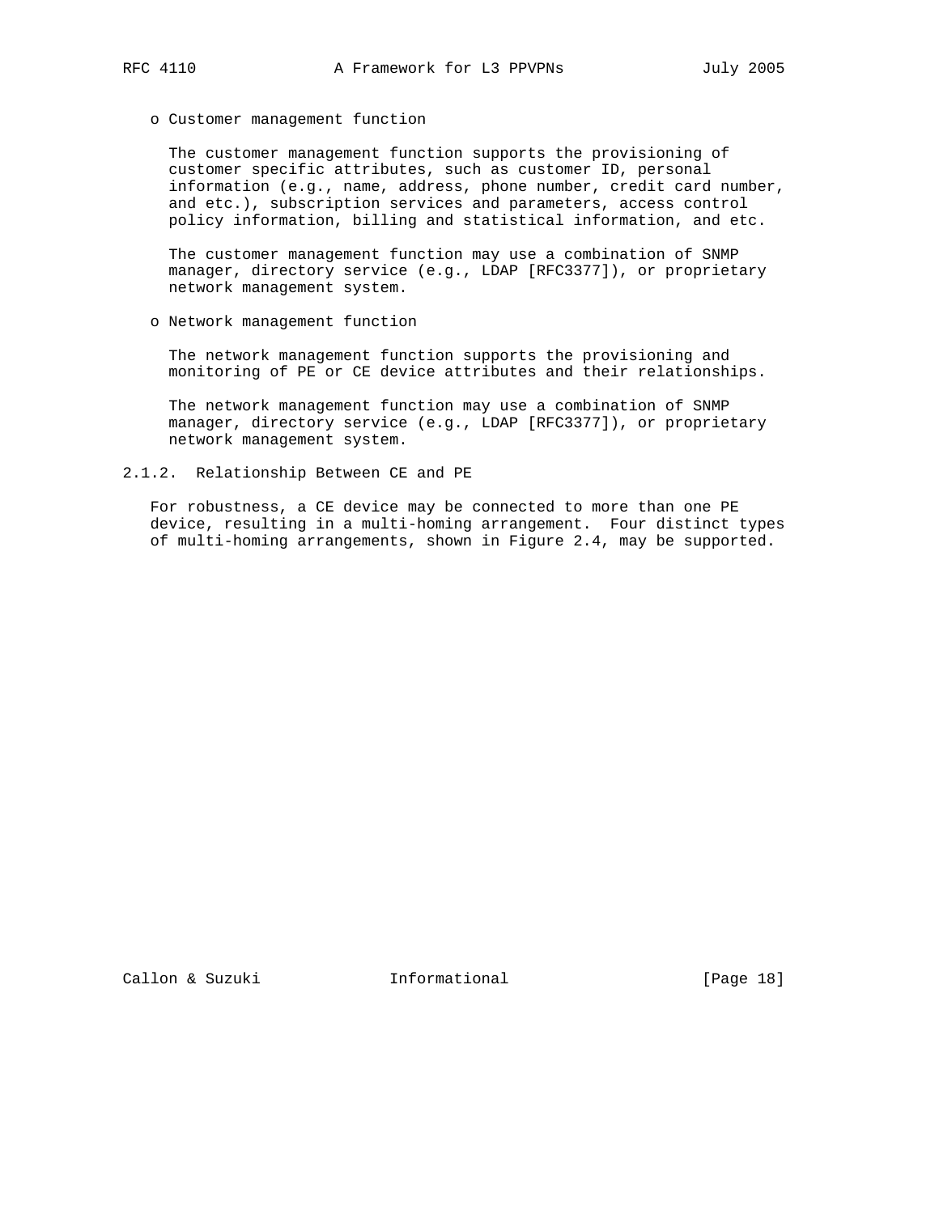- Customer management function

  The customer management function supports the provisioning of customer specific attributes, such as customer ID, personal information (e.g., name, address, phone number, credit card number, and etc.), subscription services and parameters, access control policy information, billing and statistical information, and etc.

  The customer management function may use a combination of SNMP manager, directory service (e.g., LDAP [RFC3377]), or proprietary network management system.

- Network management function

  The network management function supports the provisioning and monitoring of PE or CE device attributes and their relationships.

  The network management function may use a combination of SNMP manager, directory service (e.g., LDAP [RFC3377]), or proprietary network management system.

#### 2.1.2. Relationship Between CE and PE

For robustness, a CE device may be connected to more than one PE device, resulting in a multi-homing arrangement. Four distinct types of multi-homing arrangements, shown in Figure 2.4, may be supported.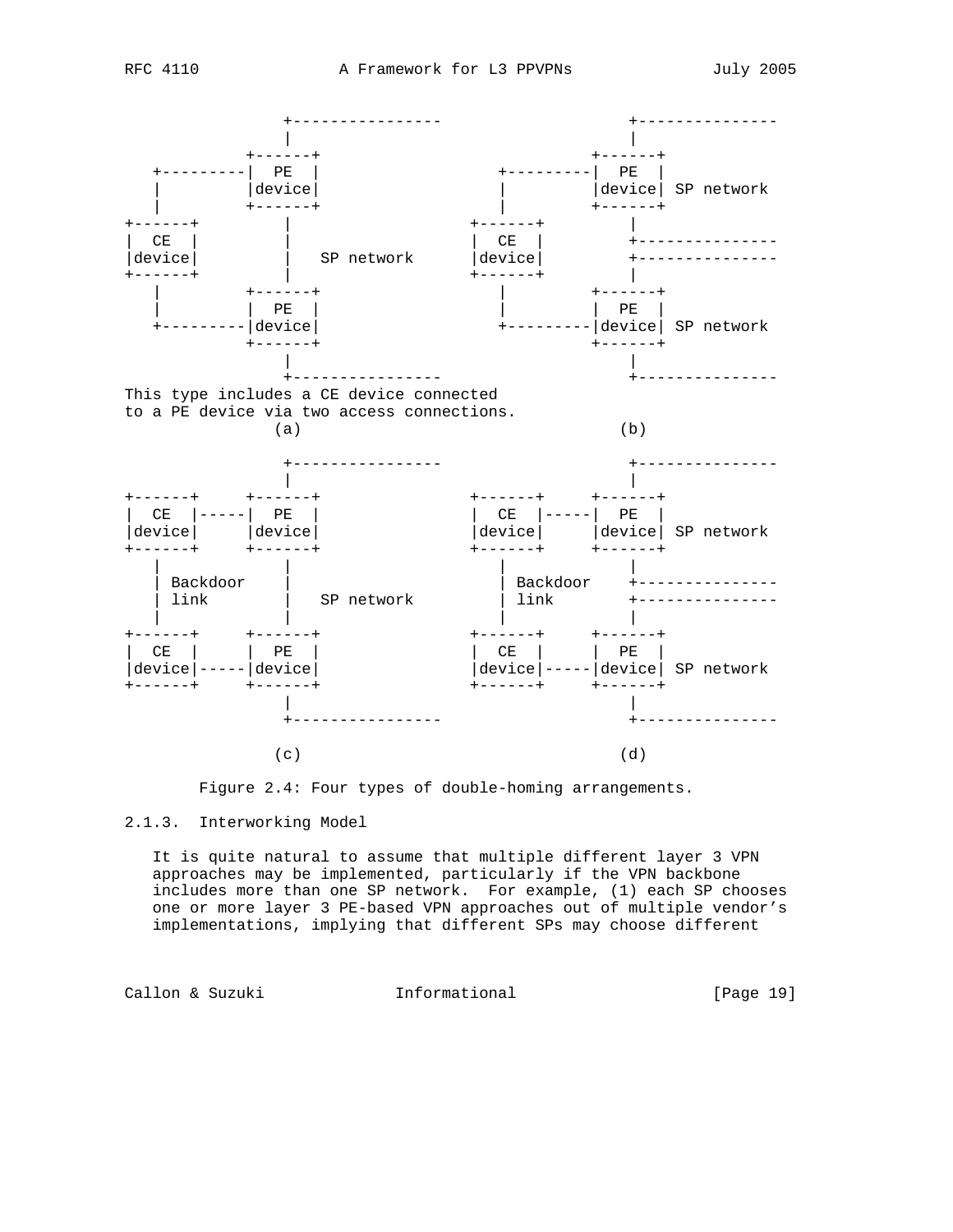```
                +----------------                  +---------------
                |                                  |
            +------+                           +------+
   +--------|  PE  |                  +--------|  PE  |
   |        |device|                  |        |device| SP network
   |        +------+                  |        +------+
+------+        |                  +------+        |
|  CE  |        |                  |  CE  |        +---------------
|device|        |   SP network     |device|        +---------------
+------+        |                  +------+        |
   |        +------+                  |        +------+
   |        |  PE  |                  |        |  PE  |
   +--------|device|                  +--------|device| SP network
            +------+                           +------+
                |                                  |
                +----------------                  +---------------
This type includes a CE device connected
to a PE device via two access connections.
               (a)                                 (b)

                +----------------                  +---------------
                |                                  |
+------+    +------+               +------+    +------+
|  CE  |----|  PE  |               |  CE  |----|  PE  |
|device|    |device|               |device|    |device| SP network
+------+    +------+               +------+    +------+
   |            |                     |            |
   | Backdoor   |                     | Backdoor   +---------------
   | link       |   SP network        | link       +---------------
   |            |                     |            |
+------+    +------+               +------+    +------+
|  CE  |    |  PE  |               |  CE  |    |  PE  |
|device|----|device|               |device|----|device| SP network
+------+    +------+               +------+    +------+
                |                                  |
                +----------------                  +---------------

               (c)                                 (d)
```

Figure 2.4: Four types of double-homing arrangements.

### 2.1.3. Interworking Model

It is quite natural to assume that multiple different layer 3 VPN approaches may be implemented, particularly if the VPN backbone includes more than one SP network. For example, (1) each SP chooses one or more layer 3 PE-based VPN approaches out of multiple vendor's implementations, implying that different SPs may choose different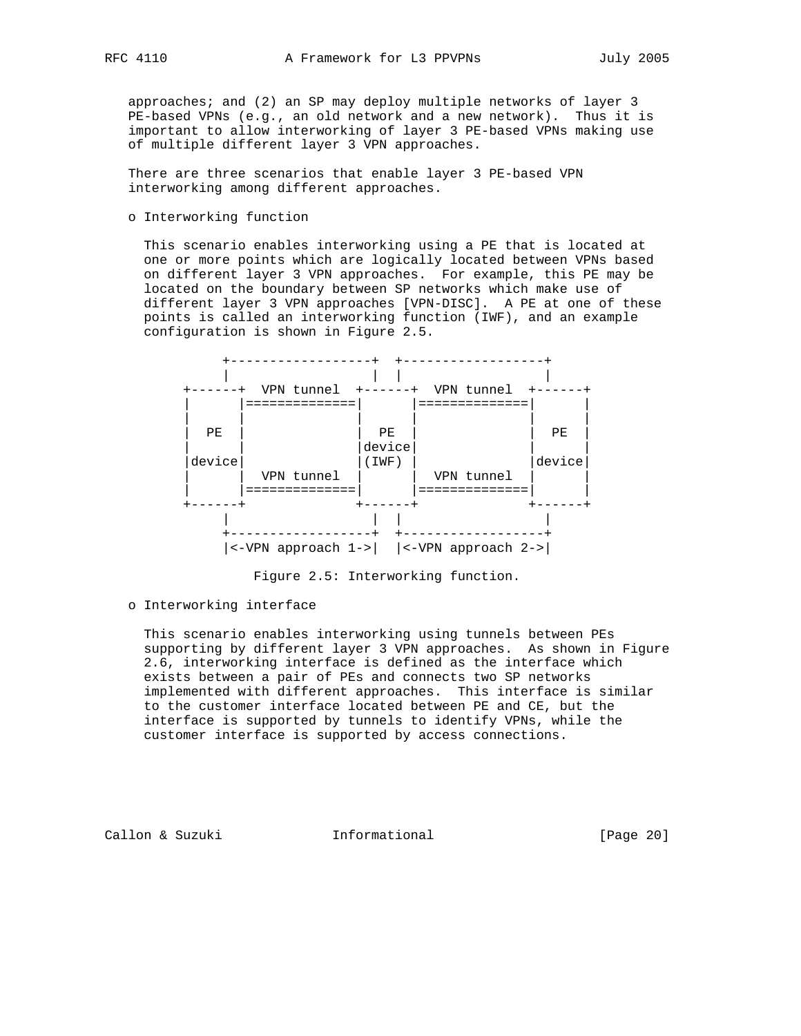approaches; and (2) an SP may deploy multiple networks of layer 3 PE-based VPNs (e.g., an old network and a new network). Thus it is important to allow interworking of layer 3 PE-based VPNs making use of multiple different layer 3 VPN approaches.

There are three scenarios that enable layer 3 PE-based VPN interworking among different approaches.

- Interworking function

  This scenario enables interworking using a PE that is located at one or more points which are logically located between VPNs based on different layer 3 VPN approaches. For example, this PE may be located on the boundary between SP networks which make use of different layer 3 VPN approaches [VPN-DISC]. A PE at one of these points is called an interworking function (IWF), and an example configuration is shown in Figure 2.5.

```
        +------------------+  +------------------+
        |                  |  |                  |
   +------+  VPN tunnel  +------+  VPN tunnel  +------+
   |      |==============|      |==============|      |
   |      |              |      |              |      |
   |  PE  |              |  PE  |              |  PE  |
   |      |              |device|              |      |
   |device|              |(IWF) |              |device|
   |      |  VPN tunnel  |      |  VPN tunnel  |      |
   |      |==============|      |==============|      |
   +------+              +------+              +------+
        |                  |  |                  |
        +------------------+  +------------------+
        |<-VPN approach 1->|  |<-VPN approach 2->|
```

  Figure 2.5: Interworking function.

- Interworking interface

  This scenario enables interworking using tunnels between PEs supporting by different layer 3 VPN approaches. As shown in Figure 2.6, interworking interface is defined as the interface which exists between a pair of PEs and connects two SP networks implemented with different approaches. This interface is similar to the customer interface located between PE and CE, but the interface is supported by tunnels to identify VPNs, while the customer interface is supported by access connections.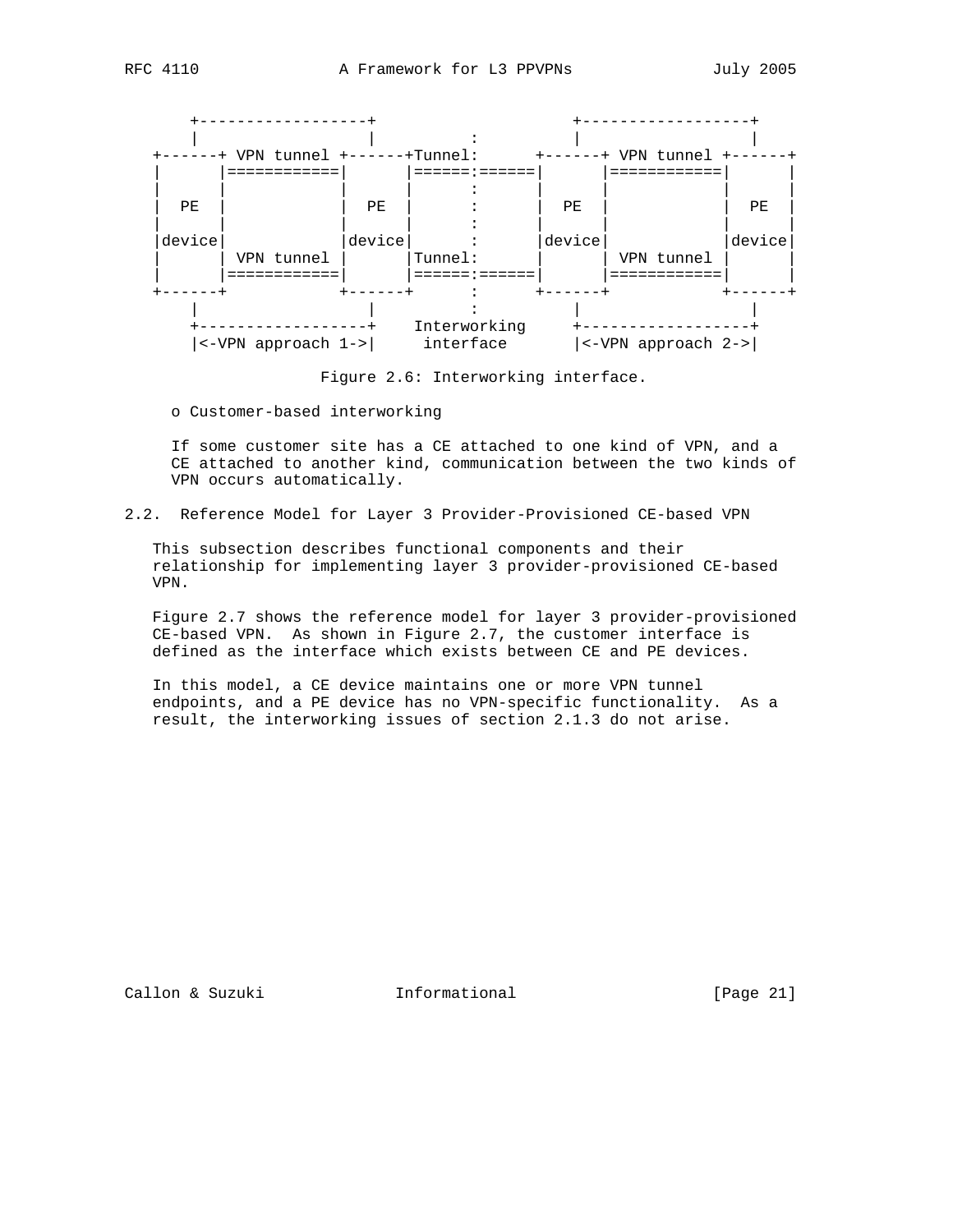```
     +------------------+                    +------------------+
     |                  |         :          |                  |
  +------+ VPN tunnel +------+Tunnel:      +------+ VPN tunnel +------+
  |      |============|      |======:======|      |============|      |
  |      |            |      |      :      |      |            |      |
  |  PE  |            |  PE  |      :      |  PE  |            |  PE  |
  |      |            |      |      :      |      |            |      |
  |device|            |device|      :      |device|            |device|
  |      | VPN tunnel |      |Tunnel:      |      | VPN tunnel |      |
  |      |============|      |======:======|      |============|      |
  +------+            +------+      :      +------+            +------+
     |                  |           :            |                  |
     +------------------+    Interworking     +------------------+
     |<-VPN approach 1->|     interface       |<-VPN approach 2->|
```

Figure 2.6: Interworking interface.

o Customer-based interworking

If some customer site has a CE attached to one kind of VPN, and a CE attached to another kind, communication between the two kinds of VPN occurs automatically.

## 2.2. Reference Model for Layer 3 Provider-Provisioned CE-based VPN

This subsection describes functional components and their relationship for implementing layer 3 provider-provisioned CE-based VPN.

Figure 2.7 shows the reference model for layer 3 provider-provisioned CE-based VPN. As shown in Figure 2.7, the customer interface is defined as the interface which exists between CE and PE devices.

In this model, a CE device maintains one or more VPN tunnel endpoints, and a PE device has no VPN-specific functionality. As a result, the interworking issues of section 2.1.3 do not arise.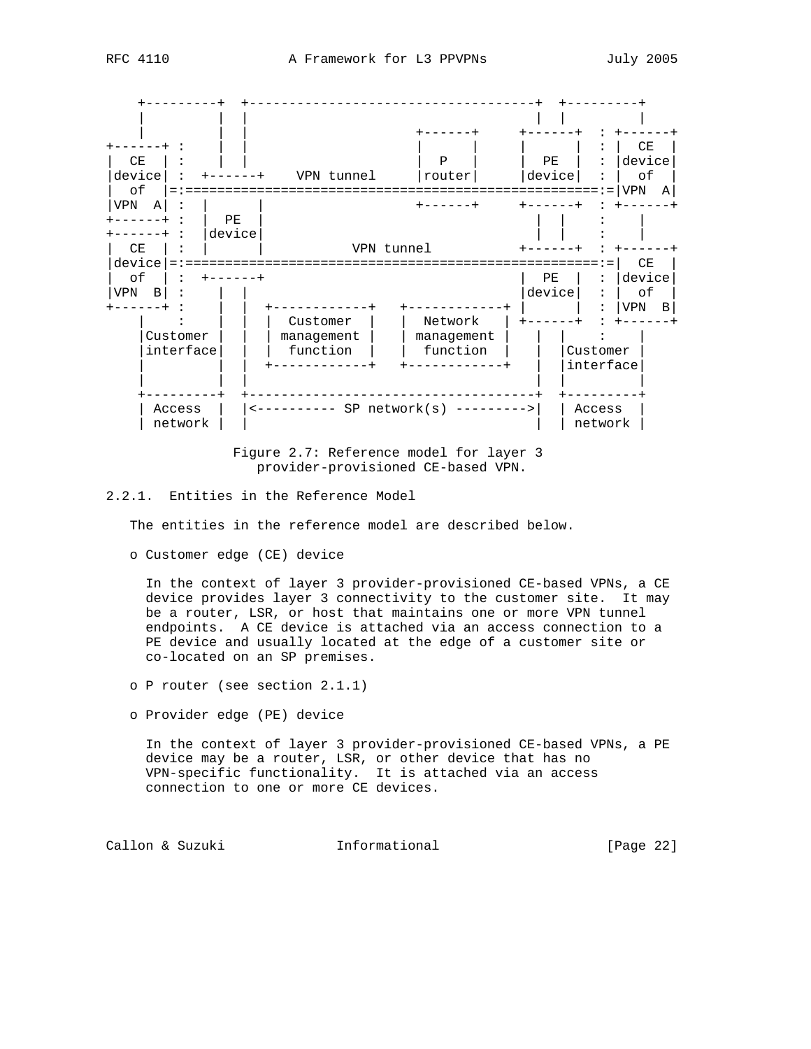```
    +---------+  +------------------------------------+  +---------+
    |         |  |                                    |  |         |
    |         |  |                  +------+     +------+  : +------+
+------+ :    |  |                  |      |     |      |  : |  CE  |
|  CE  | :    |  |                  |  P   |     |  PE  |  : |device|
|device| :  +------+    VPN tunnel  |router|     |device|  : |  of  |
|  of  |=:====================================================:=|VPN  A|
|VPN  A| :  |      |                +------+     +------+  : +------+
+------+ :  |  PE  |                                |  |    :    |
+------+ :  |device|                                |  |    :    |
|  CE  | :  |      |         VPN tunnel          +------+  : +------+
|device|=:====================================================:=|  CE  |
|  of  | :  +------+                             |  PE  |  : |device|
|VPN  B| :    |  |                               |device|  : |  of  |
+------+ :    |  |  +------------+   +------------+ |      |  : |VPN  B|
    |    :    |  |  |  Customer  |   |  Network   | +------+  : +------+
    |Customer |  |  | management |   | management |  |  |     :    |
    |interface|  |  |  function  |   |  function  |  |  |Customer |
    |         |  |  +------------+   +------------+  |  |interface|
    |         |  |                                    |  |         |
    +---------+  +------------------------------------+  +---------+
    | Access  |  |<---------- SP network(s) --------->|  | Access  |
    | network |  |                                    |  | network |
```

Figure 2.7: Reference model for layer 3 provider-provisioned CE-based VPN.

### 2.2.1. Entities in the Reference Model

The entities in the reference model are described below.

- Customer edge (CE) device

  In the context of layer 3 provider-provisioned CE-based VPNs, a CE device provides layer 3 connectivity to the customer site. It may be a router, LSR, or host that maintains one or more VPN tunnel endpoints. A CE device is attached via an access connection to a PE device and usually located at the edge of a customer site or co-located on an SP premises.

- P router (see section 2.1.1)

- Provider edge (PE) device

  In the context of layer 3 provider-provisioned CE-based VPNs, a PE device may be a router, LSR, or other device that has no VPN-specific functionality. It is attached via an access connection to one or more CE devices.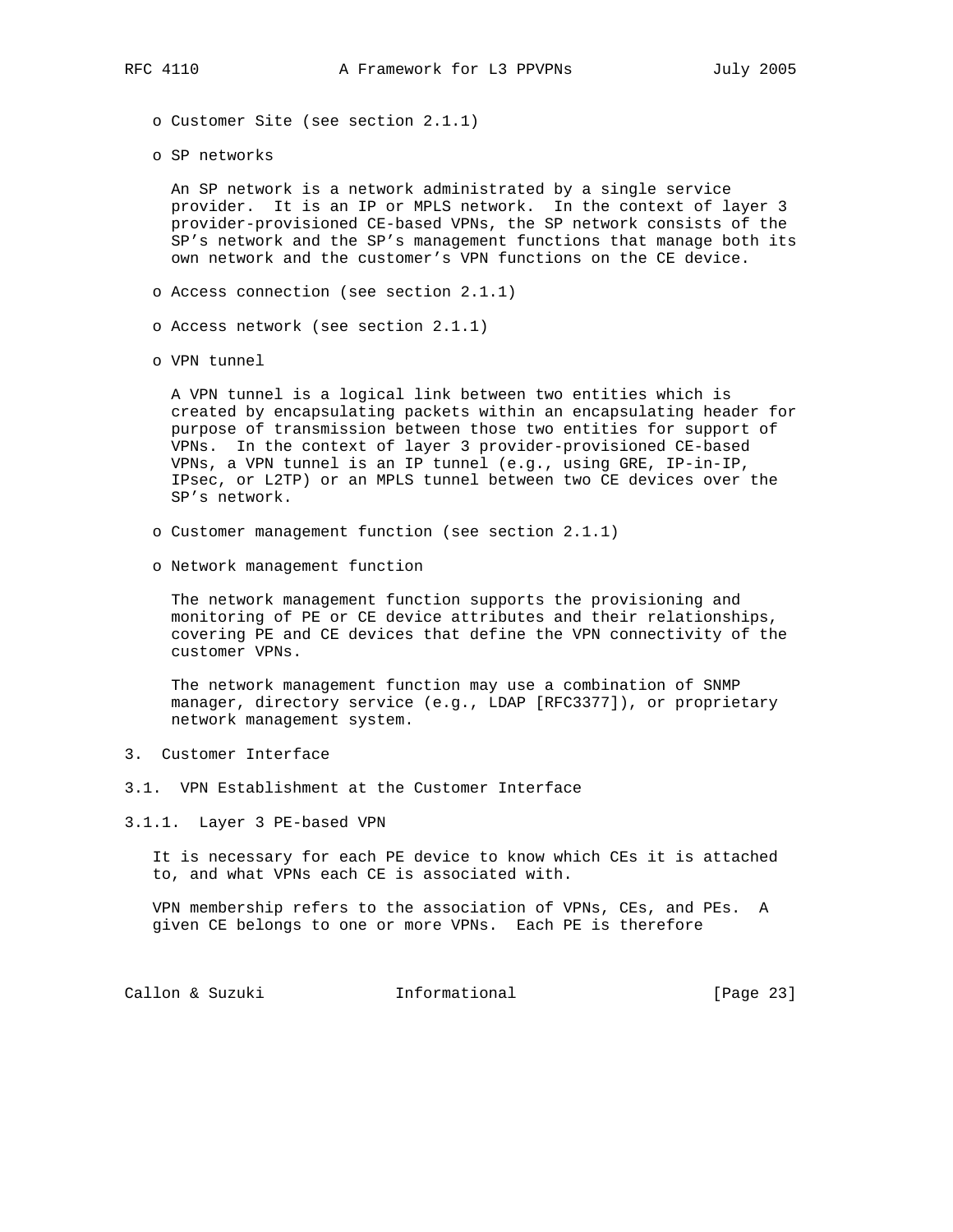- Customer Site (see section 2.1.1)

- SP networks

  An SP network is a network administrated by a single service provider. It is an IP or MPLS network. In the context of layer 3 provider-provisioned CE-based VPNs, the SP network consists of the SP's network and the SP's management functions that manage both its own network and the customer's VPN functions on the CE device.

- Access connection (see section 2.1.1)

- Access network (see section 2.1.1)

- VPN tunnel

  A VPN tunnel is a logical link between two entities which is created by encapsulating packets within an encapsulating header for purpose of transmission between those two entities for support of VPNs. In the context of layer 3 provider-provisioned CE-based VPNs, a VPN tunnel is an IP tunnel (e.g., using GRE, IP-in-IP, IPsec, or L2TP) or an MPLS tunnel between two CE devices over the SP's network.

- Customer management function (see section 2.1.1)

- Network management function

  The network management function supports the provisioning and monitoring of PE or CE device attributes and their relationships, covering PE and CE devices that define the VPN connectivity of the customer VPNs.

  The network management function may use a combination of SNMP manager, directory service (e.g., LDAP [RFC3377]), or proprietary network management system.

# 3. Customer Interface

## 3.1. VPN Establishment at the Customer Interface

### 3.1.1. Layer 3 PE-based VPN

It is necessary for each PE device to know which CEs it is attached to, and what VPNs each CE is associated with.

VPN membership refers to the association of VPNs, CEs, and PEs. A given CE belongs to one or more VPNs. Each PE is therefore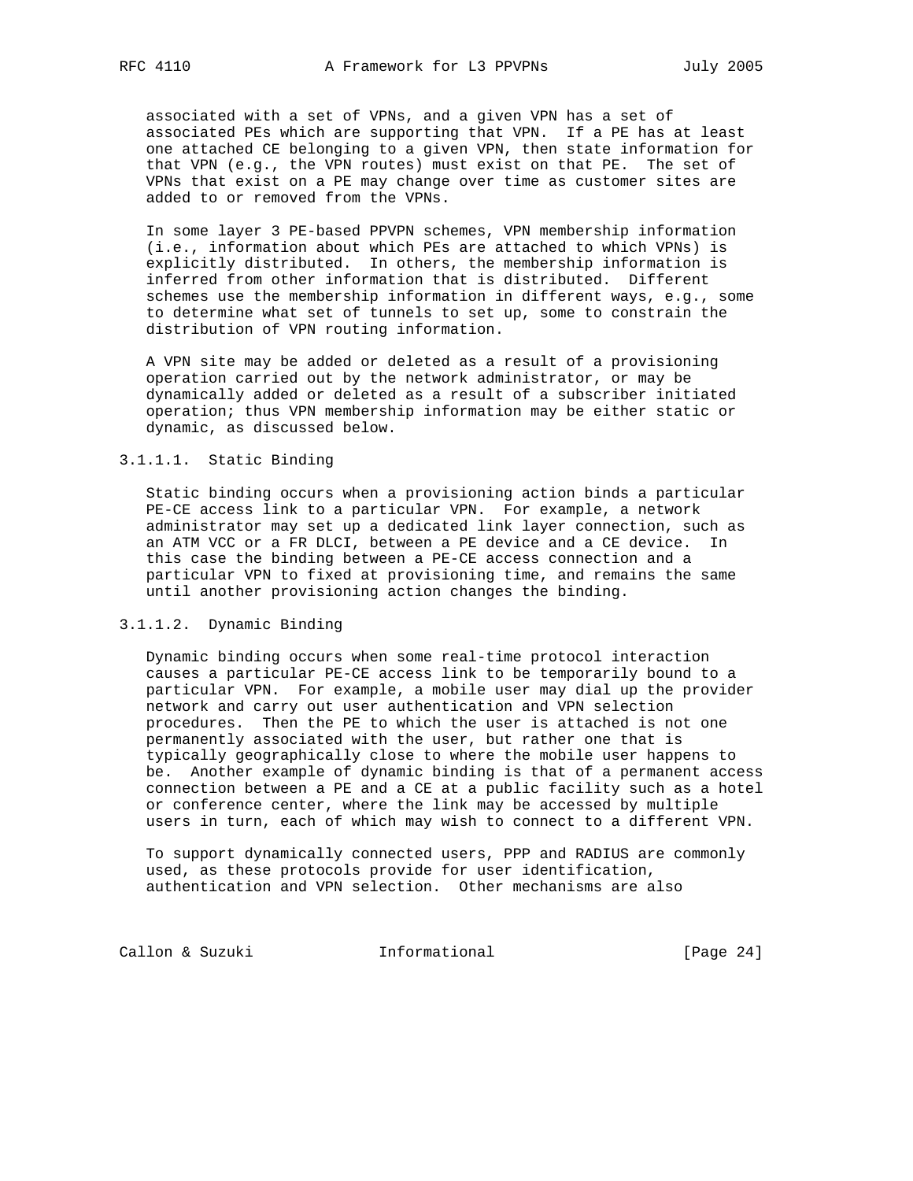associated with a set of VPNs, and a given VPN has a set of associated PEs which are supporting that VPN. If a PE has at least one attached CE belonging to a given VPN, then state information for that VPN (e.g., the VPN routes) must exist on that PE. The set of VPNs that exist on a PE may change over time as customer sites are added to or removed from the VPNs.

In some layer 3 PE-based PPVPN schemes, VPN membership information (i.e., information about which PEs are attached to which VPNs) is explicitly distributed. In others, the membership information is inferred from other information that is distributed. Different schemes use the membership information in different ways, e.g., some to determine what set of tunnels to set up, some to constrain the distribution of VPN routing information.

A VPN site may be added or deleted as a result of a provisioning operation carried out by the network administrator, or may be dynamically added or deleted as a result of a subscriber initiated operation; thus VPN membership information may be either static or dynamic, as discussed below.

#### 3.1.1.1. Static Binding

Static binding occurs when a provisioning action binds a particular PE-CE access link to a particular VPN. For example, a network administrator may set up a dedicated link layer connection, such as an ATM VCC or a FR DLCI, between a PE device and a CE device. In this case the binding between a PE-CE access connection and a particular VPN to fixed at provisioning time, and remains the same until another provisioning action changes the binding.

#### 3.1.1.2. Dynamic Binding

Dynamic binding occurs when some real-time protocol interaction causes a particular PE-CE access link to be temporarily bound to a particular VPN. For example, a mobile user may dial up the provider network and carry out user authentication and VPN selection procedures. Then the PE to which the user is attached is not one permanently associated with the user, but rather one that is typically geographically close to where the mobile user happens to be. Another example of dynamic binding is that of a permanent access connection between a PE and a CE at a public facility such as a hotel or conference center, where the link may be accessed by multiple users in turn, each of which may wish to connect to a different VPN.

To support dynamically connected users, PPP and RADIUS are commonly used, as these protocols provide for user identification, authentication and VPN selection. Other mechanisms are also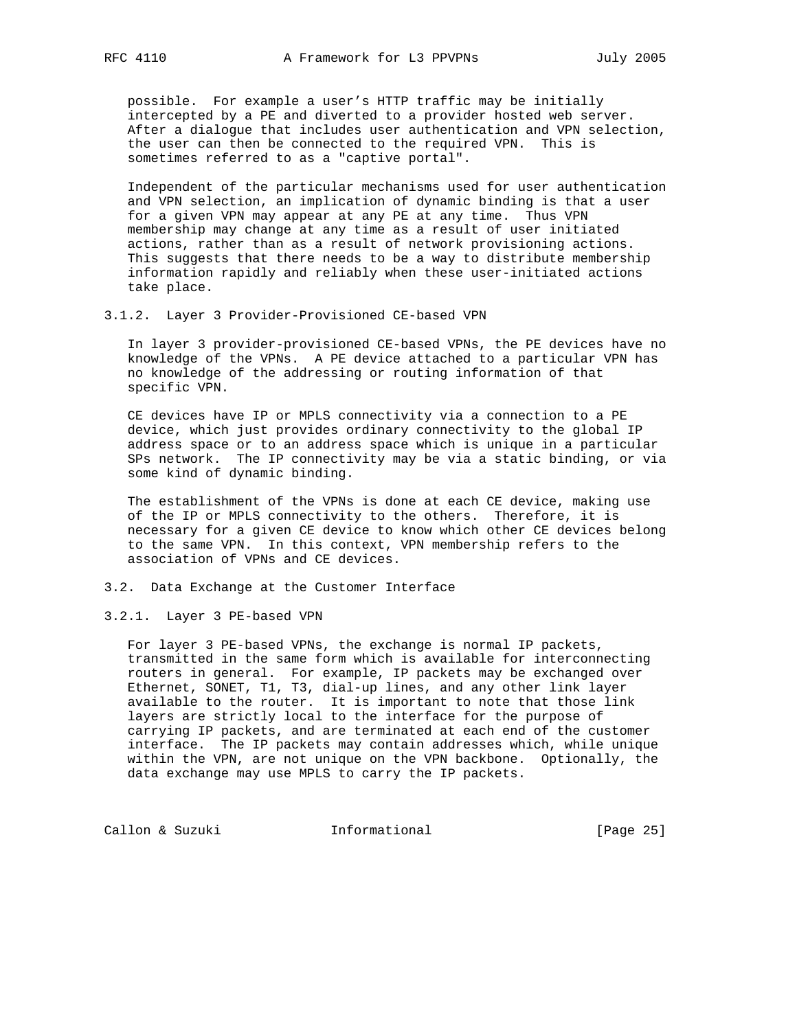possible. For example a user's HTTP traffic may be initially intercepted by a PE and diverted to a provider hosted web server. After a dialogue that includes user authentication and VPN selection, the user can then be connected to the required VPN. This is sometimes referred to as a "captive portal".

Independent of the particular mechanisms used for user authentication and VPN selection, an implication of dynamic binding is that a user for a given VPN may appear at any PE at any time. Thus VPN membership may change at any time as a result of user initiated actions, rather than as a result of network provisioning actions. This suggests that there needs to be a way to distribute membership information rapidly and reliably when these user-initiated actions take place.

#### 3.1.2. Layer 3 Provider-Provisioned CE-based VPN

In layer 3 provider-provisioned CE-based VPNs, the PE devices have no knowledge of the VPNs. A PE device attached to a particular VPN has no knowledge of the addressing or routing information of that specific VPN.

CE devices have IP or MPLS connectivity via a connection to a PE device, which just provides ordinary connectivity to the global IP address space or to an address space which is unique in a particular SPs network. The IP connectivity may be via a static binding, or via some kind of dynamic binding.

The establishment of the VPNs is done at each CE device, making use of the IP or MPLS connectivity to the others. Therefore, it is necessary for a given CE device to know which other CE devices belong to the same VPN. In this context, VPN membership refers to the association of VPNs and CE devices.

### 3.2. Data Exchange at the Customer Interface

#### 3.2.1. Layer 3 PE-based VPN

For layer 3 PE-based VPNs, the exchange is normal IP packets, transmitted in the same form which is available for interconnecting routers in general. For example, IP packets may be exchanged over Ethernet, SONET, T1, T3, dial-up lines, and any other link layer available to the router. It is important to note that those link layers are strictly local to the interface for the purpose of carrying IP packets, and are terminated at each end of the customer interface. The IP packets may contain addresses which, while unique within the VPN, are not unique on the VPN backbone. Optionally, the data exchange may use MPLS to carry the IP packets.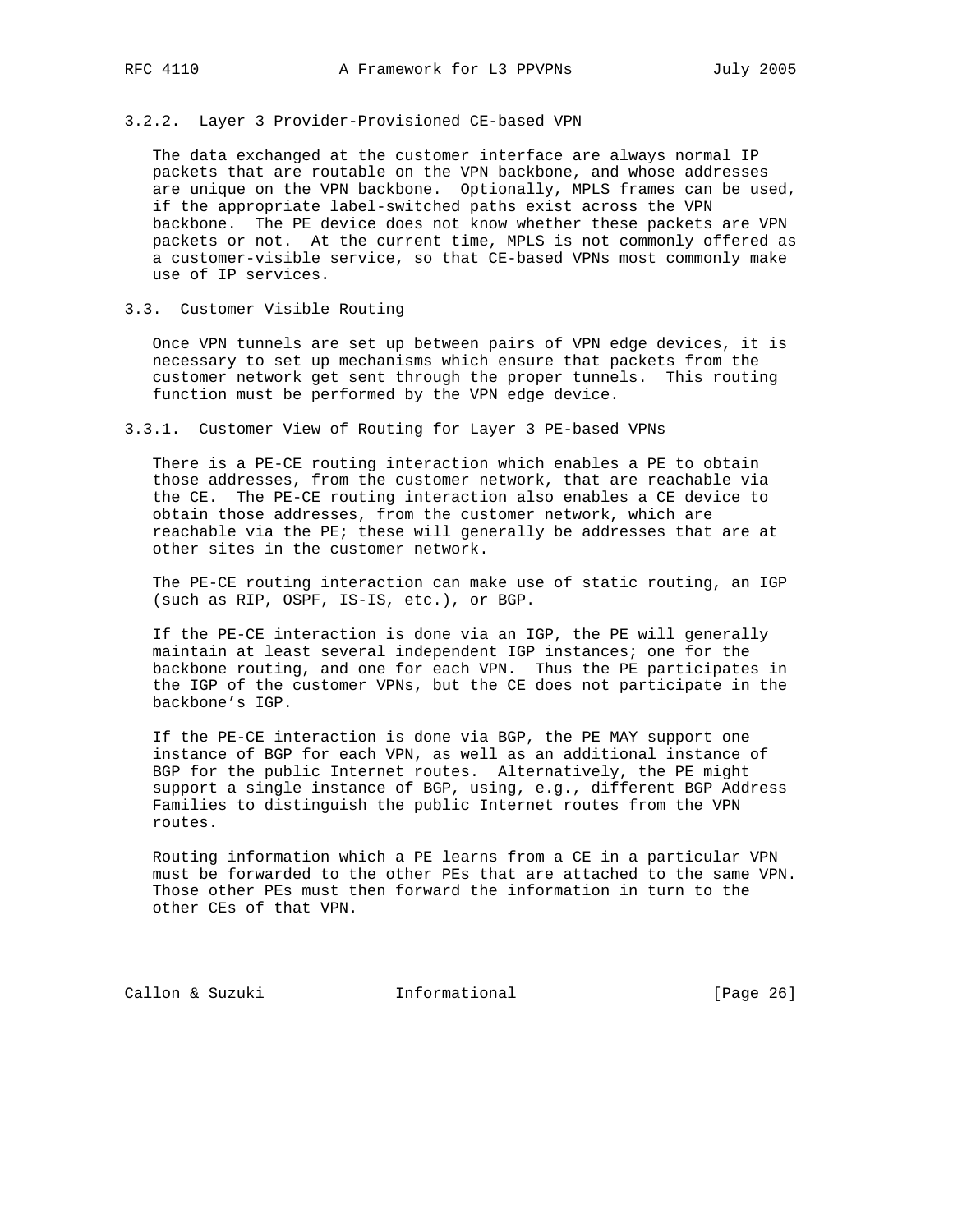### 3.2.2. Layer 3 Provider-Provisioned CE-based VPN

The data exchanged at the customer interface are always normal IP packets that are routable on the VPN backbone, and whose addresses are unique on the VPN backbone. Optionally, MPLS frames can be used, if the appropriate label-switched paths exist across the VPN backbone. The PE device does not know whether these packets are VPN packets or not. At the current time, MPLS is not commonly offered as a customer-visible service, so that CE-based VPNs most commonly make use of IP services.

## 3.3. Customer Visible Routing

Once VPN tunnels are set up between pairs of VPN edge devices, it is necessary to set up mechanisms which ensure that packets from the customer network get sent through the proper tunnels. This routing function must be performed by the VPN edge device.

### 3.3.1. Customer View of Routing for Layer 3 PE-based VPNs

There is a PE-CE routing interaction which enables a PE to obtain those addresses, from the customer network, that are reachable via the CE. The PE-CE routing interaction also enables a CE device to obtain those addresses, from the customer network, which are reachable via the PE; these will generally be addresses that are at other sites in the customer network.

The PE-CE routing interaction can make use of static routing, an IGP (such as RIP, OSPF, IS-IS, etc.), or BGP.

If the PE-CE interaction is done via an IGP, the PE will generally maintain at least several independent IGP instances; one for the backbone routing, and one for each VPN. Thus the PE participates in the IGP of the customer VPNs, but the CE does not participate in the backbone's IGP.

If the PE-CE interaction is done via BGP, the PE MAY support one instance of BGP for each VPN, as well as an additional instance of BGP for the public Internet routes. Alternatively, the PE might support a single instance of BGP, using, e.g., different BGP Address Families to distinguish the public Internet routes from the VPN routes.

Routing information which a PE learns from a CE in a particular VPN must be forwarded to the other PEs that are attached to the same VPN. Those other PEs must then forward the information in turn to the other CEs of that VPN.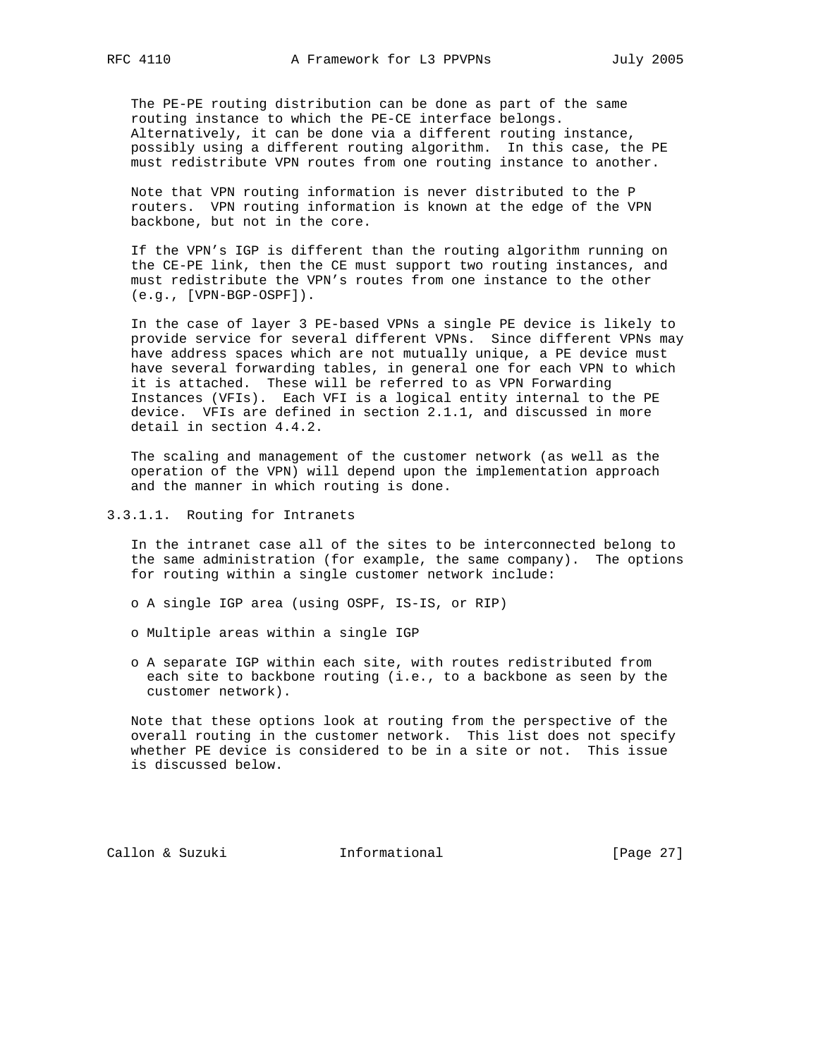The PE-PE routing distribution can be done as part of the same routing instance to which the PE-CE interface belongs. Alternatively, it can be done via a different routing instance, possibly using a different routing algorithm. In this case, the PE must redistribute VPN routes from one routing instance to another.

Note that VPN routing information is never distributed to the P routers. VPN routing information is known at the edge of the VPN backbone, but not in the core.

If the VPN's IGP is different than the routing algorithm running on the CE-PE link, then the CE must support two routing instances, and must redistribute the VPN's routes from one instance to the other (e.g., [VPN-BGP-OSPF]).

In the case of layer 3 PE-based VPNs a single PE device is likely to provide service for several different VPNs. Since different VPNs may have address spaces which are not mutually unique, a PE device must have several forwarding tables, in general one for each VPN to which it is attached. These will be referred to as VPN Forwarding Instances (VFIs). Each VFI is a logical entity internal to the PE device. VFIs are defined in section 2.1.1, and discussed in more detail in section 4.4.2.

The scaling and management of the customer network (as well as the operation of the VPN) will depend upon the implementation approach and the manner in which routing is done.

#### 3.3.1.1. Routing for Intranets

In the intranet case all of the sites to be interconnected belong to the same administration (for example, the same company). The options for routing within a single customer network include:

- A single IGP area (using OSPF, IS-IS, or RIP)
- Multiple areas within a single IGP
- A separate IGP within each site, with routes redistributed from each site to backbone routing (i.e., to a backbone as seen by the customer network).

Note that these options look at routing from the perspective of the overall routing in the customer network. This list does not specify whether PE device is considered to be in a site or not. This issue is discussed below.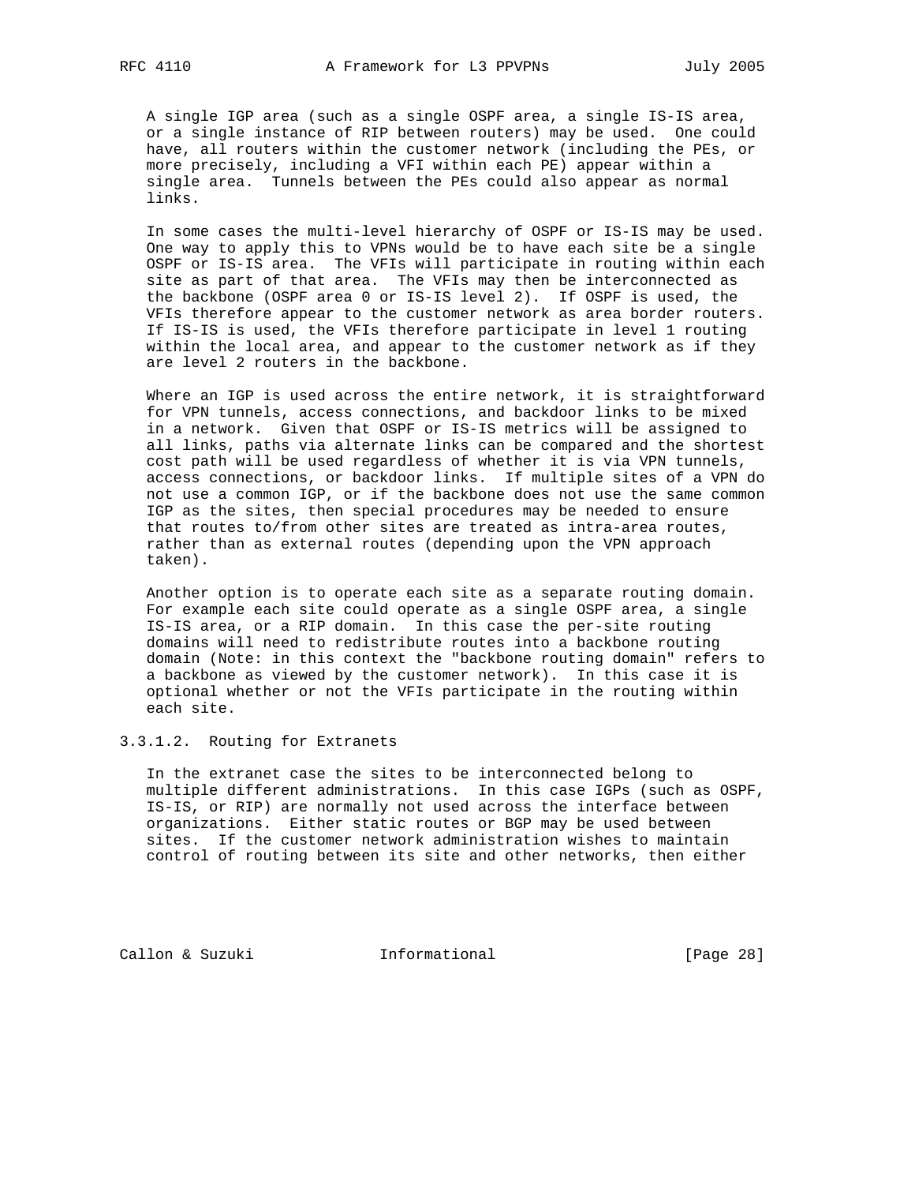A single IGP area (such as a single OSPF area, a single IS-IS area, or a single instance of RIP between routers) may be used. One could have, all routers within the customer network (including the PEs, or more precisely, including a VFI within each PE) appear within a single area. Tunnels between the PEs could also appear as normal links.

In some cases the multi-level hierarchy of OSPF or IS-IS may be used. One way to apply this to VPNs would be to have each site be a single OSPF or IS-IS area. The VFIs will participate in routing within each site as part of that area. The VFIs may then be interconnected as the backbone (OSPF area 0 or IS-IS level 2). If OSPF is used, the VFIs therefore appear to the customer network as area border routers. If IS-IS is used, the VFIs therefore participate in level 1 routing within the local area, and appear to the customer network as if they are level 2 routers in the backbone.

Where an IGP is used across the entire network, it is straightforward for VPN tunnels, access connections, and backdoor links to be mixed in a network. Given that OSPF or IS-IS metrics will be assigned to all links, paths via alternate links can be compared and the shortest cost path will be used regardless of whether it is via VPN tunnels, access connections, or backdoor links. If multiple sites of a VPN do not use a common IGP, or if the backbone does not use the same common IGP as the sites, then special procedures may be needed to ensure that routes to/from other sites are treated as intra-area routes, rather than as external routes (depending upon the VPN approach taken).

Another option is to operate each site as a separate routing domain. For example each site could operate as a single OSPF area, a single IS-IS area, or a RIP domain. In this case the per-site routing domains will need to redistribute routes into a backbone routing domain (Note: in this context the "backbone routing domain" refers to a backbone as viewed by the customer network). In this case it is optional whether or not the VFIs participate in the routing within each site.

#### 3.3.1.2. Routing for Extranets

In the extranet case the sites to be interconnected belong to multiple different administrations. In this case IGPs (such as OSPF, IS-IS, or RIP) are normally not used across the interface between organizations. Either static routes or BGP may be used between sites. If the customer network administration wishes to maintain control of routing between its site and other networks, then either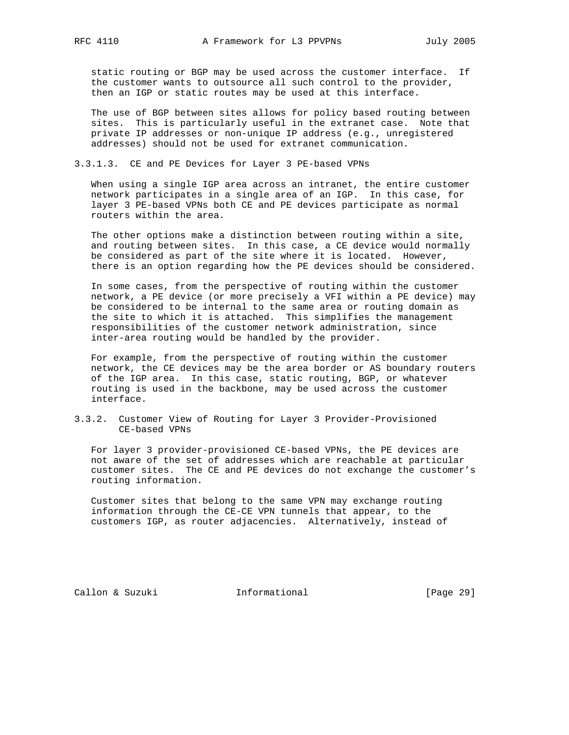static routing or BGP may be used across the customer interface. If the customer wants to outsource all such control to the provider, then an IGP or static routes may be used at this interface.

The use of BGP between sites allows for policy based routing between sites. This is particularly useful in the extranet case. Note that private IP addresses or non-unique IP address (e.g., unregistered addresses) should not be used for extranet communication.

#### 3.3.1.3. CE and PE Devices for Layer 3 PE-based VPNs

When using a single IGP area across an intranet, the entire customer network participates in a single area of an IGP. In this case, for layer 3 PE-based VPNs both CE and PE devices participate as normal routers within the area.

The other options make a distinction between routing within a site, and routing between sites. In this case, a CE device would normally be considered as part of the site where it is located. However, there is an option regarding how the PE devices should be considered.

In some cases, from the perspective of routing within the customer network, a PE device (or more precisely a VFI within a PE device) may be considered to be internal to the same area or routing domain as the site to which it is attached. This simplifies the management responsibilities of the customer network administration, since inter-area routing would be handled by the provider.

For example, from the perspective of routing within the customer network, the CE devices may be the area border or AS boundary routers of the IGP area. In this case, static routing, BGP, or whatever routing is used in the backbone, may be used across the customer interface.

### 3.3.2. Customer View of Routing for Layer 3 Provider-Provisioned CE-based VPNs

For layer 3 provider-provisioned CE-based VPNs, the PE devices are not aware of the set of addresses which are reachable at particular customer sites. The CE and PE devices do not exchange the customer's routing information.

Customer sites that belong to the same VPN may exchange routing information through the CE-CE VPN tunnels that appear, to the customers IGP, as router adjacencies. Alternatively, instead of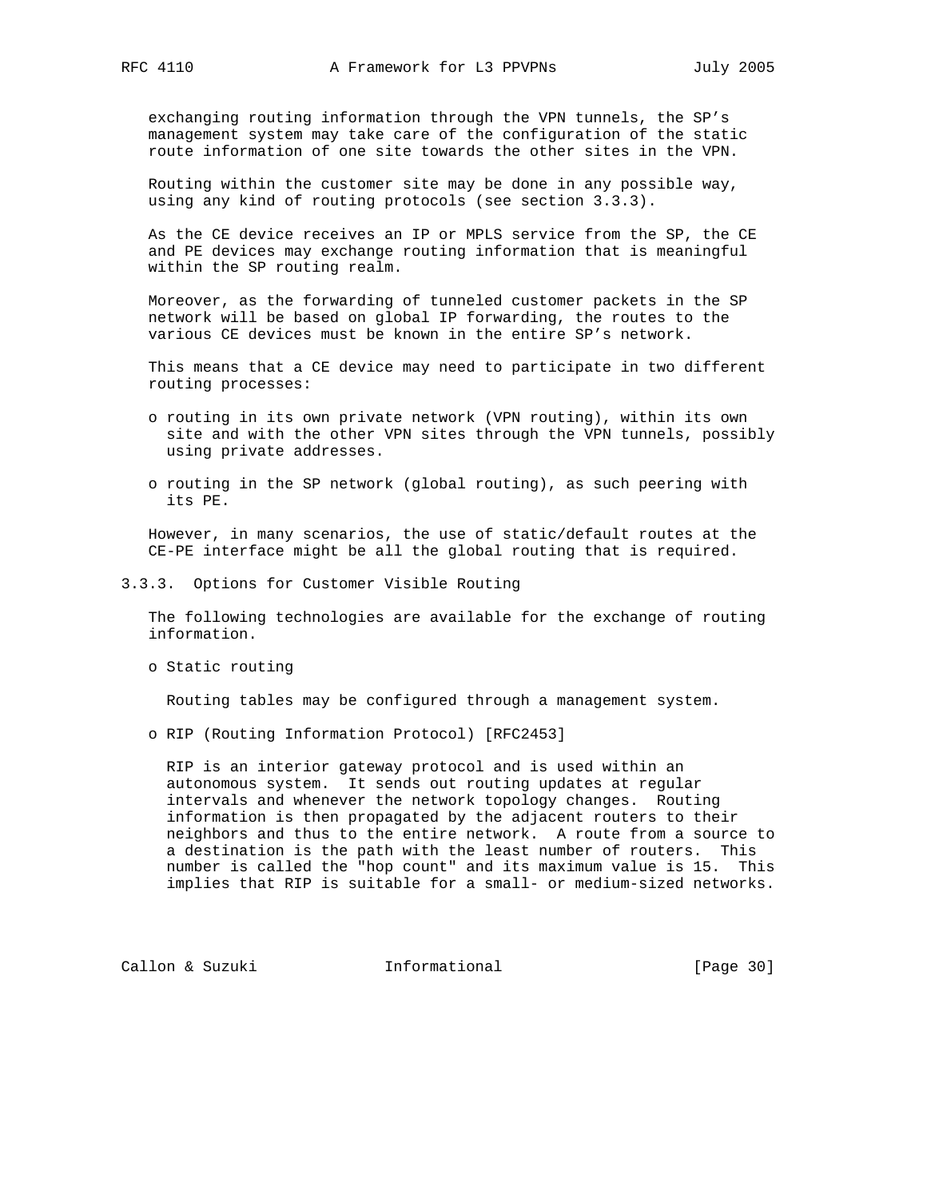exchanging routing information through the VPN tunnels, the SP's management system may take care of the configuration of the static route information of one site towards the other sites in the VPN.

Routing within the customer site may be done in any possible way, using any kind of routing protocols (see section 3.3.3).

As the CE device receives an IP or MPLS service from the SP, the CE and PE devices may exchange routing information that is meaningful within the SP routing realm.

Moreover, as the forwarding of tunneled customer packets in the SP network will be based on global IP forwarding, the routes to the various CE devices must be known in the entire SP's network.

This means that a CE device may need to participate in two different routing processes:

- routing in its own private network (VPN routing), within its own site and with the other VPN sites through the VPN tunnels, possibly using private addresses.

- routing in the SP network (global routing), as such peering with its PE.

However, in many scenarios, the use of static/default routes at the CE-PE interface might be all the global routing that is required.

### 3.3.3. Options for Customer Visible Routing

The following technologies are available for the exchange of routing information.

- Static routing

  Routing tables may be configured through a management system.

- RIP (Routing Information Protocol) [RFC2453]

  RIP is an interior gateway protocol and is used within an autonomous system. It sends out routing updates at regular intervals and whenever the network topology changes. Routing information is then propagated by the adjacent routers to their neighbors and thus to the entire network. A route from a source to a destination is the path with the least number of routers. This number is called the "hop count" and its maximum value is 15. This implies that RIP is suitable for a small- or medium-sized networks.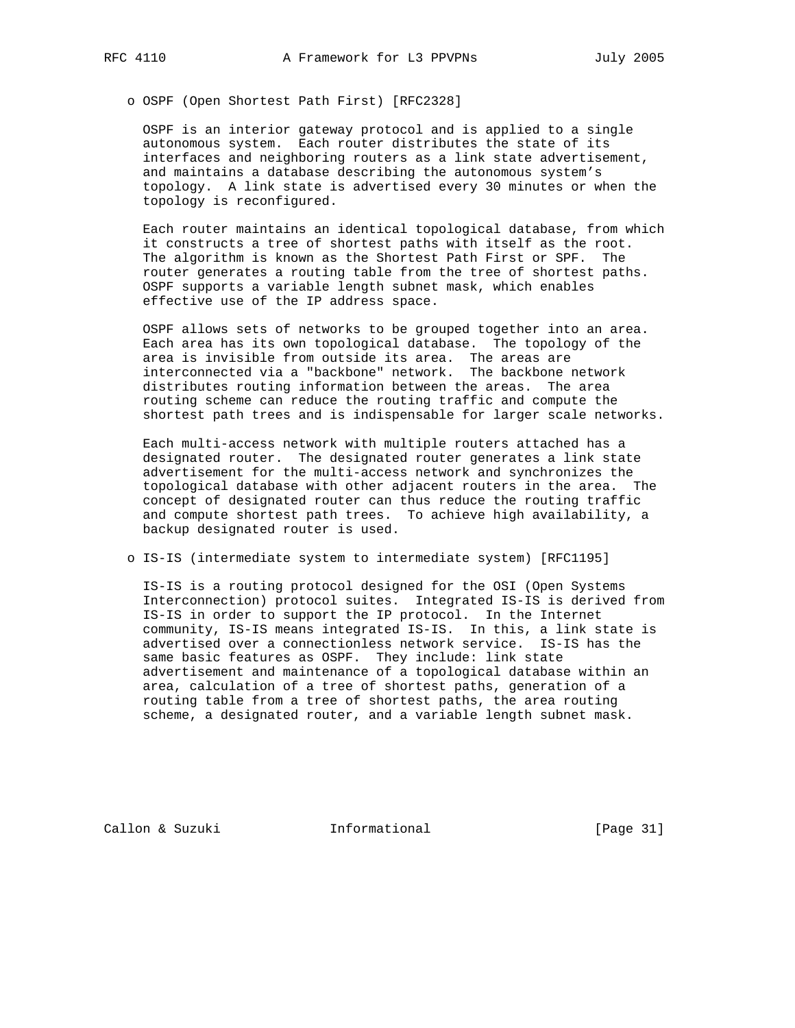- OSPF (Open Shortest Path First) [RFC2328]

  OSPF is an interior gateway protocol and is applied to a single autonomous system. Each router distributes the state of its interfaces and neighboring routers as a link state advertisement, and maintains a database describing the autonomous system's topology. A link state is advertised every 30 minutes or when the topology is reconfigured.

  Each router maintains an identical topological database, from which it constructs a tree of shortest paths with itself as the root. The algorithm is known as the Shortest Path First or SPF. The router generates a routing table from the tree of shortest paths. OSPF supports a variable length subnet mask, which enables effective use of the IP address space.

  OSPF allows sets of networks to be grouped together into an area. Each area has its own topological database. The topology of the area is invisible from outside its area. The areas are interconnected via a "backbone" network. The backbone network distributes routing information between the areas. The area routing scheme can reduce the routing traffic and compute the shortest path trees and is indispensable for larger scale networks.

  Each multi-access network with multiple routers attached has a designated router. The designated router generates a link state advertisement for the multi-access network and synchronizes the topological database with other adjacent routers in the area. The concept of designated router can thus reduce the routing traffic and compute shortest path trees. To achieve high availability, a backup designated router is used.

- IS-IS (intermediate system to intermediate system) [RFC1195]

  IS-IS is a routing protocol designed for the OSI (Open Systems Interconnection) protocol suites. Integrated IS-IS is derived from IS-IS in order to support the IP protocol. In the Internet community, IS-IS means integrated IS-IS. In this, a link state is advertised over a connectionless network service. IS-IS has the same basic features as OSPF. They include: link state advertisement and maintenance of a topological database within an area, calculation of a tree of shortest paths, generation of a routing table from a tree of shortest paths, the area routing scheme, a designated router, and a variable length subnet mask.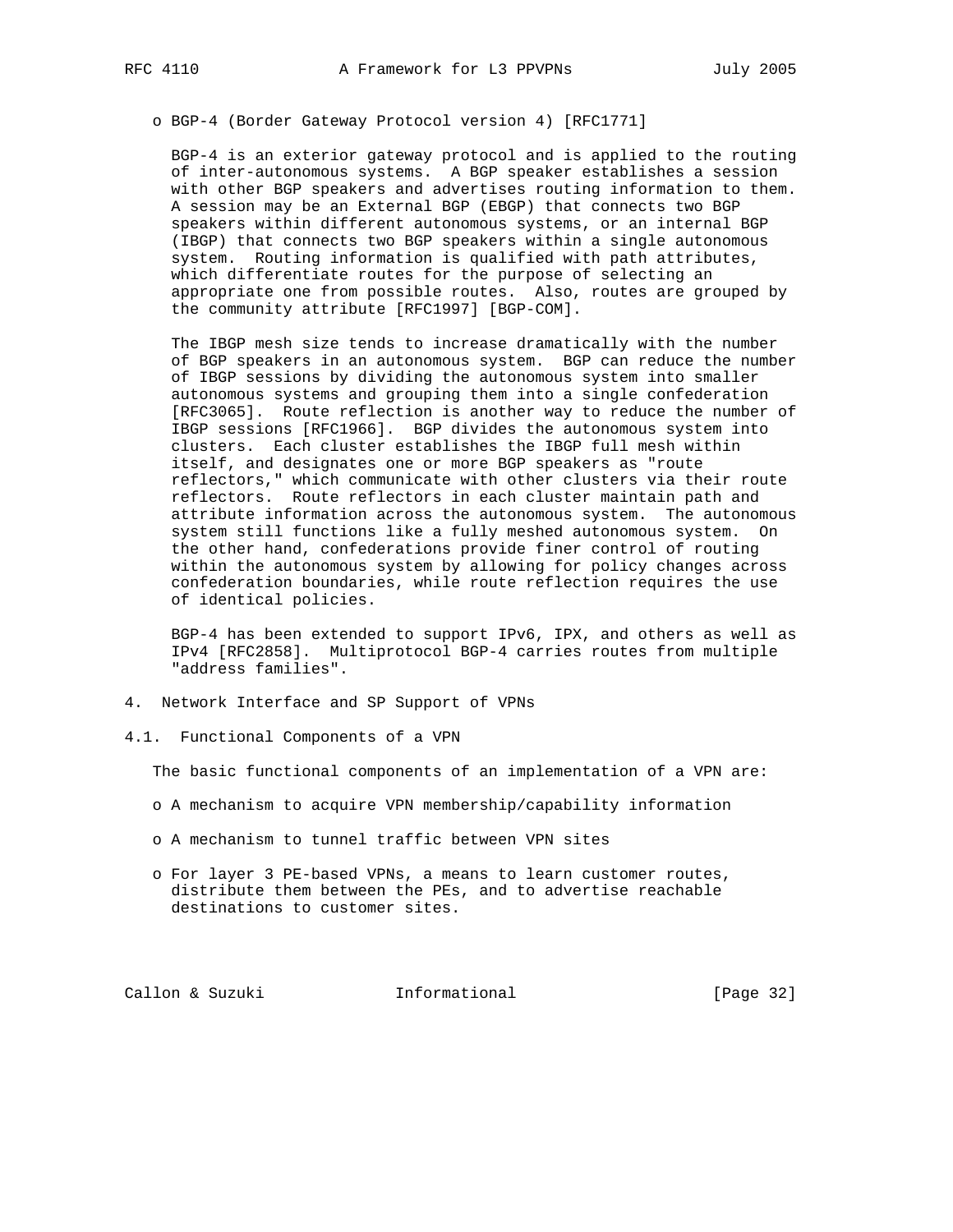- BGP-4 (Border Gateway Protocol version 4) [RFC1771]

  BGP-4 is an exterior gateway protocol and is applied to the routing of inter-autonomous systems. A BGP speaker establishes a session with other BGP speakers and advertises routing information to them. A session may be an External BGP (EBGP) that connects two BGP speakers within different autonomous systems, or an internal BGP (IBGP) that connects two BGP speakers within a single autonomous system. Routing information is qualified with path attributes, which differentiate routes for the purpose of selecting an appropriate one from possible routes. Also, routes are grouped by the community attribute [RFC1997] [BGP-COM].

  The IBGP mesh size tends to increase dramatically with the number of BGP speakers in an autonomous system. BGP can reduce the number of IBGP sessions by dividing the autonomous system into smaller autonomous systems and grouping them into a single confederation [RFC3065]. Route reflection is another way to reduce the number of IBGP sessions [RFC1966]. BGP divides the autonomous system into clusters. Each cluster establishes the IBGP full mesh within itself, and designates one or more BGP speakers as "route reflectors," which communicate with other clusters via their route reflectors. Route reflectors in each cluster maintain path and attribute information across the autonomous system. The autonomous system still functions like a fully meshed autonomous system. On the other hand, confederations provide finer control of routing within the autonomous system by allowing for policy changes across confederation boundaries, while route reflection requires the use of identical policies.

  BGP-4 has been extended to support IPv6, IPX, and others as well as IPv4 [RFC2858]. Multiprotocol BGP-4 carries routes from multiple "address families".

# 4. Network Interface and SP Support of VPNs

## 4.1. Functional Components of a VPN

The basic functional components of an implementation of a VPN are:

- A mechanism to acquire VPN membership/capability information
- A mechanism to tunnel traffic between VPN sites
- For layer 3 PE-based VPNs, a means to learn customer routes, distribute them between the PEs, and to advertise reachable destinations to customer sites.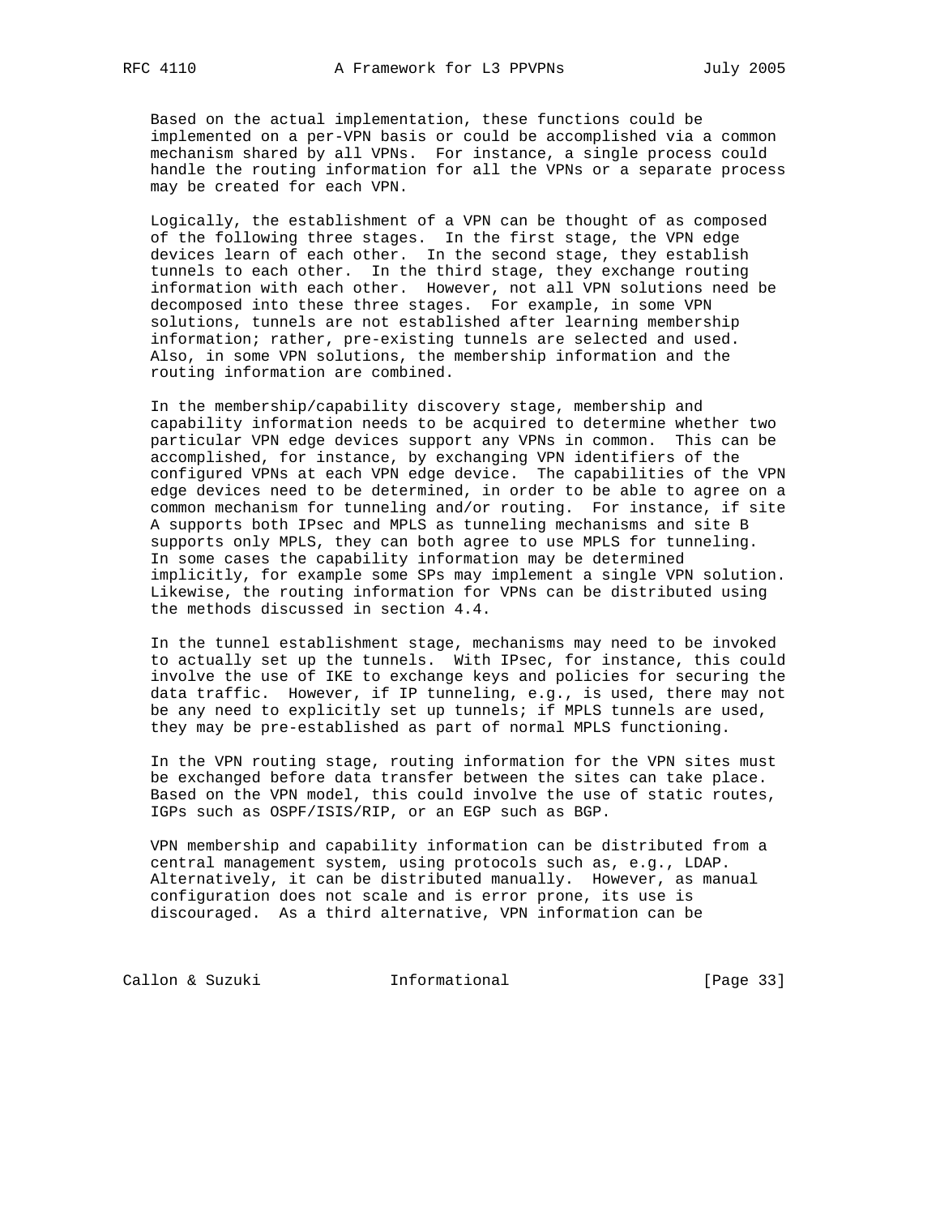Based on the actual implementation, these functions could be implemented on a per-VPN basis or could be accomplished via a common mechanism shared by all VPNs. For instance, a single process could handle the routing information for all the VPNs or a separate process may be created for each VPN.

Logically, the establishment of a VPN can be thought of as composed of the following three stages. In the first stage, the VPN edge devices learn of each other. In the second stage, they establish tunnels to each other. In the third stage, they exchange routing information with each other. However, not all VPN solutions need be decomposed into these three stages. For example, in some VPN solutions, tunnels are not established after learning membership information; rather, pre-existing tunnels are selected and used. Also, in some VPN solutions, the membership information and the routing information are combined.

In the membership/capability discovery stage, membership and capability information needs to be acquired to determine whether two particular VPN edge devices support any VPNs in common. This can be accomplished, for instance, by exchanging VPN identifiers of the configured VPNs at each VPN edge device. The capabilities of the VPN edge devices need to be determined, in order to be able to agree on a common mechanism for tunneling and/or routing. For instance, if site A supports both IPsec and MPLS as tunneling mechanisms and site B supports only MPLS, they can both agree to use MPLS for tunneling. In some cases the capability information may be determined implicitly, for example some SPs may implement a single VPN solution. Likewise, the routing information for VPNs can be distributed using the methods discussed in section 4.4.

In the tunnel establishment stage, mechanisms may need to be invoked to actually set up the tunnels. With IPsec, for instance, this could involve the use of IKE to exchange keys and policies for securing the data traffic. However, if IP tunneling, e.g., is used, there may not be any need to explicitly set up tunnels; if MPLS tunnels are used, they may be pre-established as part of normal MPLS functioning.

In the VPN routing stage, routing information for the VPN sites must be exchanged before data transfer between the sites can take place. Based on the VPN model, this could involve the use of static routes, IGPs such as OSPF/ISIS/RIP, or an EGP such as BGP.

VPN membership and capability information can be distributed from a central management system, using protocols such as, e.g., LDAP. Alternatively, it can be distributed manually. However, as manual configuration does not scale and is error prone, its use is discouraged. As a third alternative, VPN information can be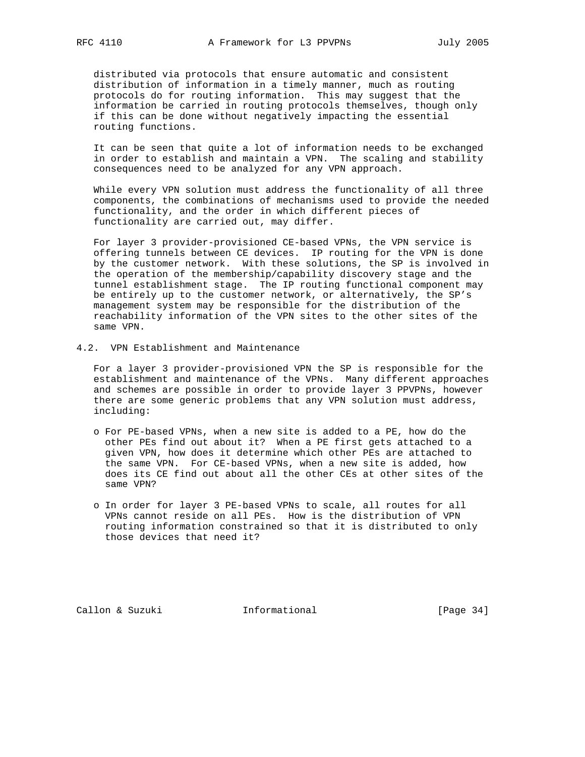distributed via protocols that ensure automatic and consistent distribution of information in a timely manner, much as routing protocols do for routing information. This may suggest that the information be carried in routing protocols themselves, though only if this can be done without negatively impacting the essential routing functions.

It can be seen that quite a lot of information needs to be exchanged in order to establish and maintain a VPN. The scaling and stability consequences need to be analyzed for any VPN approach.

While every VPN solution must address the functionality of all three components, the combinations of mechanisms used to provide the needed functionality, and the order in which different pieces of functionality are carried out, may differ.

For layer 3 provider-provisioned CE-based VPNs, the VPN service is offering tunnels between CE devices. IP routing for the VPN is done by the customer network. With these solutions, the SP is involved in the operation of the membership/capability discovery stage and the tunnel establishment stage. The IP routing functional component may be entirely up to the customer network, or alternatively, the SP's management system may be responsible for the distribution of the reachability information of the VPN sites to the other sites of the same VPN.

## 4.2. VPN Establishment and Maintenance

For a layer 3 provider-provisioned VPN the SP is responsible for the establishment and maintenance of the VPNs. Many different approaches and schemes are possible in order to provide layer 3 PPVPNs, however there are some generic problems that any VPN solution must address, including:

- For PE-based VPNs, when a new site is added to a PE, how do the other PEs find out about it? When a PE first gets attached to a given VPN, how does it determine which other PEs are attached to the same VPN. For CE-based VPNs, when a new site is added, how does its CE find out about all the other CEs at other sites of the same VPN?

- In order for layer 3 PE-based VPNs to scale, all routes for all VPNs cannot reside on all PEs. How is the distribution of VPN routing information constrained so that it is distributed to only those devices that need it?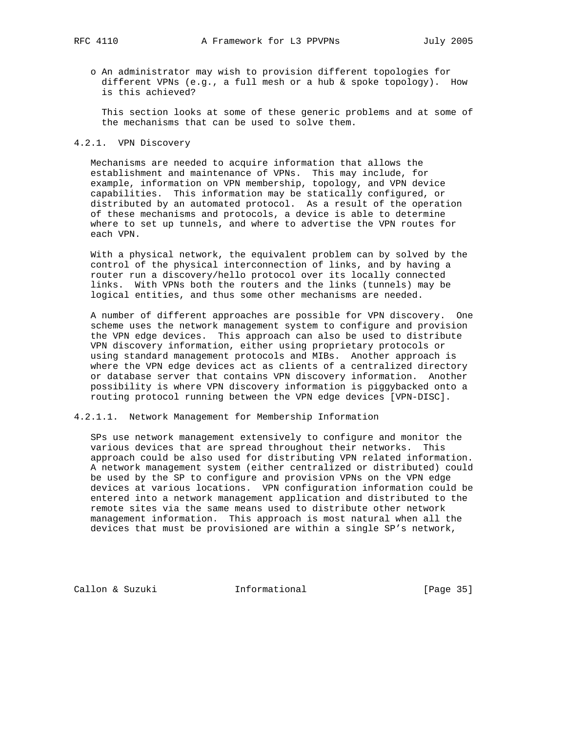- An administrator may wish to provision different topologies for different VPNs (e.g., a full mesh or a hub & spoke topology). How is this achieved?

  This section looks at some of these generic problems and at some of the mechanisms that can be used to solve them.

#### 4.2.1. VPN Discovery

Mechanisms are needed to acquire information that allows the establishment and maintenance of VPNs. This may include, for example, information on VPN membership, topology, and VPN device capabilities. This information may be statically configured, or distributed by an automated protocol. As a result of the operation of these mechanisms and protocols, a device is able to determine where to set up tunnels, and where to advertise the VPN routes for each VPN.

With a physical network, the equivalent problem can by solved by the control of the physical interconnection of links, and by having a router run a discovery/hello protocol over its locally connected links. With VPNs both the routers and the links (tunnels) may be logical entities, and thus some other mechanisms are needed.

A number of different approaches are possible for VPN discovery. One scheme uses the network management system to configure and provision the VPN edge devices. This approach can also be used to distribute VPN discovery information, either using proprietary protocols or using standard management protocols and MIBs. Another approach is where the VPN edge devices act as clients of a centralized directory or database server that contains VPN discovery information. Another possibility is where VPN discovery information is piggybacked onto a routing protocol running between the VPN edge devices [VPN-DISC].

##### 4.2.1.1. Network Management for Membership Information

SPs use network management extensively to configure and monitor the various devices that are spread throughout their networks. This approach could be also used for distributing VPN related information. A network management system (either centralized or distributed) could be used by the SP to configure and provision VPNs on the VPN edge devices at various locations. VPN configuration information could be entered into a network management application and distributed to the remote sites via the same means used to distribute other network management information. This approach is most natural when all the devices that must be provisioned are within a single SP's network,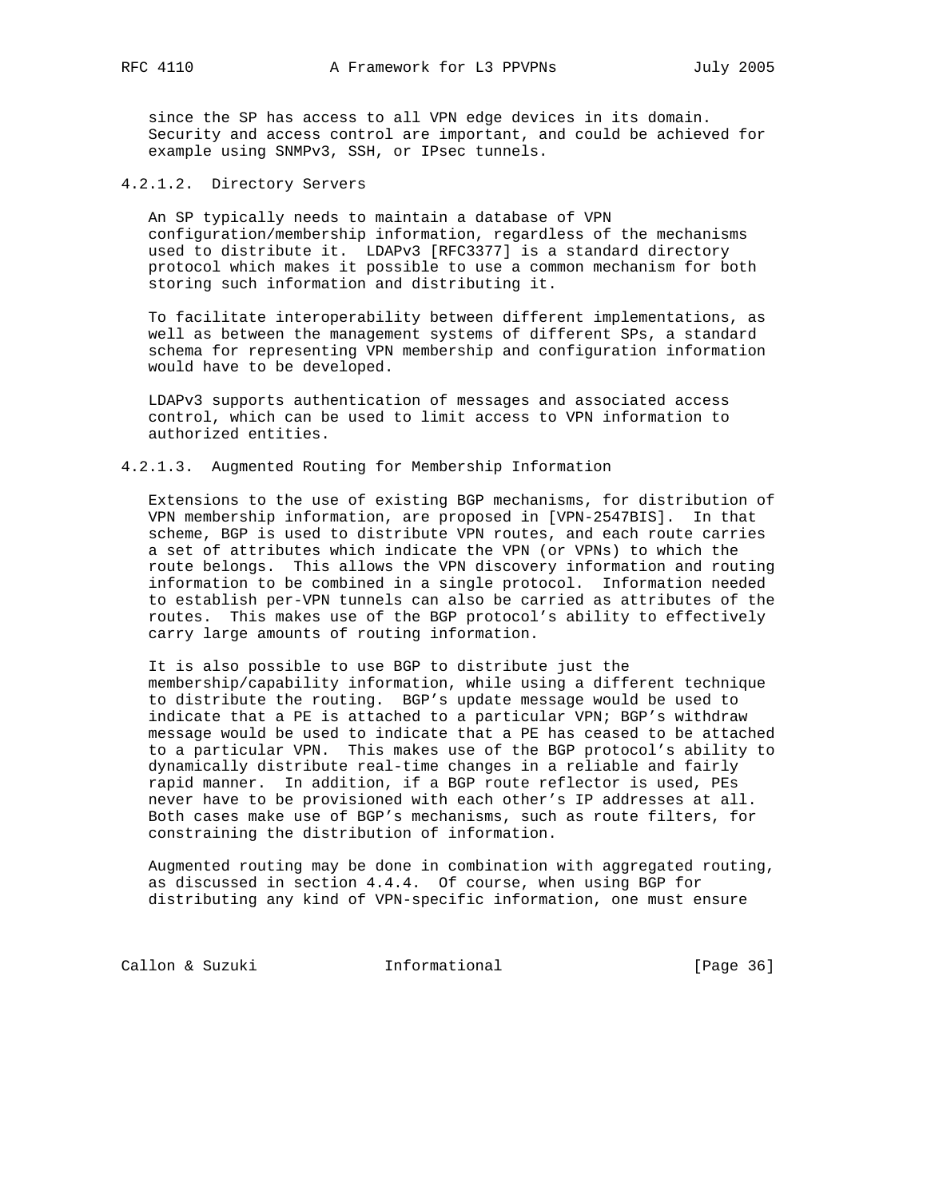since the SP has access to all VPN edge devices in its domain. Security and access control are important, and could be achieved for example using SNMPv3, SSH, or IPsec tunnels.

#### 4.2.1.2. Directory Servers

An SP typically needs to maintain a database of VPN configuration/membership information, regardless of the mechanisms used to distribute it. LDAPv3 [RFC3377] is a standard directory protocol which makes it possible to use a common mechanism for both storing such information and distributing it.

To facilitate interoperability between different implementations, as well as between the management systems of different SPs, a standard schema for representing VPN membership and configuration information would have to be developed.

LDAPv3 supports authentication of messages and associated access control, which can be used to limit access to VPN information to authorized entities.

#### 4.2.1.3. Augmented Routing for Membership Information

Extensions to the use of existing BGP mechanisms, for distribution of VPN membership information, are proposed in [VPN-2547BIS]. In that scheme, BGP is used to distribute VPN routes, and each route carries a set of attributes which indicate the VPN (or VPNs) to which the route belongs. This allows the VPN discovery information and routing information to be combined in a single protocol. Information needed to establish per-VPN tunnels can also be carried as attributes of the routes. This makes use of the BGP protocol's ability to effectively carry large amounts of routing information.

It is also possible to use BGP to distribute just the membership/capability information, while using a different technique to distribute the routing. BGP's update message would be used to indicate that a PE is attached to a particular VPN; BGP's withdraw message would be used to indicate that a PE has ceased to be attached to a particular VPN. This makes use of the BGP protocol's ability to dynamically distribute real-time changes in a reliable and fairly rapid manner. In addition, if a BGP route reflector is used, PEs never have to be provisioned with each other's IP addresses at all. Both cases make use of BGP's mechanisms, such as route filters, for constraining the distribution of information.

Augmented routing may be done in combination with aggregated routing, as discussed in section 4.4.4. Of course, when using BGP for distributing any kind of VPN-specific information, one must ensure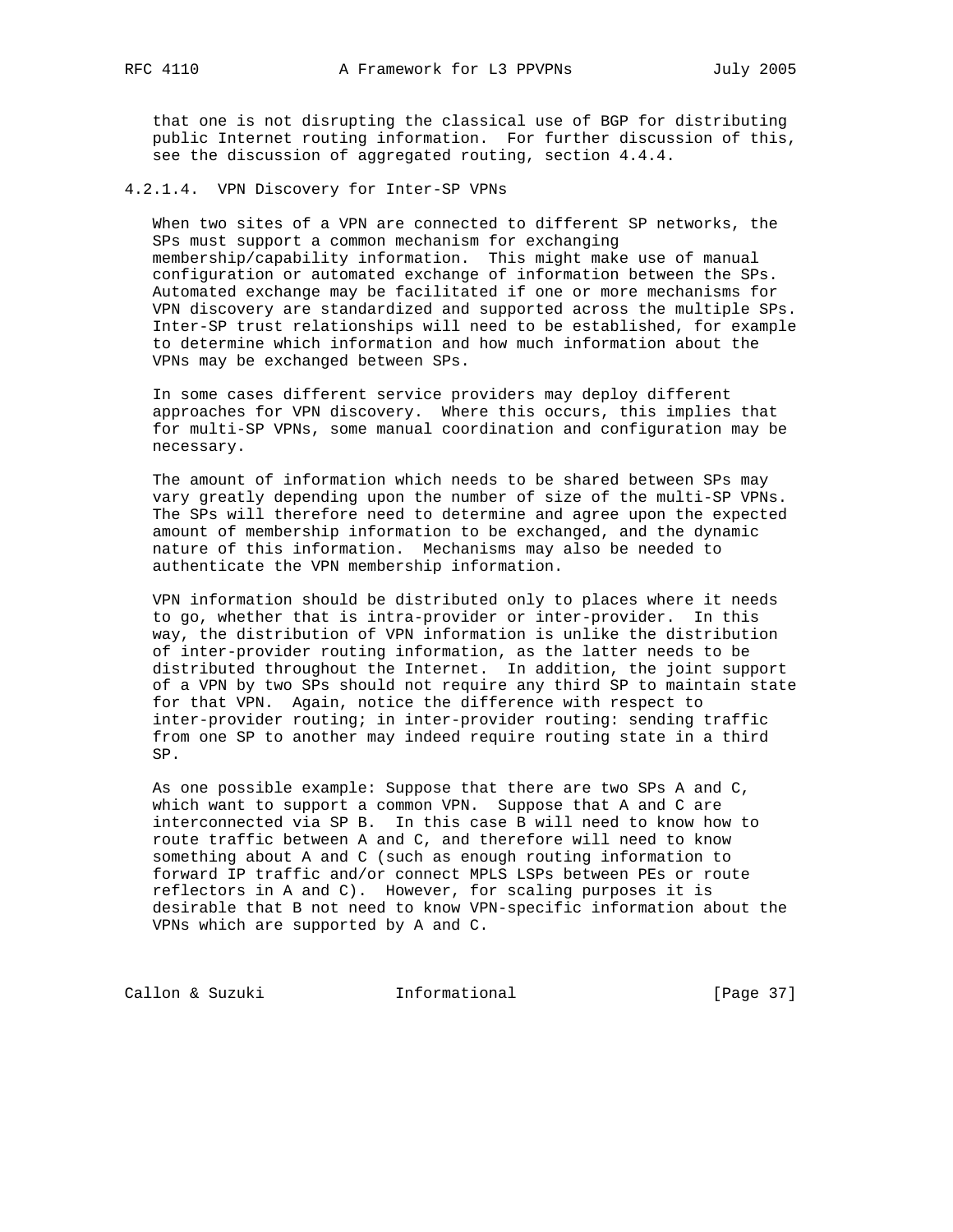that one is not disrupting the classical use of BGP for distributing public Internet routing information. For further discussion of this, see the discussion of aggregated routing, section 4.4.4.

#### 4.2.1.4. VPN Discovery for Inter-SP VPNs

When two sites of a VPN are connected to different SP networks, the SPs must support a common mechanism for exchanging membership/capability information. This might make use of manual configuration or automated exchange of information between the SPs. Automated exchange may be facilitated if one or more mechanisms for VPN discovery are standardized and supported across the multiple SPs. Inter-SP trust relationships will need to be established, for example to determine which information and how much information about the VPNs may be exchanged between SPs.

In some cases different service providers may deploy different approaches for VPN discovery. Where this occurs, this implies that for multi-SP VPNs, some manual coordination and configuration may be necessary.

The amount of information which needs to be shared between SPs may vary greatly depending upon the number of size of the multi-SP VPNs. The SPs will therefore need to determine and agree upon the expected amount of membership information to be exchanged, and the dynamic nature of this information. Mechanisms may also be needed to authenticate the VPN membership information.

VPN information should be distributed only to places where it needs to go, whether that is intra-provider or inter-provider. In this way, the distribution of VPN information is unlike the distribution of inter-provider routing information, as the latter needs to be distributed throughout the Internet. In addition, the joint support of a VPN by two SPs should not require any third SP to maintain state for that VPN. Again, notice the difference with respect to inter-provider routing; in inter-provider routing: sending traffic from one SP to another may indeed require routing state in a third SP.

As one possible example: Suppose that there are two SPs A and C, which want to support a common VPN. Suppose that A and C are interconnected via SP B. In this case B will need to know how to route traffic between A and C, and therefore will need to know something about A and C (such as enough routing information to forward IP traffic and/or connect MPLS LSPs between PEs or route reflectors in A and C). However, for scaling purposes it is desirable that B not need to know VPN-specific information about the VPNs which are supported by A and C.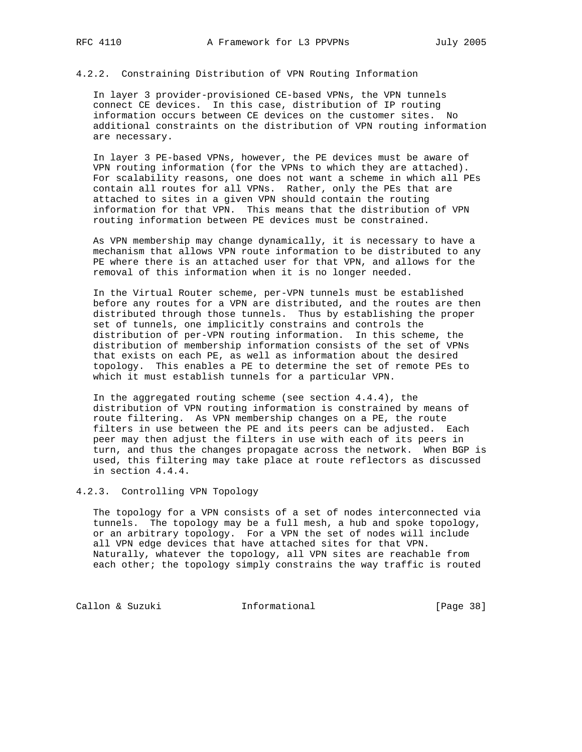#### 4.2.2. Constraining Distribution of VPN Routing Information

In layer 3 provider-provisioned CE-based VPNs, the VPN tunnels connect CE devices. In this case, distribution of IP routing information occurs between CE devices on the customer sites. No additional constraints on the distribution of VPN routing information are necessary.

In layer 3 PE-based VPNs, however, the PE devices must be aware of VPN routing information (for the VPNs to which they are attached). For scalability reasons, one does not want a scheme in which all PEs contain all routes for all VPNs. Rather, only the PEs that are attached to sites in a given VPN should contain the routing information for that VPN. This means that the distribution of VPN routing information between PE devices must be constrained.

As VPN membership may change dynamically, it is necessary to have a mechanism that allows VPN route information to be distributed to any PE where there is an attached user for that VPN, and allows for the removal of this information when it is no longer needed.

In the Virtual Router scheme, per-VPN tunnels must be established before any routes for a VPN are distributed, and the routes are then distributed through those tunnels. Thus by establishing the proper set of tunnels, one implicitly constrains and controls the distribution of per-VPN routing information. In this scheme, the distribution of membership information consists of the set of VPNs that exists on each PE, as well as information about the desired topology. This enables a PE to determine the set of remote PEs to which it must establish tunnels for a particular VPN.

In the aggregated routing scheme (see section 4.4.4), the distribution of VPN routing information is constrained by means of route filtering. As VPN membership changes on a PE, the route filters in use between the PE and its peers can be adjusted. Each peer may then adjust the filters in use with each of its peers in turn, and thus the changes propagate across the network. When BGP is used, this filtering may take place at route reflectors as discussed in section 4.4.4.

#### 4.2.3. Controlling VPN Topology

The topology for a VPN consists of a set of nodes interconnected via tunnels. The topology may be a full mesh, a hub and spoke topology, or an arbitrary topology. For a VPN the set of nodes will include all VPN edge devices that have attached sites for that VPN. Naturally, whatever the topology, all VPN sites are reachable from each other; the topology simply constrains the way traffic is routed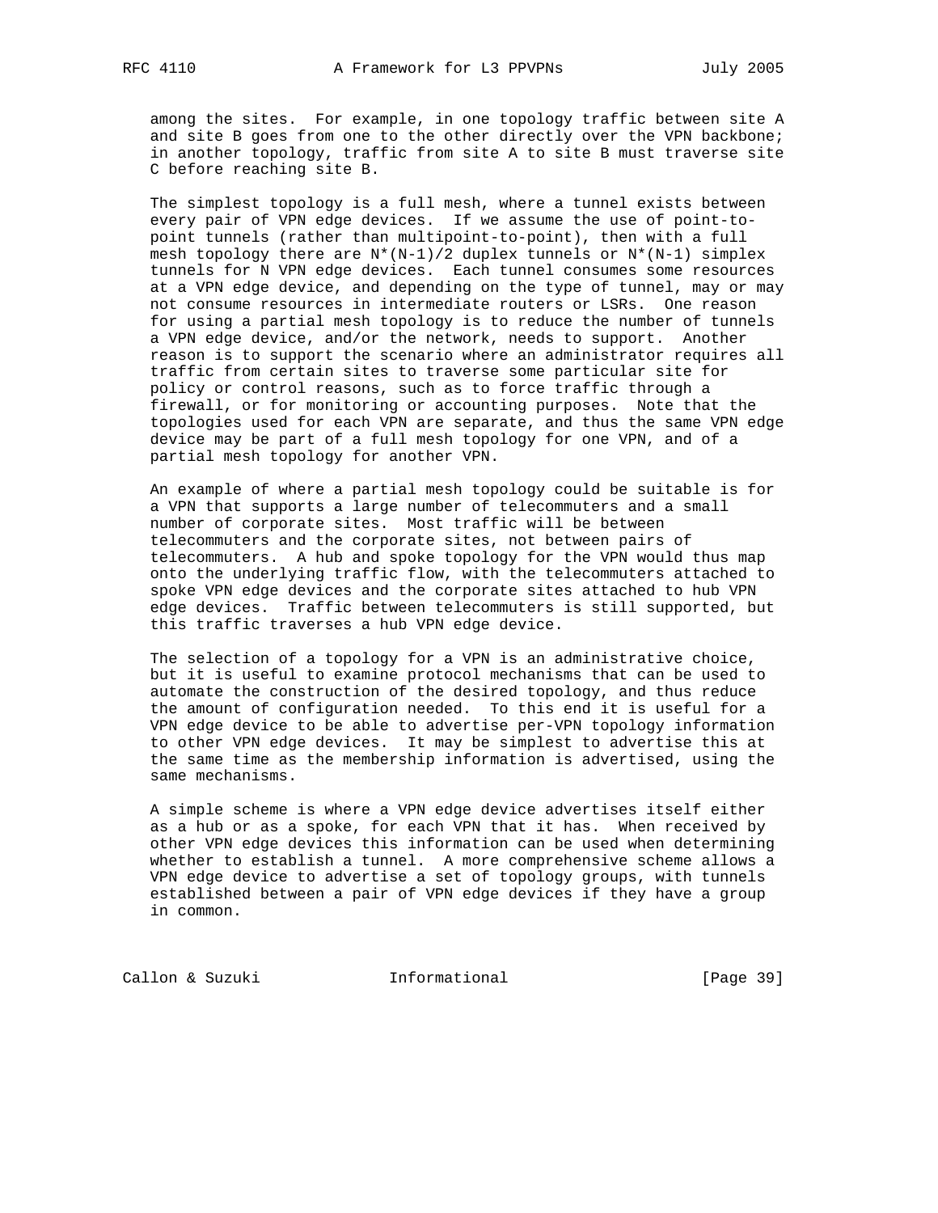among the sites. For example, in one topology traffic between site A and site B goes from one to the other directly over the VPN backbone; in another topology, traffic from site A to site B must traverse site C before reaching site B.

The simplest topology is a full mesh, where a tunnel exists between every pair of VPN edge devices. If we assume the use of point-to-point tunnels (rather than multipoint-to-point), then with a full mesh topology there are $N*(N-1)/2$ duplex tunnels or $N*(N-1)$ simplex tunnels for N VPN edge devices. Each tunnel consumes some resources at a VPN edge device, and depending on the type of tunnel, may or may not consume resources in intermediate routers or LSRs. One reason for using a partial mesh topology is to reduce the number of tunnels a VPN edge device, and/or the network, needs to support. Another reason is to support the scenario where an administrator requires all traffic from certain sites to traverse some particular site for policy or control reasons, such as to force traffic through a firewall, or for monitoring or accounting purposes. Note that the topologies used for each VPN are separate, and thus the same VPN edge device may be part of a full mesh topology for one VPN, and of a partial mesh topology for another VPN.

An example of where a partial mesh topology could be suitable is for a VPN that supports a large number of telecommuters and a small number of corporate sites. Most traffic will be between telecommuters and the corporate sites, not between pairs of telecommuters. A hub and spoke topology for the VPN would thus map onto the underlying traffic flow, with the telecommuters attached to spoke VPN edge devices and the corporate sites attached to hub VPN edge devices. Traffic between telecommuters is still supported, but this traffic traverses a hub VPN edge device.

The selection of a topology for a VPN is an administrative choice, but it is useful to examine protocol mechanisms that can be used to automate the construction of the desired topology, and thus reduce the amount of configuration needed. To this end it is useful for a VPN edge device to be able to advertise per-VPN topology information to other VPN edge devices. It may be simplest to advertise this at the same time as the membership information is advertised, using the same mechanisms.

A simple scheme is where a VPN edge device advertises itself either as a hub or as a spoke, for each VPN that it has. When received by other VPN edge devices this information can be used when determining whether to establish a tunnel. A more comprehensive scheme allows a VPN edge device to advertise a set of topology groups, with tunnels established between a pair of VPN edge devices if they have a group in common.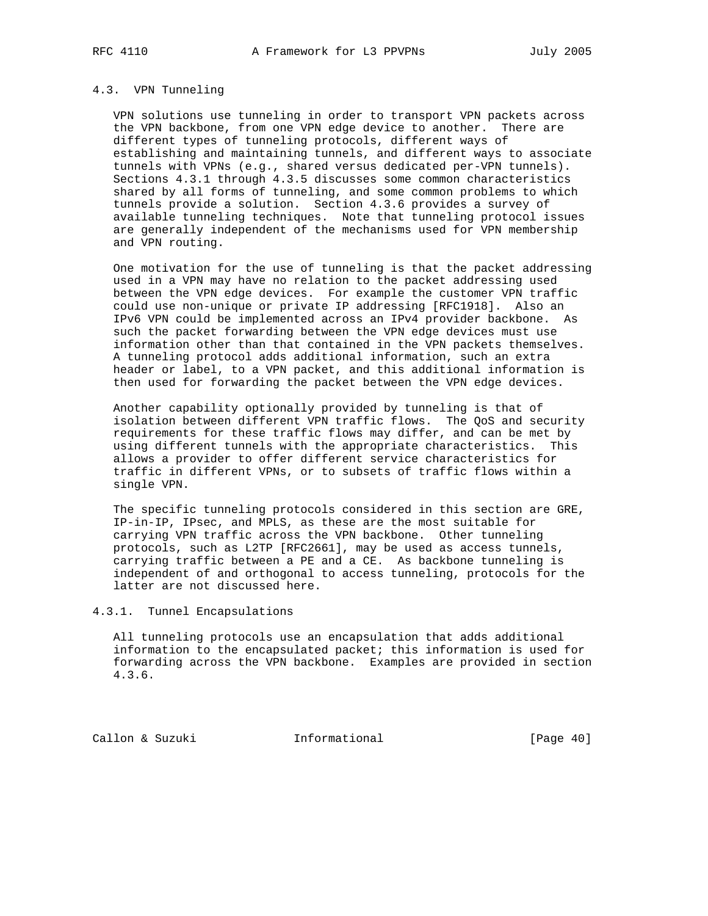### 4.3. VPN Tunneling

VPN solutions use tunneling in order to transport VPN packets across the VPN backbone, from one VPN edge device to another. There are different types of tunneling protocols, different ways of establishing and maintaining tunnels, and different ways to associate tunnels with VPNs (e.g., shared versus dedicated per-VPN tunnels). Sections 4.3.1 through 4.3.5 discusses some common characteristics shared by all forms of tunneling, and some common problems to which tunnels provide a solution. Section 4.3.6 provides a survey of available tunneling techniques. Note that tunneling protocol issues are generally independent of the mechanisms used for VPN membership and VPN routing.

One motivation for the use of tunneling is that the packet addressing used in a VPN may have no relation to the packet addressing used between the VPN edge devices. For example the customer VPN traffic could use non-unique or private IP addressing [RFC1918]. Also an IPv6 VPN could be implemented across an IPv4 provider backbone. As such the packet forwarding between the VPN edge devices must use information other than that contained in the VPN packets themselves. A tunneling protocol adds additional information, such an extra header or label, to a VPN packet, and this additional information is then used for forwarding the packet between the VPN edge devices.

Another capability optionally provided by tunneling is that of isolation between different VPN traffic flows. The QoS and security requirements for these traffic flows may differ, and can be met by using different tunnels with the appropriate characteristics. This allows a provider to offer different service characteristics for traffic in different VPNs, or to subsets of traffic flows within a single VPN.

The specific tunneling protocols considered in this section are GRE, IP-in-IP, IPsec, and MPLS, as these are the most suitable for carrying VPN traffic across the VPN backbone. Other tunneling protocols, such as L2TP [RFC2661], may be used as access tunnels, carrying traffic between a PE and a CE. As backbone tunneling is independent of and orthogonal to access tunneling, protocols for the latter are not discussed here.

#### 4.3.1. Tunnel Encapsulations

All tunneling protocols use an encapsulation that adds additional information to the encapsulated packet; this information is used for forwarding across the VPN backbone. Examples are provided in section 4.3.6.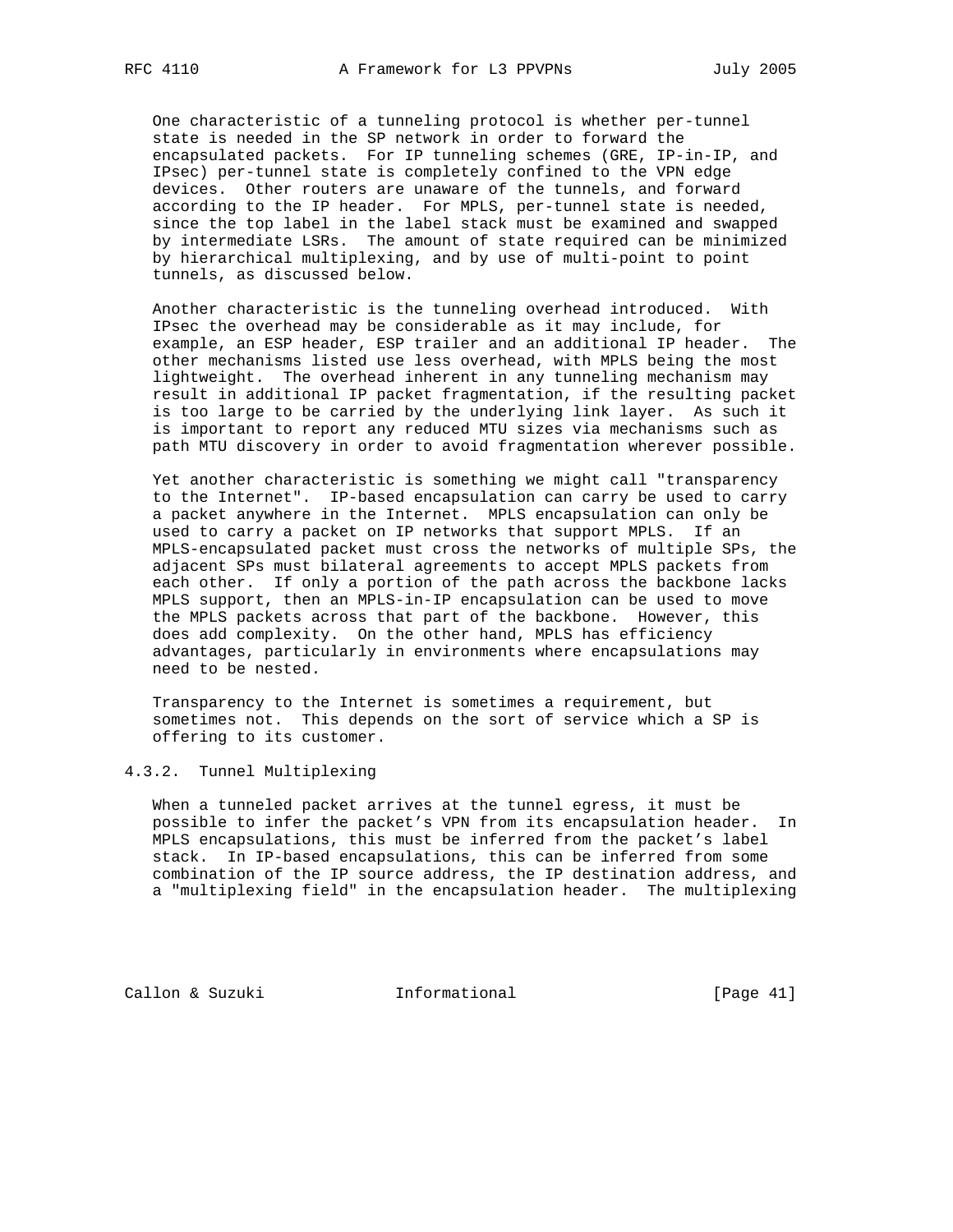One characteristic of a tunneling protocol is whether per-tunnel state is needed in the SP network in order to forward the encapsulated packets. For IP tunneling schemes (GRE, IP-in-IP, and IPsec) per-tunnel state is completely confined to the VPN edge devices. Other routers are unaware of the tunnels, and forward according to the IP header. For MPLS, per-tunnel state is needed, since the top label in the label stack must be examined and swapped by intermediate LSRs. The amount of state required can be minimized by hierarchical multiplexing, and by use of multi-point to point tunnels, as discussed below.

Another characteristic is the tunneling overhead introduced. With IPsec the overhead may be considerable as it may include, for example, an ESP header, ESP trailer and an additional IP header. The other mechanisms listed use less overhead, with MPLS being the most lightweight. The overhead inherent in any tunneling mechanism may result in additional IP packet fragmentation, if the resulting packet is too large to be carried by the underlying link layer. As such it is important to report any reduced MTU sizes via mechanisms such as path MTU discovery in order to avoid fragmentation wherever possible.

Yet another characteristic is something we might call "transparency to the Internet". IP-based encapsulation can carry be used to carry a packet anywhere in the Internet. MPLS encapsulation can only be used to carry a packet on IP networks that support MPLS. If an MPLS-encapsulated packet must cross the networks of multiple SPs, the adjacent SPs must bilateral agreements to accept MPLS packets from each other. If only a portion of the path across the backbone lacks MPLS support, then an MPLS-in-IP encapsulation can be used to move the MPLS packets across that part of the backbone. However, this does add complexity. On the other hand, MPLS has efficiency advantages, particularly in environments where encapsulations may need to be nested.

Transparency to the Internet is sometimes a requirement, but sometimes not. This depends on the sort of service which a SP is offering to its customer.

### 4.3.2. Tunnel Multiplexing

When a tunneled packet arrives at the tunnel egress, it must be possible to infer the packet's VPN from its encapsulation header. In MPLS encapsulations, this must be inferred from the packet's label stack. In IP-based encapsulations, this can be inferred from some combination of the IP source address, the IP destination address, and a "multiplexing field" in the encapsulation header. The multiplexing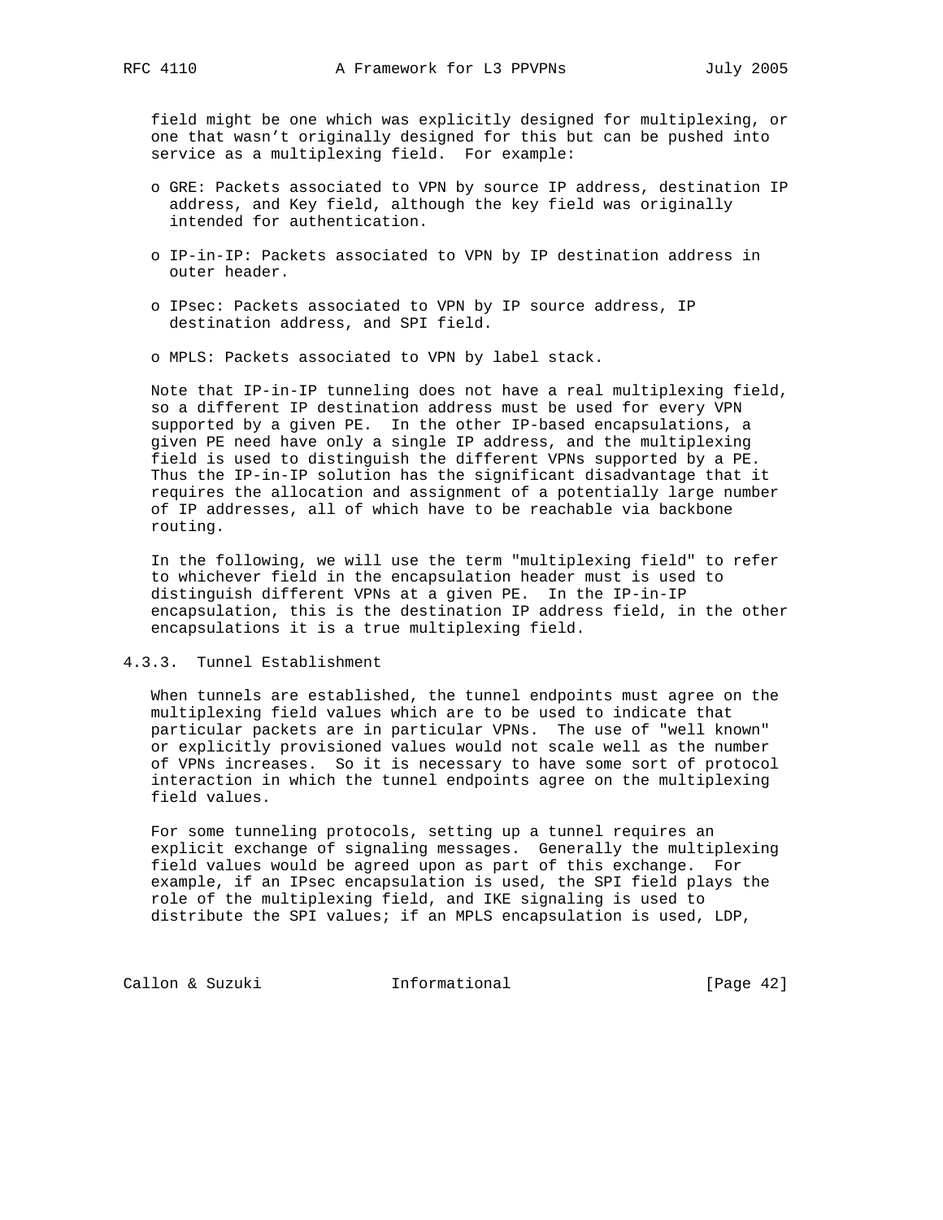field might be one which was explicitly designed for multiplexing, or one that wasn't originally designed for this but can be pushed into service as a multiplexing field. For example:

- GRE: Packets associated to VPN by source IP address, destination IP address, and Key field, although the key field was originally intended for authentication.

- IP-in-IP: Packets associated to VPN by IP destination address in outer header.

- IPsec: Packets associated to VPN by IP source address, IP destination address, and SPI field.

- MPLS: Packets associated to VPN by label stack.

Note that IP-in-IP tunneling does not have a real multiplexing field, so a different IP destination address must be used for every VPN supported by a given PE. In the other IP-based encapsulations, a given PE need have only a single IP address, and the multiplexing field is used to distinguish the different VPNs supported by a PE. Thus the IP-in-IP solution has the significant disadvantage that it requires the allocation and assignment of a potentially large number of IP addresses, all of which have to be reachable via backbone routing.

In the following, we will use the term "multiplexing field" to refer to whichever field in the encapsulation header must is used to distinguish different VPNs at a given PE. In the IP-in-IP encapsulation, this is the destination IP address field, in the other encapsulations it is a true multiplexing field.

### 4.3.3. Tunnel Establishment

When tunnels are established, the tunnel endpoints must agree on the multiplexing field values which are to be used to indicate that particular packets are in particular VPNs. The use of "well known" or explicitly provisioned values would not scale well as the number of VPNs increases. So it is necessary to have some sort of protocol interaction in which the tunnel endpoints agree on the multiplexing field values.

For some tunneling protocols, setting up a tunnel requires an explicit exchange of signaling messages. Generally the multiplexing field values would be agreed upon as part of this exchange. For example, if an IPsec encapsulation is used, the SPI field plays the role of the multiplexing field, and IKE signaling is used to distribute the SPI values; if an MPLS encapsulation is used, LDP,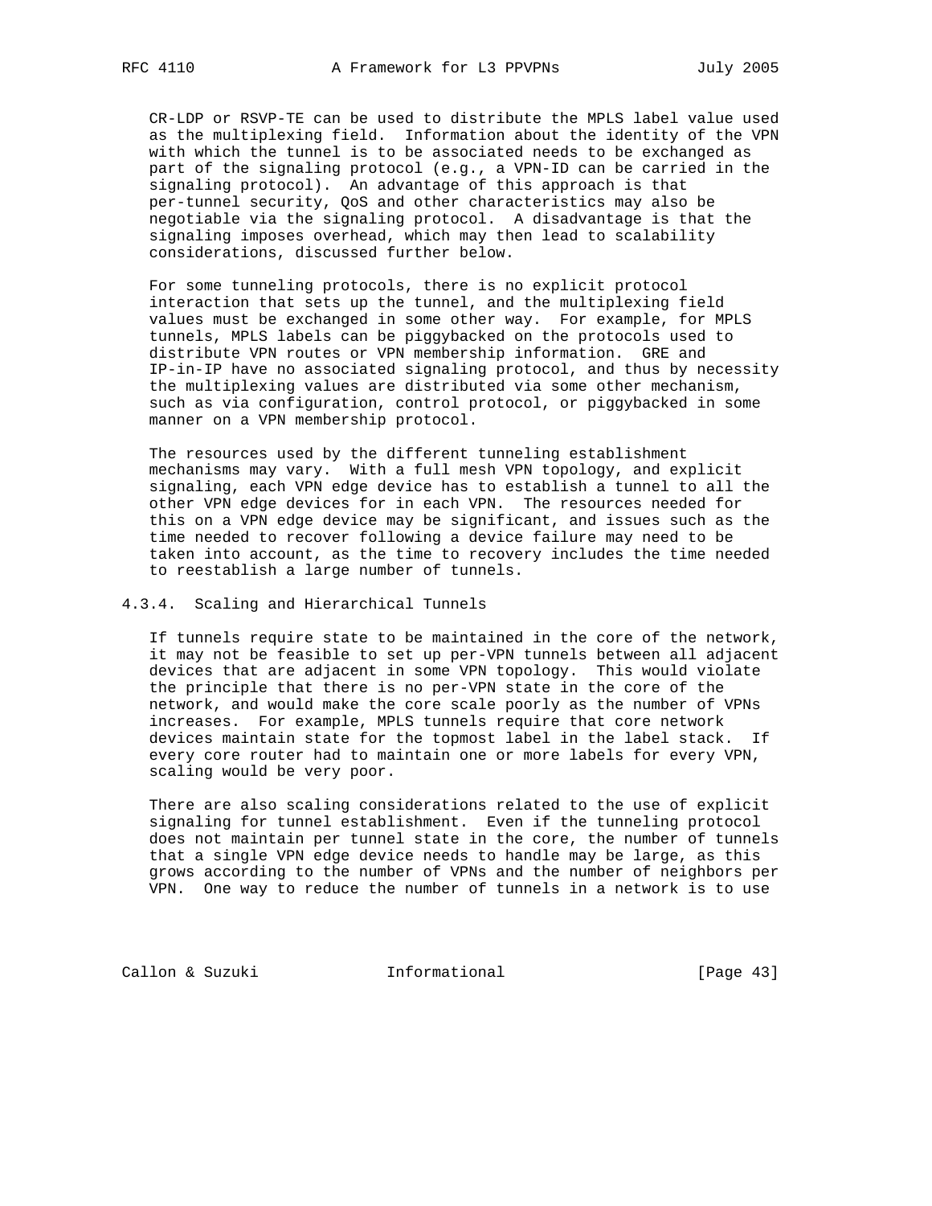CR-LDP or RSVP-TE can be used to distribute the MPLS label value used as the multiplexing field. Information about the identity of the VPN with which the tunnel is to be associated needs to be exchanged as part of the signaling protocol (e.g., a VPN-ID can be carried in the signaling protocol). An advantage of this approach is that per-tunnel security, QoS and other characteristics may also be negotiable via the signaling protocol. A disadvantage is that the signaling imposes overhead, which may then lead to scalability considerations, discussed further below.

For some tunneling protocols, there is no explicit protocol interaction that sets up the tunnel, and the multiplexing field values must be exchanged in some other way. For example, for MPLS tunnels, MPLS labels can be piggybacked on the protocols used to distribute VPN routes or VPN membership information. GRE and IP-in-IP have no associated signaling protocol, and thus by necessity the multiplexing values are distributed via some other mechanism, such as via configuration, control protocol, or piggybacked in some manner on a VPN membership protocol.

The resources used by the different tunneling establishment mechanisms may vary. With a full mesh VPN topology, and explicit signaling, each VPN edge device has to establish a tunnel to all the other VPN edge devices for in each VPN. The resources needed for this on a VPN edge device may be significant, and issues such as the time needed to recover following a device failure may need to be taken into account, as the time to recovery includes the time needed to reestablish a large number of tunnels.

#### 4.3.4. Scaling and Hierarchical Tunnels

If tunnels require state to be maintained in the core of the network, it may not be feasible to set up per-VPN tunnels between all adjacent devices that are adjacent in some VPN topology. This would violate the principle that there is no per-VPN state in the core of the network, and would make the core scale poorly as the number of VPNs increases. For example, MPLS tunnels require that core network devices maintain state for the topmost label in the label stack. If every core router had to maintain one or more labels for every VPN, scaling would be very poor.

There are also scaling considerations related to the use of explicit signaling for tunnel establishment. Even if the tunneling protocol does not maintain per tunnel state in the core, the number of tunnels that a single VPN edge device needs to handle may be large, as this grows according to the number of VPNs and the number of neighbors per VPN. One way to reduce the number of tunnels in a network is to use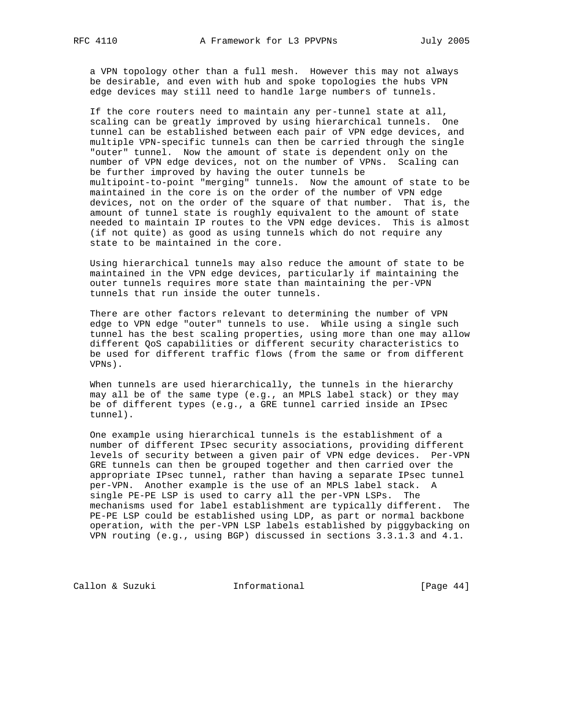a VPN topology other than a full mesh. However this may not always be desirable, and even with hub and spoke topologies the hubs VPN edge devices may still need to handle large numbers of tunnels.

If the core routers need to maintain any per-tunnel state at all, scaling can be greatly improved by using hierarchical tunnels. One tunnel can be established between each pair of VPN edge devices, and multiple VPN-specific tunnels can then be carried through the single "outer" tunnel. Now the amount of state is dependent only on the number of VPN edge devices, not on the number of VPNs. Scaling can be further improved by having the outer tunnels be multipoint-to-point "merging" tunnels. Now the amount of state to be maintained in the core is on the order of the number of VPN edge devices, not on the order of the square of that number. That is, the amount of tunnel state is roughly equivalent to the amount of state needed to maintain IP routes to the VPN edge devices. This is almost (if not quite) as good as using tunnels which do not require any state to be maintained in the core.

Using hierarchical tunnels may also reduce the amount of state to be maintained in the VPN edge devices, particularly if maintaining the outer tunnels requires more state than maintaining the per-VPN tunnels that run inside the outer tunnels.

There are other factors relevant to determining the number of VPN edge to VPN edge "outer" tunnels to use. While using a single such tunnel has the best scaling properties, using more than one may allow different QoS capabilities or different security characteristics to be used for different traffic flows (from the same or from different VPNs).

When tunnels are used hierarchically, the tunnels in the hierarchy may all be of the same type (e.g., an MPLS label stack) or they may be of different types (e.g., a GRE tunnel carried inside an IPsec tunnel).

One example using hierarchical tunnels is the establishment of a number of different IPsec security associations, providing different levels of security between a given pair of VPN edge devices. Per-VPN GRE tunnels can then be grouped together and then carried over the appropriate IPsec tunnel, rather than having a separate IPsec tunnel per-VPN. Another example is the use of an MPLS label stack. A single PE-PE LSP is used to carry all the per-VPN LSPs. The mechanisms used for label establishment are typically different. The PE-PE LSP could be established using LDP, as part or normal backbone operation, with the per-VPN LSP labels established by piggybacking on VPN routing (e.g., using BGP) discussed in sections 3.3.1.3 and 4.1.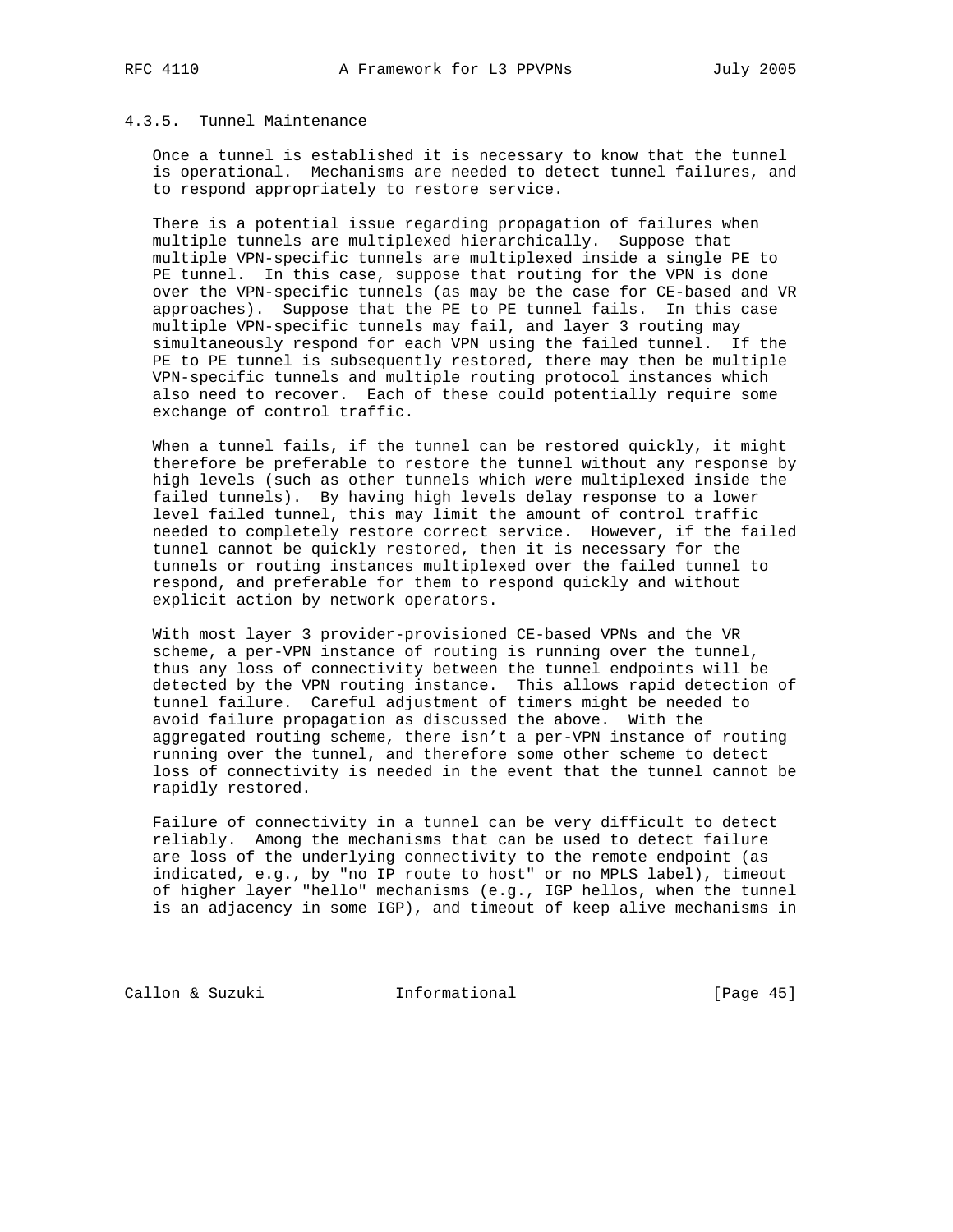#### 4.3.5. Tunnel Maintenance

Once a tunnel is established it is necessary to know that the tunnel is operational. Mechanisms are needed to detect tunnel failures, and to respond appropriately to restore service.

There is a potential issue regarding propagation of failures when multiple tunnels are multiplexed hierarchically. Suppose that multiple VPN-specific tunnels are multiplexed inside a single PE to PE tunnel. In this case, suppose that routing for the VPN is done over the VPN-specific tunnels (as may be the case for CE-based and VR approaches). Suppose that the PE to PE tunnel fails. In this case multiple VPN-specific tunnels may fail, and layer 3 routing may simultaneously respond for each VPN using the failed tunnel. If the PE to PE tunnel is subsequently restored, there may then be multiple VPN-specific tunnels and multiple routing protocol instances which also need to recover. Each of these could potentially require some exchange of control traffic.

When a tunnel fails, if the tunnel can be restored quickly, it might therefore be preferable to restore the tunnel without any response by high levels (such as other tunnels which were multiplexed inside the failed tunnels). By having high levels delay response to a lower level failed tunnel, this may limit the amount of control traffic needed to completely restore correct service. However, if the failed tunnel cannot be quickly restored, then it is necessary for the tunnels or routing instances multiplexed over the failed tunnel to respond, and preferable for them to respond quickly and without explicit action by network operators.

With most layer 3 provider-provisioned CE-based VPNs and the VR scheme, a per-VPN instance of routing is running over the tunnel, thus any loss of connectivity between the tunnel endpoints will be detected by the VPN routing instance. This allows rapid detection of tunnel failure. Careful adjustment of timers might be needed to avoid failure propagation as discussed the above. With the aggregated routing scheme, there isn't a per-VPN instance of routing running over the tunnel, and therefore some other scheme to detect loss of connectivity is needed in the event that the tunnel cannot be rapidly restored.

Failure of connectivity in a tunnel can be very difficult to detect reliably. Among the mechanisms that can be used to detect failure are loss of the underlying connectivity to the remote endpoint (as indicated, e.g., by "no IP route to host" or no MPLS label), timeout of higher layer "hello" mechanisms (e.g., IGP hellos, when the tunnel is an adjacency in some IGP), and timeout of keep alive mechanisms in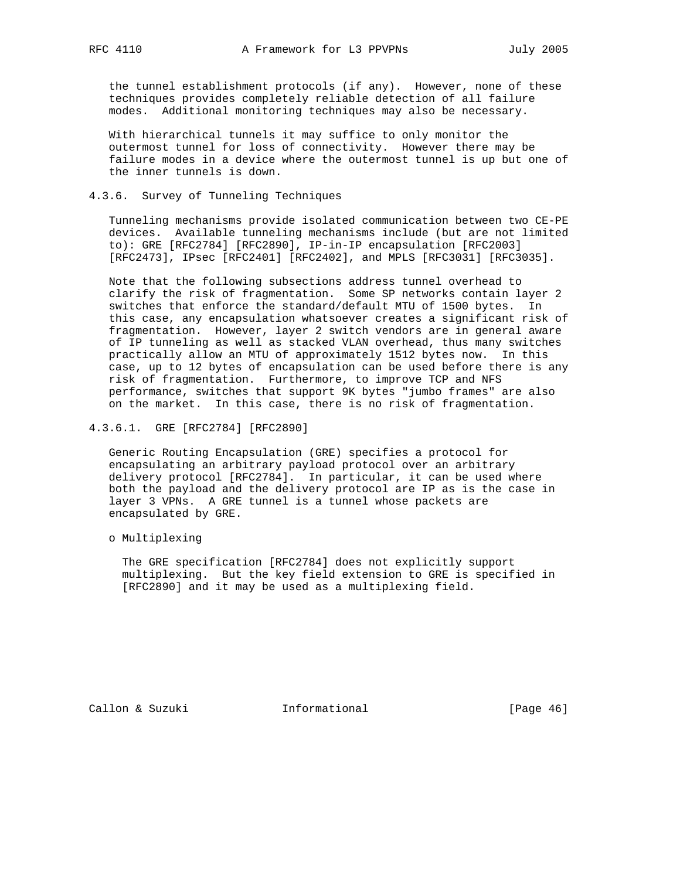the tunnel establishment protocols (if any). However, none of these techniques provides completely reliable detection of all failure modes. Additional monitoring techniques may also be necessary.

With hierarchical tunnels it may suffice to only monitor the outermost tunnel for loss of connectivity. However there may be failure modes in a device where the outermost tunnel is up but one of the inner tunnels is down.

#### 4.3.6. Survey of Tunneling Techniques

Tunneling mechanisms provide isolated communication between two CE-PE devices. Available tunneling mechanisms include (but are not limited to): GRE [RFC2784] [RFC2890], IP-in-IP encapsulation [RFC2003] [RFC2473], IPsec [RFC2401] [RFC2402], and MPLS [RFC3031] [RFC3035].

Note that the following subsections address tunnel overhead to clarify the risk of fragmentation. Some SP networks contain layer 2 switches that enforce the standard/default MTU of 1500 bytes. In this case, any encapsulation whatsoever creates a significant risk of fragmentation. However, layer 2 switch vendors are in general aware of IP tunneling as well as stacked VLAN overhead, thus many switches practically allow an MTU of approximately 1512 bytes now. In this case, up to 12 bytes of encapsulation can be used before there is any risk of fragmentation. Furthermore, to improve TCP and NFS performance, switches that support 9K bytes "jumbo frames" are also on the market. In this case, there is no risk of fragmentation.

##### 4.3.6.1. GRE [RFC2784] [RFC2890]

Generic Routing Encapsulation (GRE) specifies a protocol for encapsulating an arbitrary payload protocol over an arbitrary delivery protocol [RFC2784]. In particular, it can be used where both the payload and the delivery protocol are IP as is the case in layer 3 VPNs. A GRE tunnel is a tunnel whose packets are encapsulated by GRE.

o Multiplexing

  The GRE specification [RFC2784] does not explicitly support multiplexing. But the key field extension to GRE is specified in [RFC2890] and it may be used as a multiplexing field.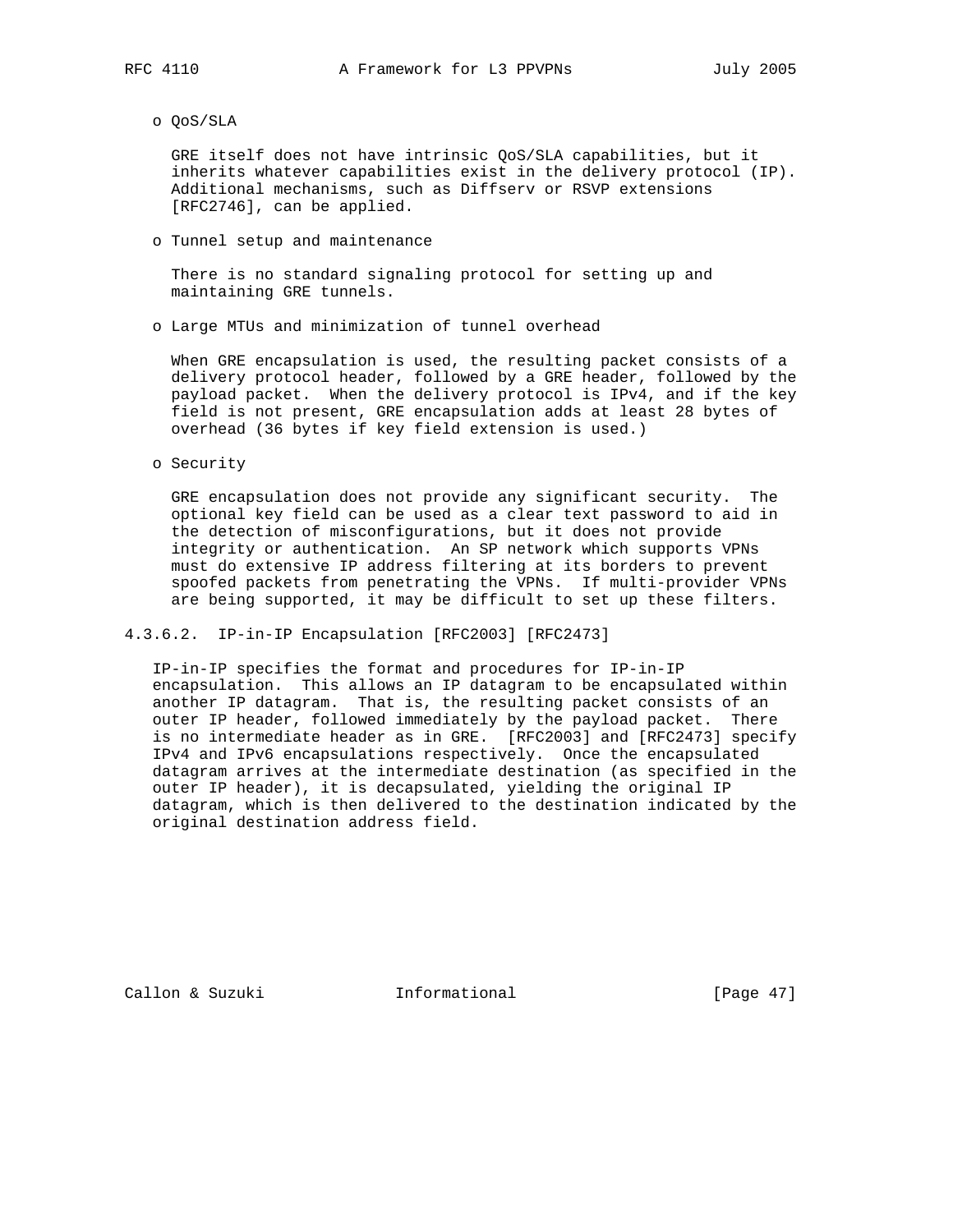- QoS/SLA

  GRE itself does not have intrinsic QoS/SLA capabilities, but it inherits whatever capabilities exist in the delivery protocol (IP). Additional mechanisms, such as Diffserv or RSVP extensions [RFC2746], can be applied.

- Tunnel setup and maintenance

  There is no standard signaling protocol for setting up and maintaining GRE tunnels.

- Large MTUs and minimization of tunnel overhead

  When GRE encapsulation is used, the resulting packet consists of a delivery protocol header, followed by a GRE header, followed by the payload packet. When the delivery protocol is IPv4, and if the key field is not present, GRE encapsulation adds at least 28 bytes of overhead (36 bytes if key field extension is used.)

- Security

  GRE encapsulation does not provide any significant security. The optional key field can be used as a clear text password to aid in the detection of misconfigurations, but it does not provide integrity or authentication. An SP network which supports VPNs must do extensive IP address filtering at its borders to prevent spoofed packets from penetrating the VPNs. If multi-provider VPNs are being supported, it may be difficult to set up these filters.

#### 4.3.6.2. IP-in-IP Encapsulation [RFC2003] [RFC2473]

IP-in-IP specifies the format and procedures for IP-in-IP encapsulation. This allows an IP datagram to be encapsulated within another IP datagram. That is, the resulting packet consists of an outer IP header, followed immediately by the payload packet. There is no intermediate header as in GRE. [RFC2003] and [RFC2473] specify IPv4 and IPv6 encapsulations respectively. Once the encapsulated datagram arrives at the intermediate destination (as specified in the outer IP header), it is decapsulated, yielding the original IP datagram, which is then delivered to the destination indicated by the original destination address field.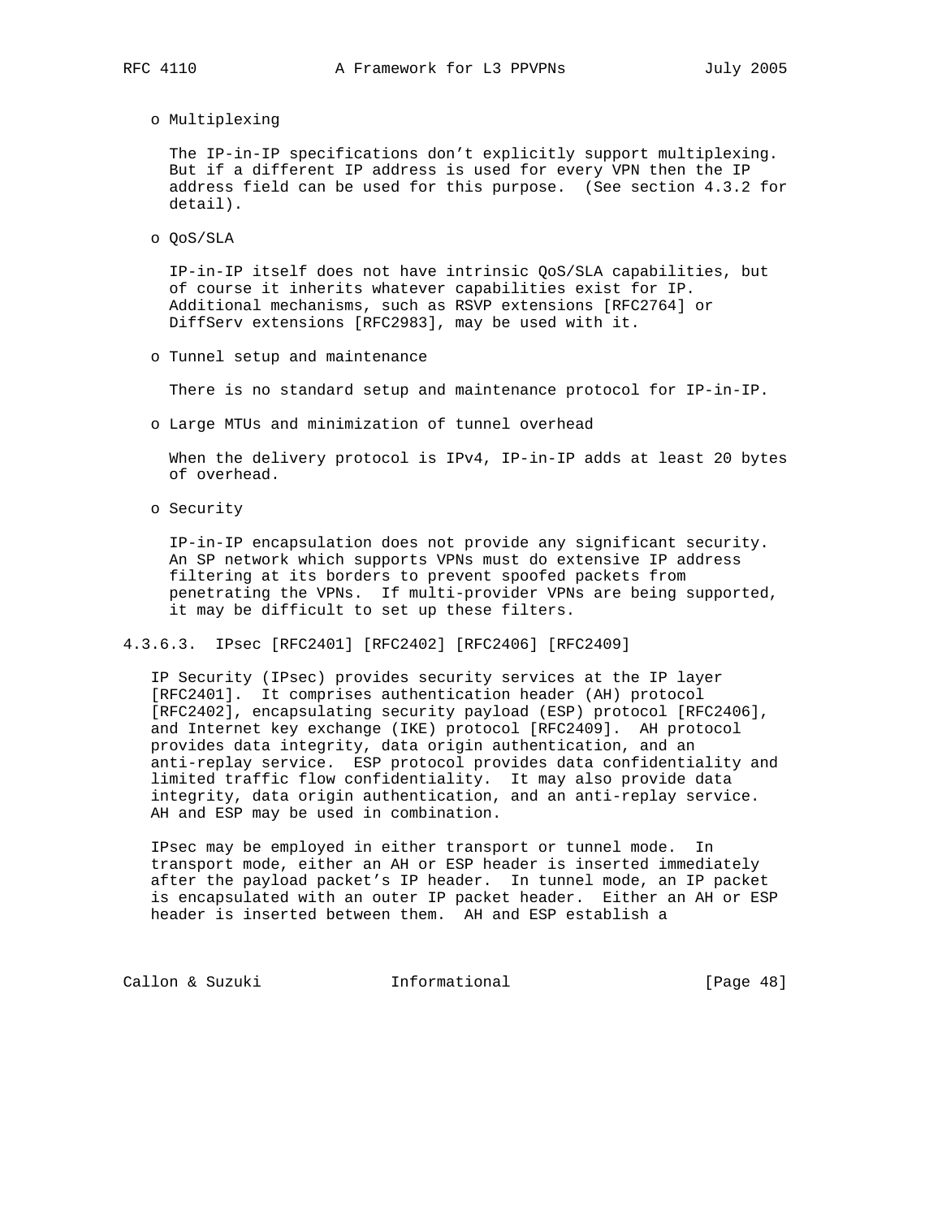o Multiplexing

The IP-in-IP specifications don't explicitly support multiplexing. But if a different IP address is used for every VPN then the IP address field can be used for this purpose. (See section 4.3.2 for detail).

o QoS/SLA

IP-in-IP itself does not have intrinsic QoS/SLA capabilities, but of course it inherits whatever capabilities exist for IP. Additional mechanisms, such as RSVP extensions [RFC2764] or DiffServ extensions [RFC2983], may be used with it.

o Tunnel setup and maintenance

There is no standard setup and maintenance protocol for IP-in-IP.

o Large MTUs and minimization of tunnel overhead

When the delivery protocol is IPv4, IP-in-IP adds at least 20 bytes of overhead.

o Security

IP-in-IP encapsulation does not provide any significant security. An SP network which supports VPNs must do extensive IP address filtering at its borders to prevent spoofed packets from penetrating the VPNs. If multi-provider VPNs are being supported, it may be difficult to set up these filters.

#### 4.3.6.3. IPsec [RFC2401] [RFC2402] [RFC2406] [RFC2409]

IP Security (IPsec) provides security services at the IP layer [RFC2401]. It comprises authentication header (AH) protocol [RFC2402], encapsulating security payload (ESP) protocol [RFC2406], and Internet key exchange (IKE) protocol [RFC2409]. AH protocol provides data integrity, data origin authentication, and an anti-replay service. ESP protocol provides data confidentiality and limited traffic flow confidentiality. It may also provide data integrity, data origin authentication, and an anti-replay service. AH and ESP may be used in combination.

IPsec may be employed in either transport or tunnel mode. In transport mode, either an AH or ESP header is inserted immediately after the payload packet's IP header. In tunnel mode, an IP packet is encapsulated with an outer IP packet header. Either an AH or ESP header is inserted between them. AH and ESP establish a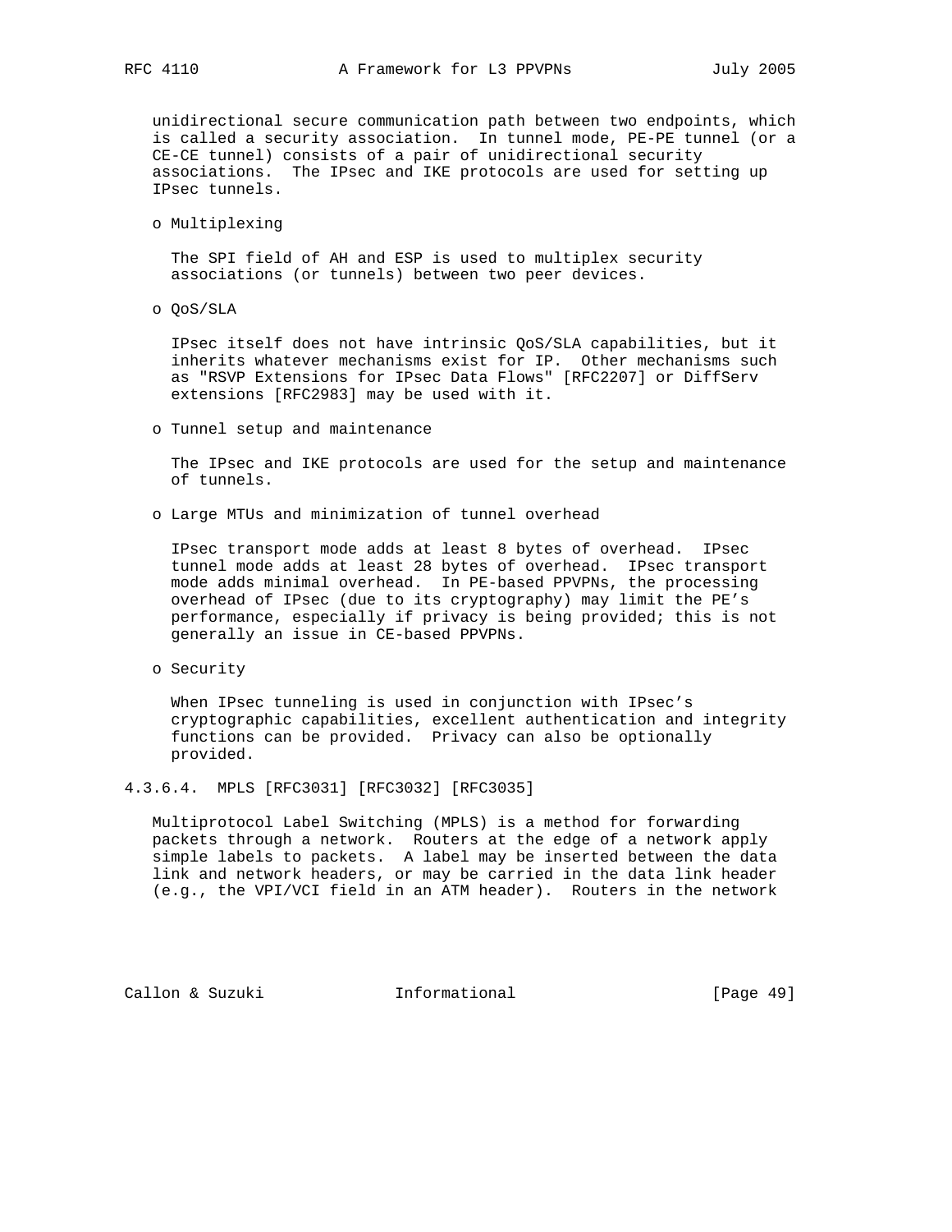unidirectional secure communication path between two endpoints, which is called a security association. In tunnel mode, PE-PE tunnel (or a CE-CE tunnel) consists of a pair of unidirectional security associations. The IPsec and IKE protocols are used for setting up IPsec tunnels.

- Multiplexing

  The SPI field of AH and ESP is used to multiplex security associations (or tunnels) between two peer devices.

- QoS/SLA

  IPsec itself does not have intrinsic QoS/SLA capabilities, but it inherits whatever mechanisms exist for IP. Other mechanisms such as "RSVP Extensions for IPsec Data Flows" [RFC2207] or DiffServ extensions [RFC2983] may be used with it.

- Tunnel setup and maintenance

  The IPsec and IKE protocols are used for the setup and maintenance of tunnels.

- Large MTUs and minimization of tunnel overhead

  IPsec transport mode adds at least 8 bytes of overhead. IPsec tunnel mode adds at least 28 bytes of overhead. IPsec transport mode adds minimal overhead. In PE-based PPVPNs, the processing overhead of IPsec (due to its cryptography) may limit the PE's performance, especially if privacy is being provided; this is not generally an issue in CE-based PPVPNs.

- Security

  When IPsec tunneling is used in conjunction with IPsec's cryptographic capabilities, excellent authentication and integrity functions can be provided. Privacy can also be optionally provided.

#### 4.3.6.4. MPLS [RFC3031] [RFC3032] [RFC3035]

Multiprotocol Label Switching (MPLS) is a method for forwarding packets through a network. Routers at the edge of a network apply simple labels to packets. A label may be inserted between the data link and network headers, or may be carried in the data link header (e.g., the VPI/VCI field in an ATM header). Routers in the network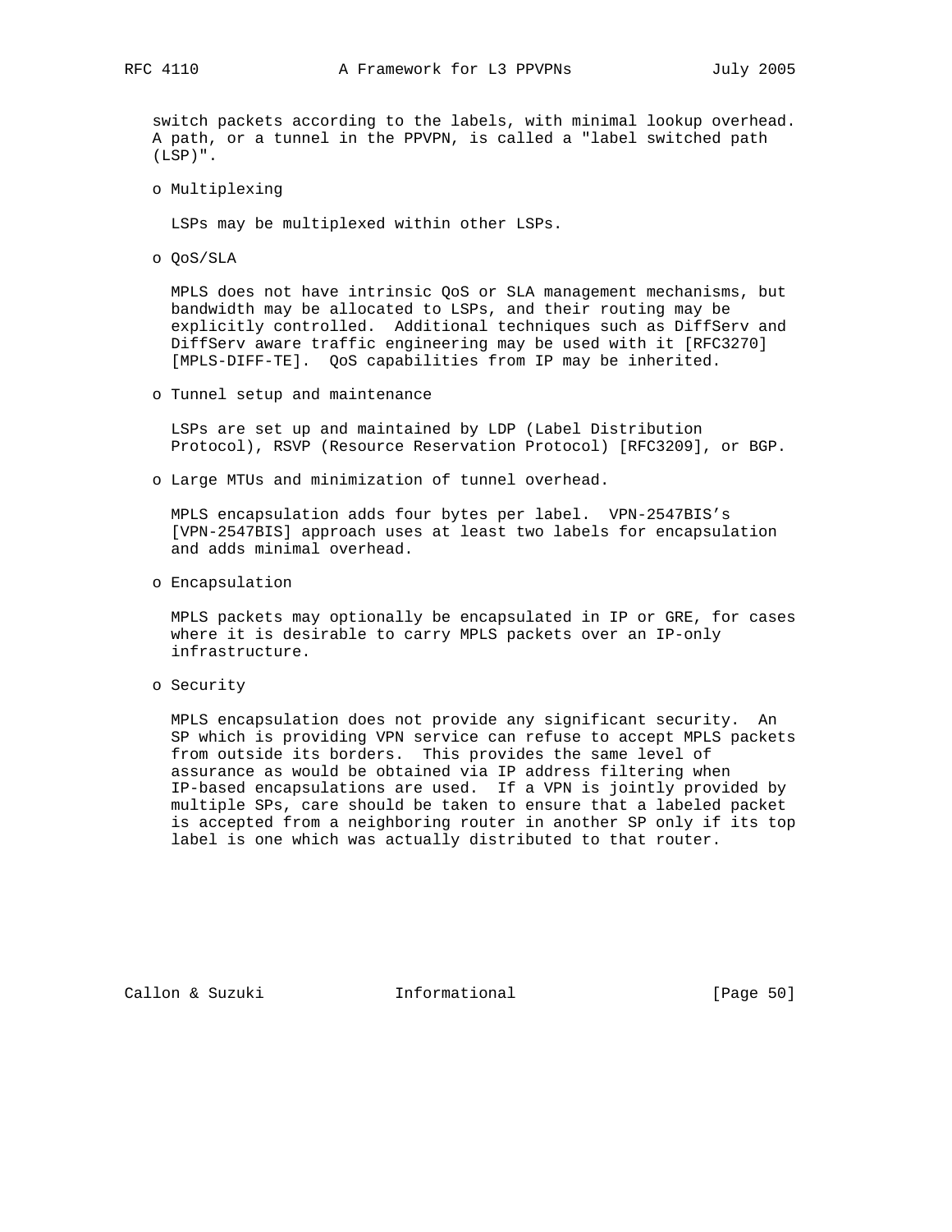switch packets according to the labels, with minimal lookup overhead. A path, or a tunnel in the PPVPN, is called a "label switched path (LSP)".

- Multiplexing

  LSPs may be multiplexed within other LSPs.

- QoS/SLA

  MPLS does not have intrinsic QoS or SLA management mechanisms, but bandwidth may be allocated to LSPs, and their routing may be explicitly controlled. Additional techniques such as DiffServ and DiffServ aware traffic engineering may be used with it [RFC3270] [MPLS-DIFF-TE]. QoS capabilities from IP may be inherited.

- Tunnel setup and maintenance

  LSPs are set up and maintained by LDP (Label Distribution Protocol), RSVP (Resource Reservation Protocol) [RFC3209], or BGP.

- Large MTUs and minimization of tunnel overhead.

  MPLS encapsulation adds four bytes per label. VPN-2547BIS's [VPN-2547BIS] approach uses at least two labels for encapsulation and adds minimal overhead.

- Encapsulation

  MPLS packets may optionally be encapsulated in IP or GRE, for cases where it is desirable to carry MPLS packets over an IP-only infrastructure.

- Security

  MPLS encapsulation does not provide any significant security. An SP which is providing VPN service can refuse to accept MPLS packets from outside its borders. This provides the same level of assurance as would be obtained via IP address filtering when IP-based encapsulations are used. If a VPN is jointly provided by multiple SPs, care should be taken to ensure that a labeled packet is accepted from a neighboring router in another SP only if its top label is one which was actually distributed to that router.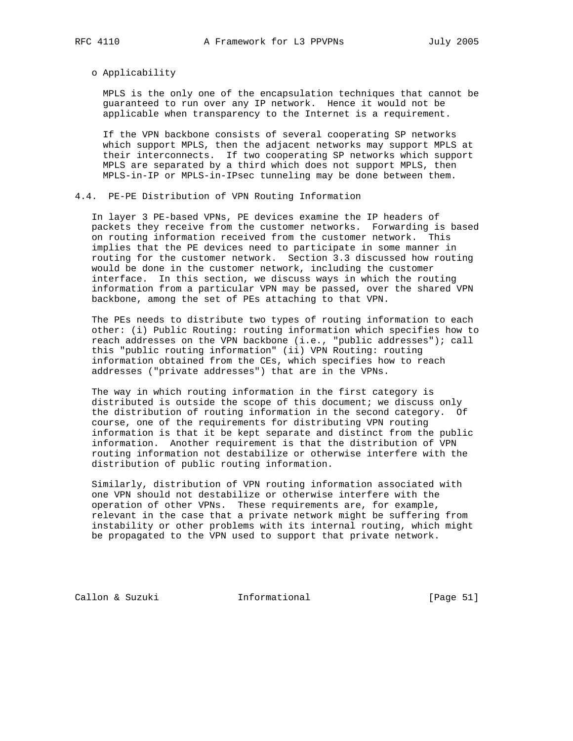o Applicability

MPLS is the only one of the encapsulation techniques that cannot be guaranteed to run over any IP network. Hence it would not be applicable when transparency to the Internet is a requirement.

If the VPN backbone consists of several cooperating SP networks which support MPLS, then the adjacent networks may support MPLS at their interconnects. If two cooperating SP networks which support MPLS are separated by a third which does not support MPLS, then MPLS-in-IP or MPLS-in-IPsec tunneling may be done between them.

### 4.4. PE-PE Distribution of VPN Routing Information

In layer 3 PE-based VPNs, PE devices examine the IP headers of packets they receive from the customer networks. Forwarding is based on routing information received from the customer network. This implies that the PE devices need to participate in some manner in routing for the customer network. Section 3.3 discussed how routing would be done in the customer network, including the customer interface. In this section, we discuss ways in which the routing information from a particular VPN may be passed, over the shared VPN backbone, among the set of PEs attaching to that VPN.

The PEs needs to distribute two types of routing information to each other: (i) Public Routing: routing information which specifies how to reach addresses on the VPN backbone (i.e., "public addresses"); call this "public routing information" (ii) VPN Routing: routing information obtained from the CEs, which specifies how to reach addresses ("private addresses") that are in the VPNs.

The way in which routing information in the first category is distributed is outside the scope of this document; we discuss only the distribution of routing information in the second category. Of course, one of the requirements for distributing VPN routing information is that it be kept separate and distinct from the public information. Another requirement is that the distribution of VPN routing information not destabilize or otherwise interfere with the distribution of public routing information.

Similarly, distribution of VPN routing information associated with one VPN should not destabilize or otherwise interfere with the operation of other VPNs. These requirements are, for example, relevant in the case that a private network might be suffering from instability or other problems with its internal routing, which might be propagated to the VPN used to support that private network.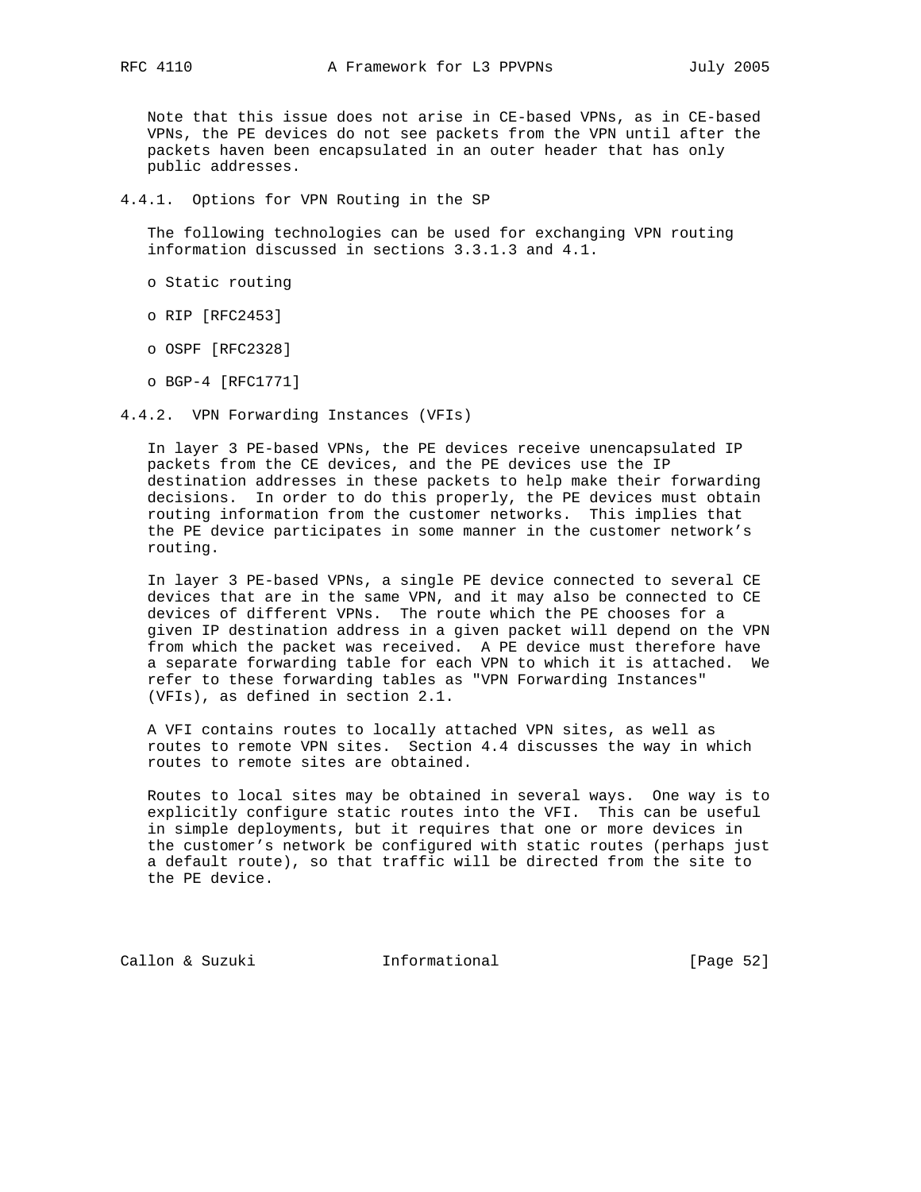Note that this issue does not arise in CE-based VPNs, as in CE-based VPNs, the PE devices do not see packets from the VPN until after the packets haven been encapsulated in an outer header that has only public addresses.

### 4.4.1. Options for VPN Routing in the SP

The following technologies can be used for exchanging VPN routing information discussed in sections 3.3.1.3 and 4.1.

- Static routing
- RIP [RFC2453]
- OSPF [RFC2328]
- BGP-4 [RFC1771]

### 4.4.2. VPN Forwarding Instances (VFIs)

In layer 3 PE-based VPNs, the PE devices receive unencapsulated IP packets from the CE devices, and the PE devices use the IP destination addresses in these packets to help make their forwarding decisions. In order to do this properly, the PE devices must obtain routing information from the customer networks. This implies that the PE device participates in some manner in the customer network's routing.

In layer 3 PE-based VPNs, a single PE device connected to several CE devices that are in the same VPN, and it may also be connected to CE devices of different VPNs. The route which the PE chooses for a given IP destination address in a given packet will depend on the VPN from which the packet was received. A PE device must therefore have a separate forwarding table for each VPN to which it is attached. We refer to these forwarding tables as "VPN Forwarding Instances" (VFIs), as defined in section 2.1.

A VFI contains routes to locally attached VPN sites, as well as routes to remote VPN sites. Section 4.4 discusses the way in which routes to remote sites are obtained.

Routes to local sites may be obtained in several ways. One way is to explicitly configure static routes into the VFI. This can be useful in simple deployments, but it requires that one or more devices in the customer's network be configured with static routes (perhaps just a default route), so that traffic will be directed from the site to the PE device.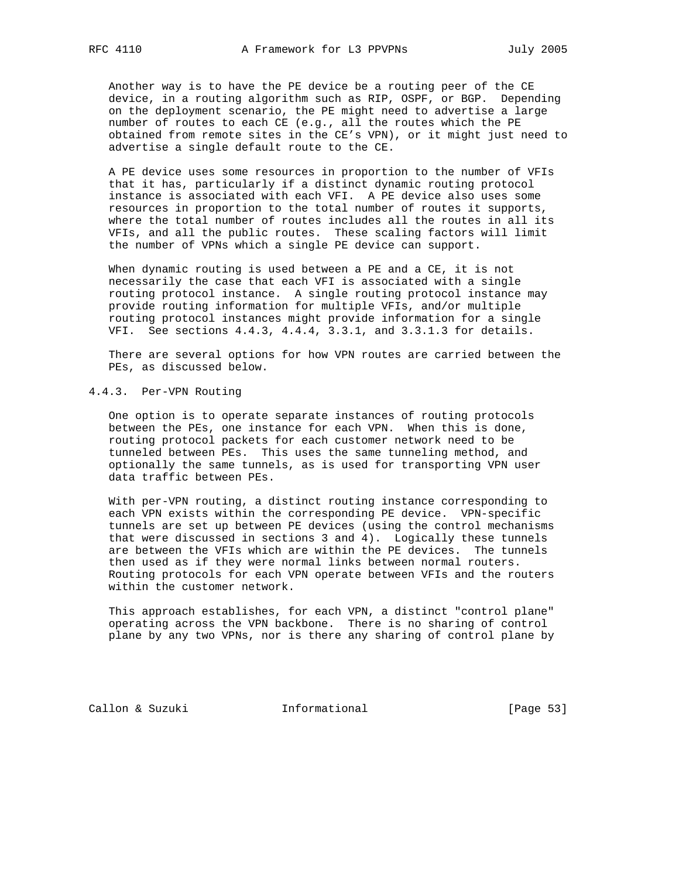Another way is to have the PE device be a routing peer of the CE device, in a routing algorithm such as RIP, OSPF, or BGP. Depending on the deployment scenario, the PE might need to advertise a large number of routes to each CE (e.g., all the routes which the PE obtained from remote sites in the CE's VPN), or it might just need to advertise a single default route to the CE.

A PE device uses some resources in proportion to the number of VFIs that it has, particularly if a distinct dynamic routing protocol instance is associated with each VFI. A PE device also uses some resources in proportion to the total number of routes it supports, where the total number of routes includes all the routes in all its VFIs, and all the public routes. These scaling factors will limit the number of VPNs which a single PE device can support.

When dynamic routing is used between a PE and a CE, it is not necessarily the case that each VFI is associated with a single routing protocol instance. A single routing protocol instance may provide routing information for multiple VFIs, and/or multiple routing protocol instances might provide information for a single VFI. See sections 4.4.3, 4.4.4, 3.3.1, and 3.3.1.3 for details.

There are several options for how VPN routes are carried between the PEs, as discussed below.

### 4.4.3. Per-VPN Routing

One option is to operate separate instances of routing protocols between the PEs, one instance for each VPN. When this is done, routing protocol packets for each customer network need to be tunneled between PEs. This uses the same tunneling method, and optionally the same tunnels, as is used for transporting VPN user data traffic between PEs.

With per-VPN routing, a distinct routing instance corresponding to each VPN exists within the corresponding PE device. VPN-specific tunnels are set up between PE devices (using the control mechanisms that were discussed in sections 3 and 4). Logically these tunnels are between the VFIs which are within the PE devices. The tunnels then used as if they were normal links between normal routers. Routing protocols for each VPN operate between VFIs and the routers within the customer network.

This approach establishes, for each VPN, a distinct "control plane" operating across the VPN backbone. There is no sharing of control plane by any two VPNs, nor is there any sharing of control plane by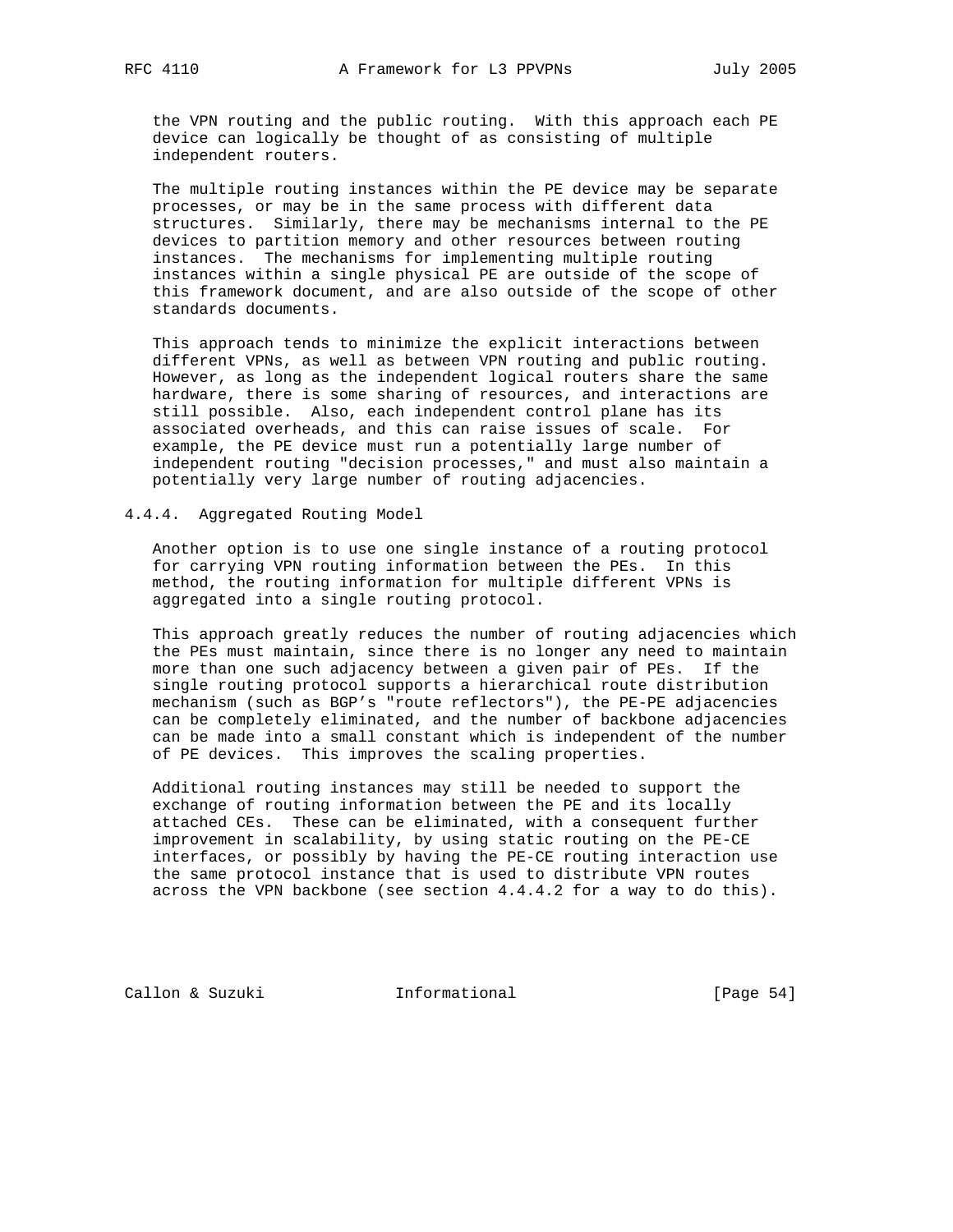the VPN routing and the public routing. With this approach each PE device can logically be thought of as consisting of multiple independent routers.

The multiple routing instances within the PE device may be separate processes, or may be in the same process with different data structures. Similarly, there may be mechanisms internal to the PE devices to partition memory and other resources between routing instances. The mechanisms for implementing multiple routing instances within a single physical PE are outside of the scope of this framework document, and are also outside of the scope of other standards documents.

This approach tends to minimize the explicit interactions between different VPNs, as well as between VPN routing and public routing. However, as long as the independent logical routers share the same hardware, there is some sharing of resources, and interactions are still possible. Also, each independent control plane has its associated overheads, and this can raise issues of scale. For example, the PE device must run a potentially large number of independent routing "decision processes," and must also maintain a potentially very large number of routing adjacencies.

#### 4.4.4. Aggregated Routing Model

Another option is to use one single instance of a routing protocol for carrying VPN routing information between the PEs. In this method, the routing information for multiple different VPNs is aggregated into a single routing protocol.

This approach greatly reduces the number of routing adjacencies which the PEs must maintain, since there is no longer any need to maintain more than one such adjacency between a given pair of PEs. If the single routing protocol supports a hierarchical route distribution mechanism (such as BGP's "route reflectors"), the PE-PE adjacencies can be completely eliminated, and the number of backbone adjacencies can be made into a small constant which is independent of the number of PE devices. This improves the scaling properties.

Additional routing instances may still be needed to support the exchange of routing information between the PE and its locally attached CEs. These can be eliminated, with a consequent further improvement in scalability, by using static routing on the PE-CE interfaces, or possibly by having the PE-CE routing interaction use the same protocol instance that is used to distribute VPN routes across the VPN backbone (see section 4.4.4.2 for a way to do this).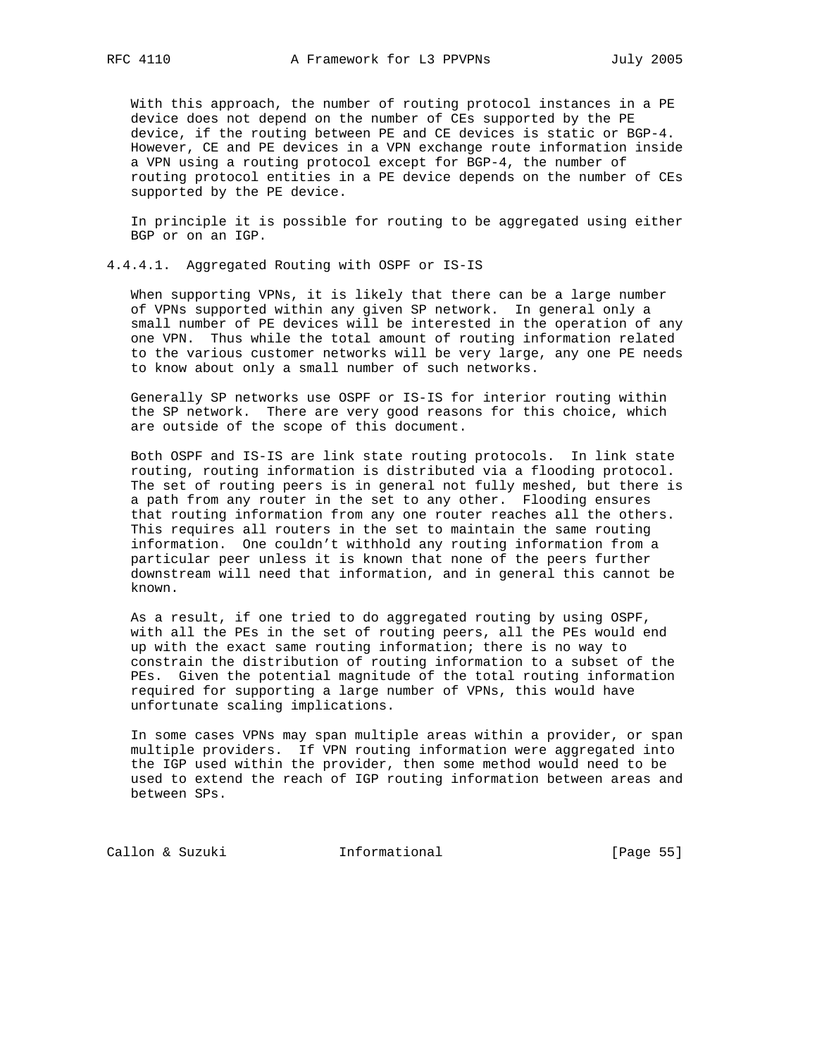With this approach, the number of routing protocol instances in a PE device does not depend on the number of CEs supported by the PE device, if the routing between PE and CE devices is static or BGP-4. However, CE and PE devices in a VPN exchange route information inside a VPN using a routing protocol except for BGP-4, the number of routing protocol entities in a PE device depends on the number of CEs supported by the PE device.

In principle it is possible for routing to be aggregated using either BGP or on an IGP.

#### 4.4.4.1. Aggregated Routing with OSPF or IS-IS

When supporting VPNs, it is likely that there can be a large number of VPNs supported within any given SP network. In general only a small number of PE devices will be interested in the operation of any one VPN. Thus while the total amount of routing information related to the various customer networks will be very large, any one PE needs to know about only a small number of such networks.

Generally SP networks use OSPF or IS-IS for interior routing within the SP network. There are very good reasons for this choice, which are outside of the scope of this document.

Both OSPF and IS-IS are link state routing protocols. In link state routing, routing information is distributed via a flooding protocol. The set of routing peers is in general not fully meshed, but there is a path from any router in the set to any other. Flooding ensures that routing information from any one router reaches all the others. This requires all routers in the set to maintain the same routing information. One couldn't withhold any routing information from a particular peer unless it is known that none of the peers further downstream will need that information, and in general this cannot be known.

As a result, if one tried to do aggregated routing by using OSPF, with all the PEs in the set of routing peers, all the PEs would end up with the exact same routing information; there is no way to constrain the distribution of routing information to a subset of the PEs. Given the potential magnitude of the total routing information required for supporting a large number of VPNs, this would have unfortunate scaling implications.

In some cases VPNs may span multiple areas within a provider, or span multiple providers. If VPN routing information were aggregated into the IGP used within the provider, then some method would need to be used to extend the reach of IGP routing information between areas and between SPs.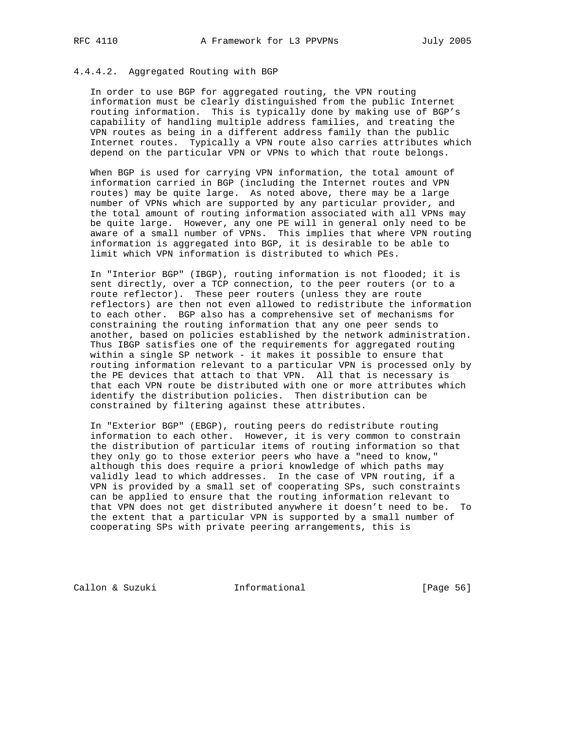#### 4.4.4.2. Aggregated Routing with BGP

In order to use BGP for aggregated routing, the VPN routing information must be clearly distinguished from the public Internet routing information. This is typically done by making use of BGP's capability of handling multiple address families, and treating the VPN routes as being in a different address family than the public Internet routes. Typically a VPN route also carries attributes which depend on the particular VPN or VPNs to which that route belongs.

When BGP is used for carrying VPN information, the total amount of information carried in BGP (including the Internet routes and VPN routes) may be quite large. As noted above, there may be a large number of VPNs which are supported by any particular provider, and the total amount of routing information associated with all VPNs may be quite large. However, any one PE will in general only need to be aware of a small number of VPNs. This implies that where VPN routing information is aggregated into BGP, it is desirable to be able to limit which VPN information is distributed to which PEs.

In "Interior BGP" (IBGP), routing information is not flooded; it is sent directly, over a TCP connection, to the peer routers (or to a route reflector). These peer routers (unless they are route reflectors) are then not even allowed to redistribute the information to each other. BGP also has a comprehensive set of mechanisms for constraining the routing information that any one peer sends to another, based on policies established by the network administration. Thus IBGP satisfies one of the requirements for aggregated routing within a single SP network - it makes it possible to ensure that routing information relevant to a particular VPN is processed only by the PE devices that attach to that VPN. All that is necessary is that each VPN route be distributed with one or more attributes which identify the distribution policies. Then distribution can be constrained by filtering against these attributes.

In "Exterior BGP" (EBGP), routing peers do redistribute routing information to each other. However, it is very common to constrain the distribution of particular items of routing information so that they only go to those exterior peers who have a "need to know," although this does require a priori knowledge of which paths may validly lead to which addresses. In the case of VPN routing, if a VPN is provided by a small set of cooperating SPs, such constraints can be applied to ensure that the routing information relevant to that VPN does not get distributed anywhere it doesn't need to be. To the extent that a particular VPN is supported by a small number of cooperating SPs with private peering arrangements, this is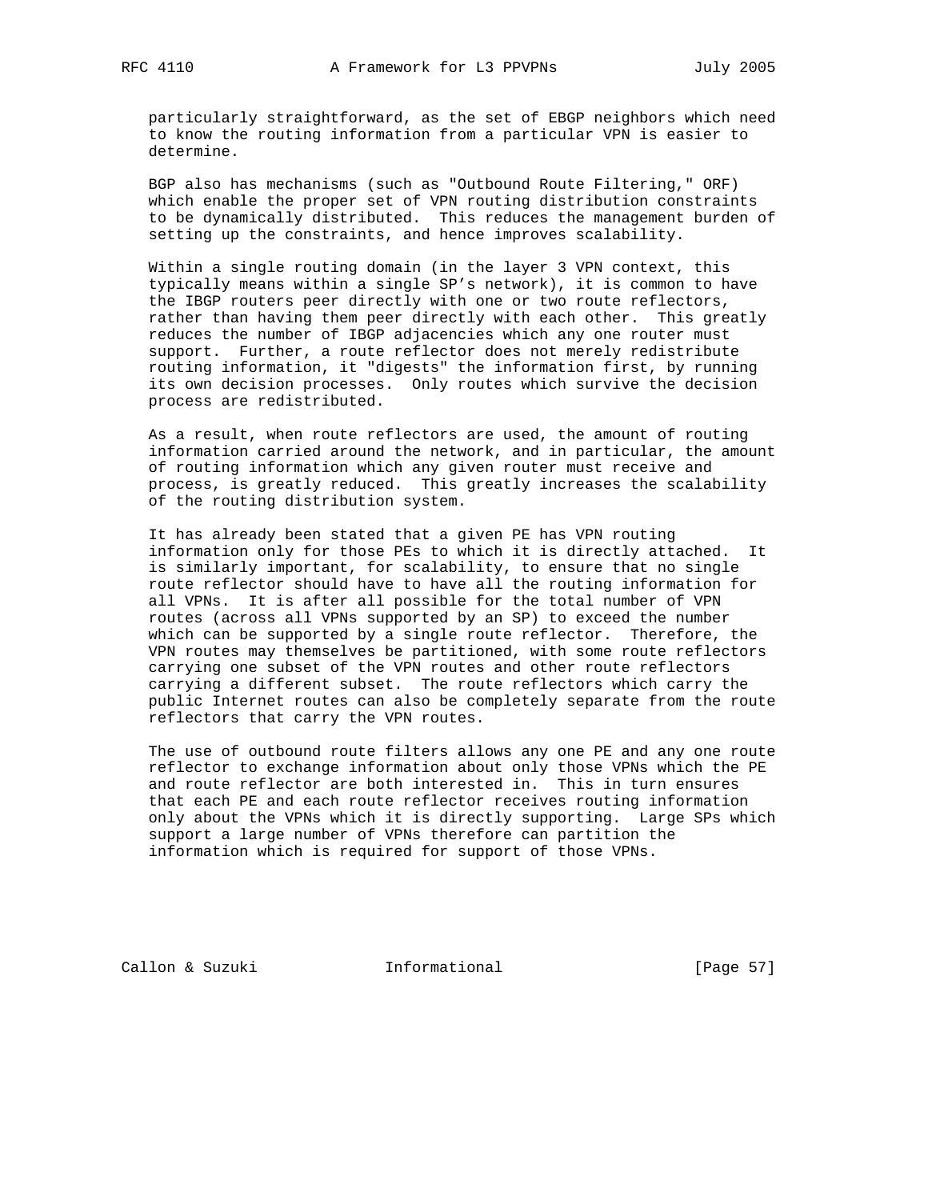particularly straightforward, as the set of EBGP neighbors which need to know the routing information from a particular VPN is easier to determine.

BGP also has mechanisms (such as "Outbound Route Filtering," ORF) which enable the proper set of VPN routing distribution constraints to be dynamically distributed. This reduces the management burden of setting up the constraints, and hence improves scalability.

Within a single routing domain (in the layer 3 VPN context, this typically means within a single SP's network), it is common to have the IBGP routers peer directly with one or two route reflectors, rather than having them peer directly with each other. This greatly reduces the number of IBGP adjacencies which any one router must support. Further, a route reflector does not merely redistribute routing information, it "digests" the information first, by running its own decision processes. Only routes which survive the decision process are redistributed.

As a result, when route reflectors are used, the amount of routing information carried around the network, and in particular, the amount of routing information which any given router must receive and process, is greatly reduced. This greatly increases the scalability of the routing distribution system.

It has already been stated that a given PE has VPN routing information only for those PEs to which it is directly attached. It is similarly important, for scalability, to ensure that no single route reflector should have to have all the routing information for all VPNs. It is after all possible for the total number of VPN routes (across all VPNs supported by an SP) to exceed the number which can be supported by a single route reflector. Therefore, the VPN routes may themselves be partitioned, with some route reflectors carrying one subset of the VPN routes and other route reflectors carrying a different subset. The route reflectors which carry the public Internet routes can also be completely separate from the route reflectors that carry the VPN routes.

The use of outbound route filters allows any one PE and any one route reflector to exchange information about only those VPNs which the PE and route reflector are both interested in. This in turn ensures that each PE and each route reflector receives routing information only about the VPNs which it is directly supporting. Large SPs which support a large number of VPNs therefore can partition the information which is required for support of those VPNs.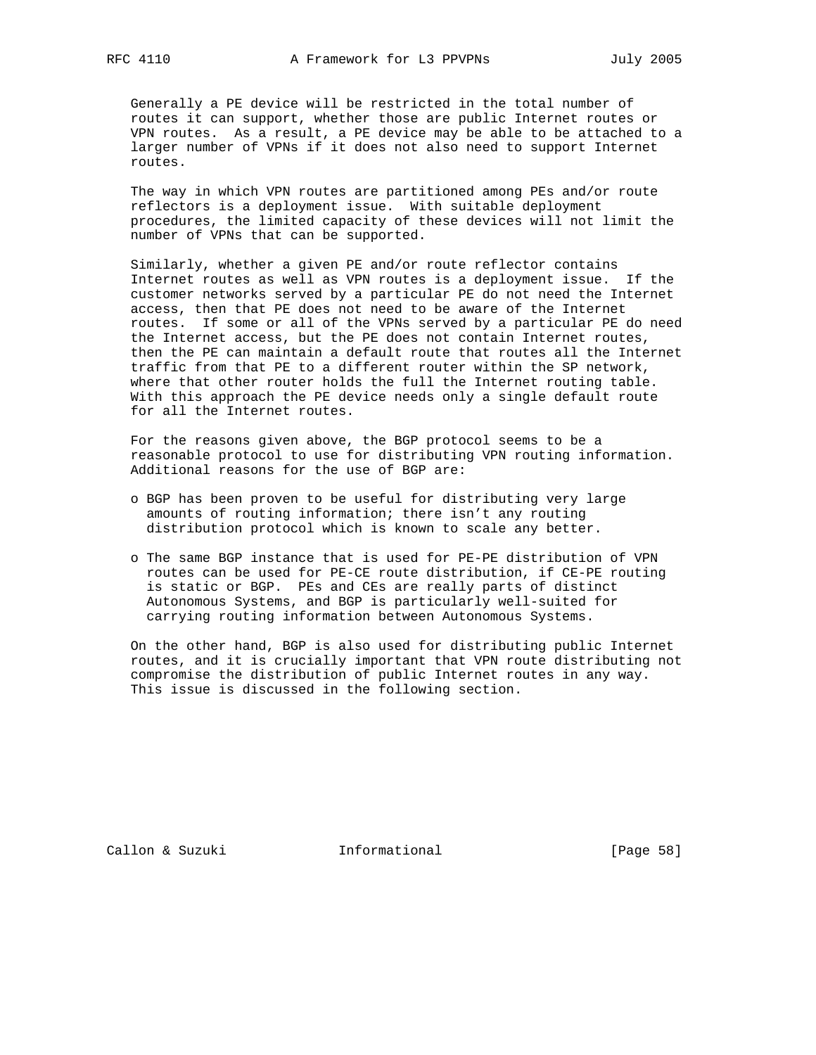Generally a PE device will be restricted in the total number of routes it can support, whether those are public Internet routes or VPN routes. As a result, a PE device may be able to be attached to a larger number of VPNs if it does not also need to support Internet routes.

The way in which VPN routes are partitioned among PEs and/or route reflectors is a deployment issue. With suitable deployment procedures, the limited capacity of these devices will not limit the number of VPNs that can be supported.

Similarly, whether a given PE and/or route reflector contains Internet routes as well as VPN routes is a deployment issue. If the customer networks served by a particular PE do not need the Internet access, then that PE does not need to be aware of the Internet routes. If some or all of the VPNs served by a particular PE do need the Internet access, but the PE does not contain Internet routes, then the PE can maintain a default route that routes all the Internet traffic from that PE to a different router within the SP network, where that other router holds the full the Internet routing table. With this approach the PE device needs only a single default route for all the Internet routes.

For the reasons given above, the BGP protocol seems to be a reasonable protocol to use for distributing VPN routing information. Additional reasons for the use of BGP are:

- BGP has been proven to be useful for distributing very large amounts of routing information; there isn't any routing distribution protocol which is known to scale any better.

- The same BGP instance that is used for PE-PE distribution of VPN routes can be used for PE-CE route distribution, if CE-PE routing is static or BGP. PEs and CEs are really parts of distinct Autonomous Systems, and BGP is particularly well-suited for carrying routing information between Autonomous Systems.

On the other hand, BGP is also used for distributing public Internet routes, and it is crucially important that VPN route distributing not compromise the distribution of public Internet routes in any way. This issue is discussed in the following section.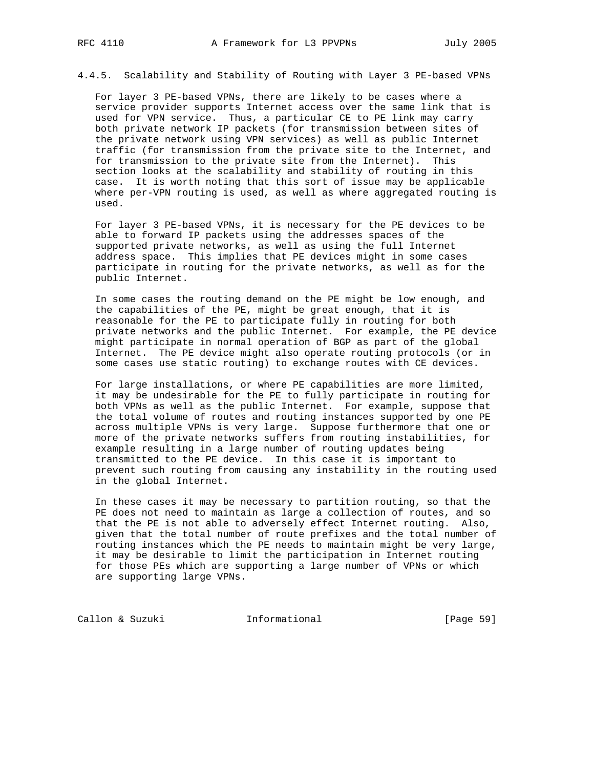#### 4.4.5. Scalability and Stability of Routing with Layer 3 PE-based VPNs

For layer 3 PE-based VPNs, there are likely to be cases where a service provider supports Internet access over the same link that is used for VPN service. Thus, a particular CE to PE link may carry both private network IP packets (for transmission between sites of the private network using VPN services) as well as public Internet traffic (for transmission from the private site to the Internet, and for transmission to the private site from the Internet). This section looks at the scalability and stability of routing in this case. It is worth noting that this sort of issue may be applicable where per-VPN routing is used, as well as where aggregated routing is used.

For layer 3 PE-based VPNs, it is necessary for the PE devices to be able to forward IP packets using the addresses spaces of the supported private networks, as well as using the full Internet address space. This implies that PE devices might in some cases participate in routing for the private networks, as well as for the public Internet.

In some cases the routing demand on the PE might be low enough, and the capabilities of the PE, might be great enough, that it is reasonable for the PE to participate fully in routing for both private networks and the public Internet. For example, the PE device might participate in normal operation of BGP as part of the global Internet. The PE device might also operate routing protocols (or in some cases use static routing) to exchange routes with CE devices.

For large installations, or where PE capabilities are more limited, it may be undesirable for the PE to fully participate in routing for both VPNs as well as the public Internet. For example, suppose that the total volume of routes and routing instances supported by one PE across multiple VPNs is very large. Suppose furthermore that one or more of the private networks suffers from routing instabilities, for example resulting in a large number of routing updates being transmitted to the PE device. In this case it is important to prevent such routing from causing any instability in the routing used in the global Internet.

In these cases it may be necessary to partition routing, so that the PE does not need to maintain as large a collection of routes, and so that the PE is not able to adversely effect Internet routing. Also, given that the total number of route prefixes and the total number of routing instances which the PE needs to maintain might be very large, it may be desirable to limit the participation in Internet routing for those PEs which are supporting a large number of VPNs or which are supporting large VPNs.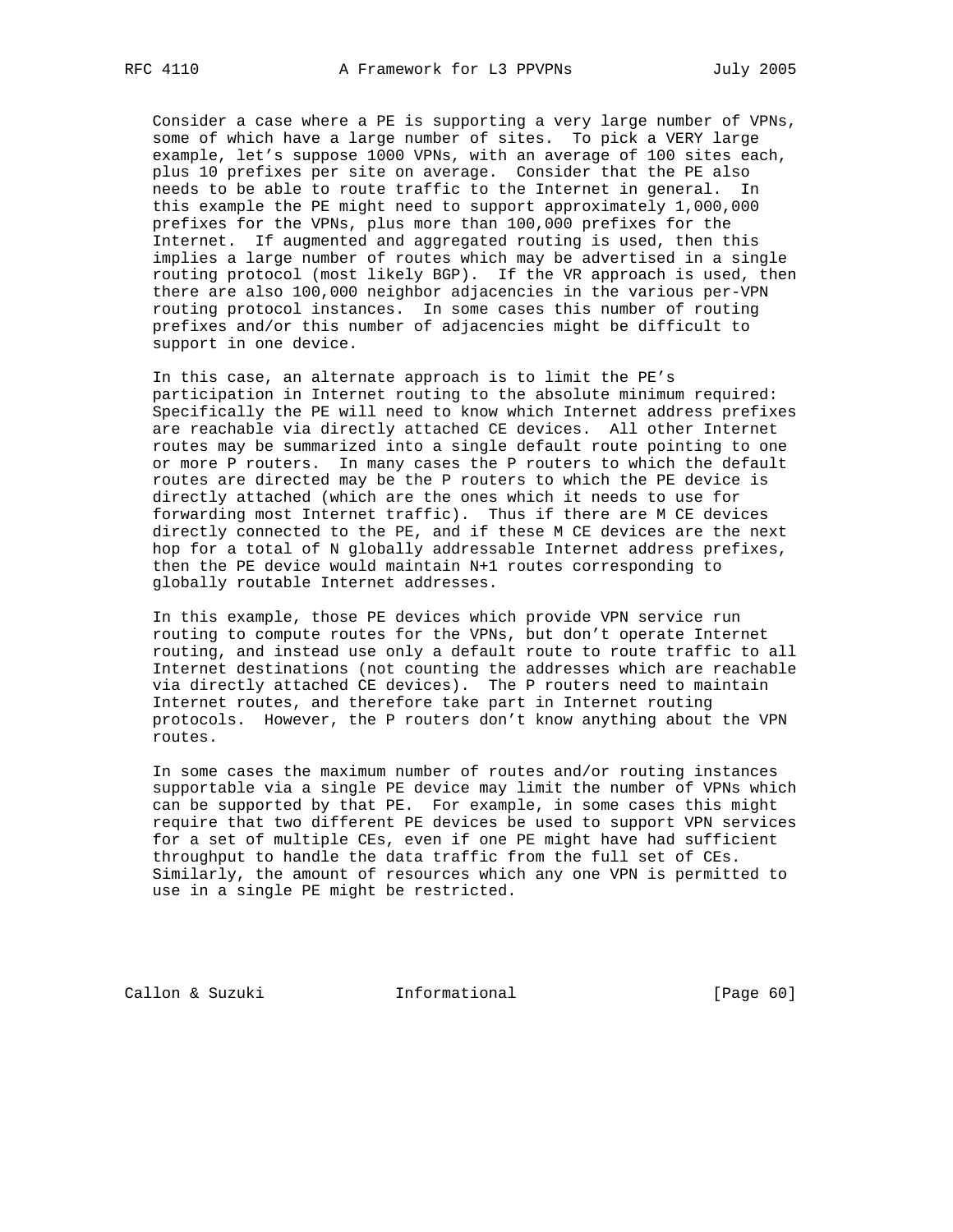Consider a case where a PE is supporting a very large number of VPNs, some of which have a large number of sites. To pick a VERY large example, let's suppose 1000 VPNs, with an average of 100 sites each, plus 10 prefixes per site on average. Consider that the PE also needs to be able to route traffic to the Internet in general. In this example the PE might need to support approximately 1,000,000 prefixes for the VPNs, plus more than 100,000 prefixes for the Internet. If augmented and aggregated routing is used, then this implies a large number of routes which may be advertised in a single routing protocol (most likely BGP). If the VR approach is used, then there are also 100,000 neighbor adjacencies in the various per-VPN routing protocol instances. In some cases this number of routing prefixes and/or this number of adjacencies might be difficult to support in one device.

In this case, an alternate approach is to limit the PE's participation in Internet routing to the absolute minimum required: Specifically the PE will need to know which Internet address prefixes are reachable via directly attached CE devices. All other Internet routes may be summarized into a single default route pointing to one or more P routers. In many cases the P routers to which the default routes are directed may be the P routers to which the PE device is directly attached (which are the ones which it needs to use for forwarding most Internet traffic). Thus if there are M CE devices directly connected to the PE, and if these M CE devices are the next hop for a total of N globally addressable Internet address prefixes, then the PE device would maintain N+1 routes corresponding to globally routable Internet addresses.

In this example, those PE devices which provide VPN service run routing to compute routes for the VPNs, but don't operate Internet routing, and instead use only a default route to route traffic to all Internet destinations (not counting the addresses which are reachable via directly attached CE devices). The P routers need to maintain Internet routes, and therefore take part in Internet routing protocols. However, the P routers don't know anything about the VPN routes.

In some cases the maximum number of routes and/or routing instances supportable via a single PE device may limit the number of VPNs which can be supported by that PE. For example, in some cases this might require that two different PE devices be used to support VPN services for a set of multiple CEs, even if one PE might have had sufficient throughput to handle the data traffic from the full set of CEs. Similarly, the amount of resources which any one VPN is permitted to use in a single PE might be restricted.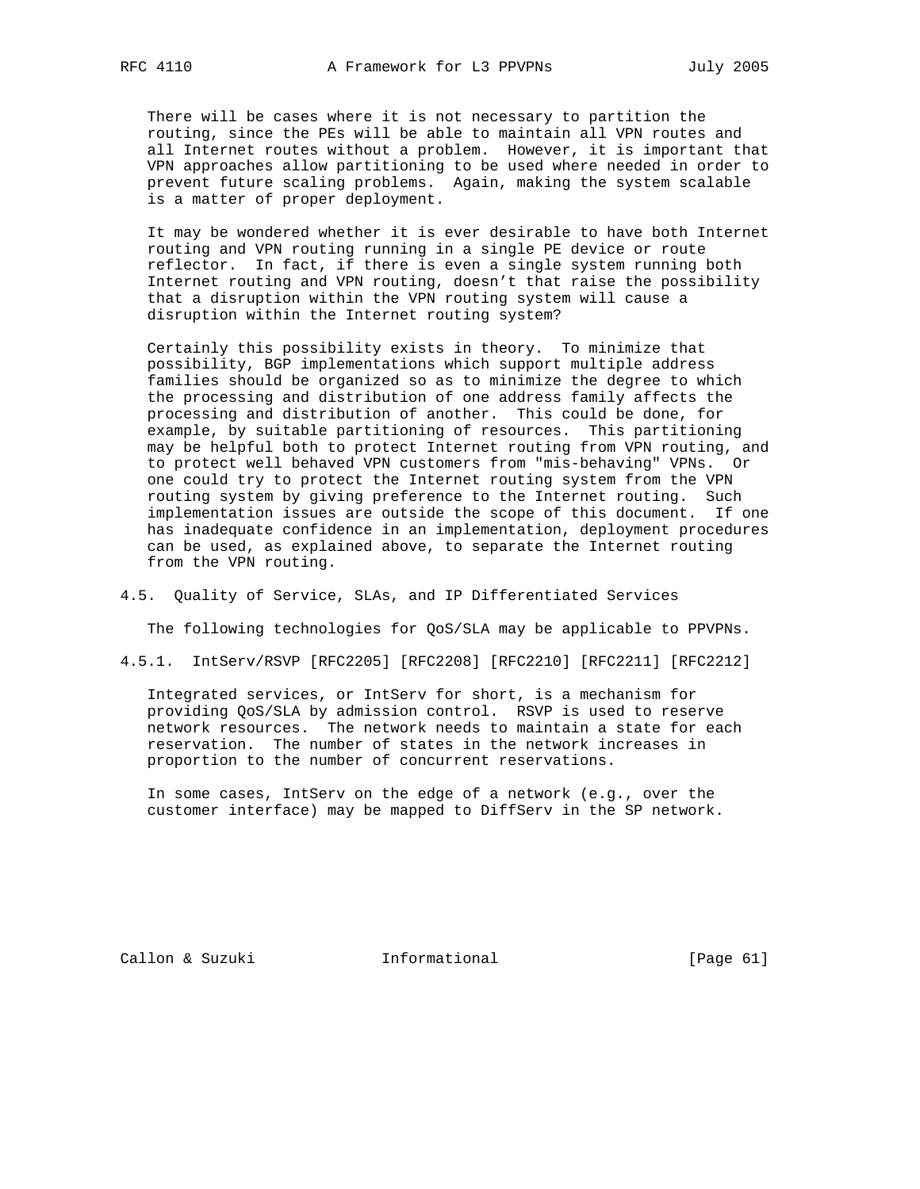There will be cases where it is not necessary to partition the routing, since the PEs will be able to maintain all VPN routes and all Internet routes without a problem. However, it is important that VPN approaches allow partitioning to be used where needed in order to prevent future scaling problems. Again, making the system scalable is a matter of proper deployment.

It may be wondered whether it is ever desirable to have both Internet routing and VPN routing running in a single PE device or route reflector. In fact, if there is even a single system running both Internet routing and VPN routing, doesn't that raise the possibility that a disruption within the VPN routing system will cause a disruption within the Internet routing system?

Certainly this possibility exists in theory. To minimize that possibility, BGP implementations which support multiple address families should be organized so as to minimize the degree to which the processing and distribution of one address family affects the processing and distribution of another. This could be done, for example, by suitable partitioning of resources. This partitioning may be helpful both to protect Internet routing from VPN routing, and to protect well behaved VPN customers from "mis-behaving" VPNs. Or one could try to protect the Internet routing system from the VPN routing system by giving preference to the Internet routing. Such implementation issues are outside the scope of this document. If one has inadequate confidence in an implementation, deployment procedures can be used, as explained above, to separate the Internet routing from the VPN routing.

### 4.5. Quality of Service, SLAs, and IP Differentiated Services

The following technologies for QoS/SLA may be applicable to PPVPNs.

#### 4.5.1. IntServ/RSVP [RFC2205] [RFC2208] [RFC2210] [RFC2211] [RFC2212]

Integrated services, or IntServ for short, is a mechanism for providing QoS/SLA by admission control. RSVP is used to reserve network resources. The network needs to maintain a state for each reservation. The number of states in the network increases in proportion to the number of concurrent reservations.

In some cases, IntServ on the edge of a network (e.g., over the customer interface) may be mapped to DiffServ in the SP network.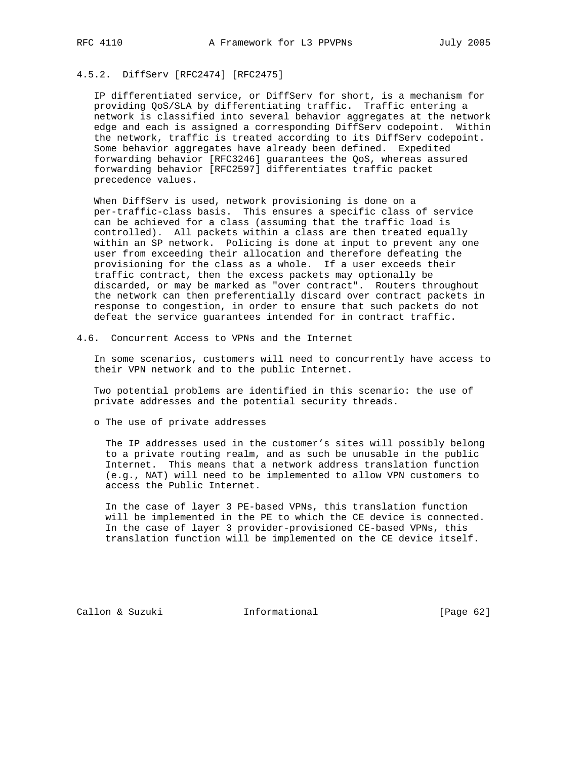#### 4.5.2. DiffServ [RFC2474] [RFC2475]

IP differentiated service, or DiffServ for short, is a mechanism for providing QoS/SLA by differentiating traffic. Traffic entering a network is classified into several behavior aggregates at the network edge and each is assigned a corresponding DiffServ codepoint. Within the network, traffic is treated according to its DiffServ codepoint. Some behavior aggregates have already been defined. Expedited forwarding behavior [RFC3246] guarantees the QoS, whereas assured forwarding behavior [RFC2597] differentiates traffic packet precedence values.

When DiffServ is used, network provisioning is done on a per-traffic-class basis. This ensures a specific class of service can be achieved for a class (assuming that the traffic load is controlled). All packets within a class are then treated equally within an SP network. Policing is done at input to prevent any one user from exceeding their allocation and therefore defeating the provisioning for the class as a whole. If a user exceeds their traffic contract, then the excess packets may optionally be discarded, or may be marked as "over contract". Routers throughout the network can then preferentially discard over contract packets in response to congestion, in order to ensure that such packets do not defeat the service guarantees intended for in contract traffic.

### 4.6. Concurrent Access to VPNs and the Internet

In some scenarios, customers will need to concurrently have access to their VPN network and to the public Internet.

Two potential problems are identified in this scenario: the use of private addresses and the potential security threads.

- The use of private addresses

  The IP addresses used in the customer's sites will possibly belong to a private routing realm, and as such be unusable in the public Internet. This means that a network address translation function (e.g., NAT) will need to be implemented to allow VPN customers to access the Public Internet.

  In the case of layer 3 PE-based VPNs, this translation function will be implemented in the PE to which the CE device is connected. In the case of layer 3 provider-provisioned CE-based VPNs, this translation function will be implemented on the CE device itself.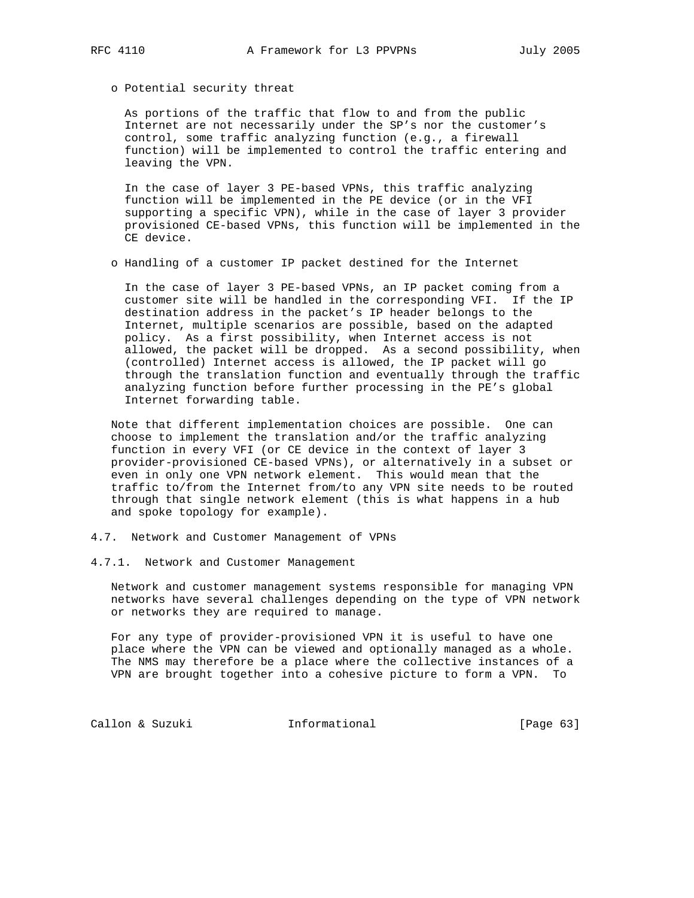- Potential security threat

  As portions of the traffic that flow to and from the public Internet are not necessarily under the SP's nor the customer's control, some traffic analyzing function (e.g., a firewall function) will be implemented to control the traffic entering and leaving the VPN.

  In the case of layer 3 PE-based VPNs, this traffic analyzing function will be implemented in the PE device (or in the VFI supporting a specific VPN), while in the case of layer 3 provider provisioned CE-based VPNs, this function will be implemented in the CE device.

- Handling of a customer IP packet destined for the Internet

  In the case of layer 3 PE-based VPNs, an IP packet coming from a customer site will be handled in the corresponding VFI. If the IP destination address in the packet's IP header belongs to the Internet, multiple scenarios are possible, based on the adapted policy. As a first possibility, when Internet access is not allowed, the packet will be dropped. As a second possibility, when (controlled) Internet access is allowed, the IP packet will go through the translation function and eventually through the traffic analyzing function before further processing in the PE's global Internet forwarding table.

Note that different implementation choices are possible. One can choose to implement the translation and/or the traffic analyzing function in every VFI (or CE device in the context of layer 3 provider-provisioned CE-based VPNs), or alternatively in a subset or even in only one VPN network element. This would mean that the traffic to/from the Internet from/to any VPN site needs to be routed through that single network element (this is what happens in a hub and spoke topology for example).

## 4.7. Network and Customer Management of VPNs

### 4.7.1. Network and Customer Management

Network and customer management systems responsible for managing VPN networks have several challenges depending on the type of VPN network or networks they are required to manage.

For any type of provider-provisioned VPN it is useful to have one place where the VPN can be viewed and optionally managed as a whole. The NMS may therefore be a place where the collective instances of a VPN are brought together into a cohesive picture to form a VPN. To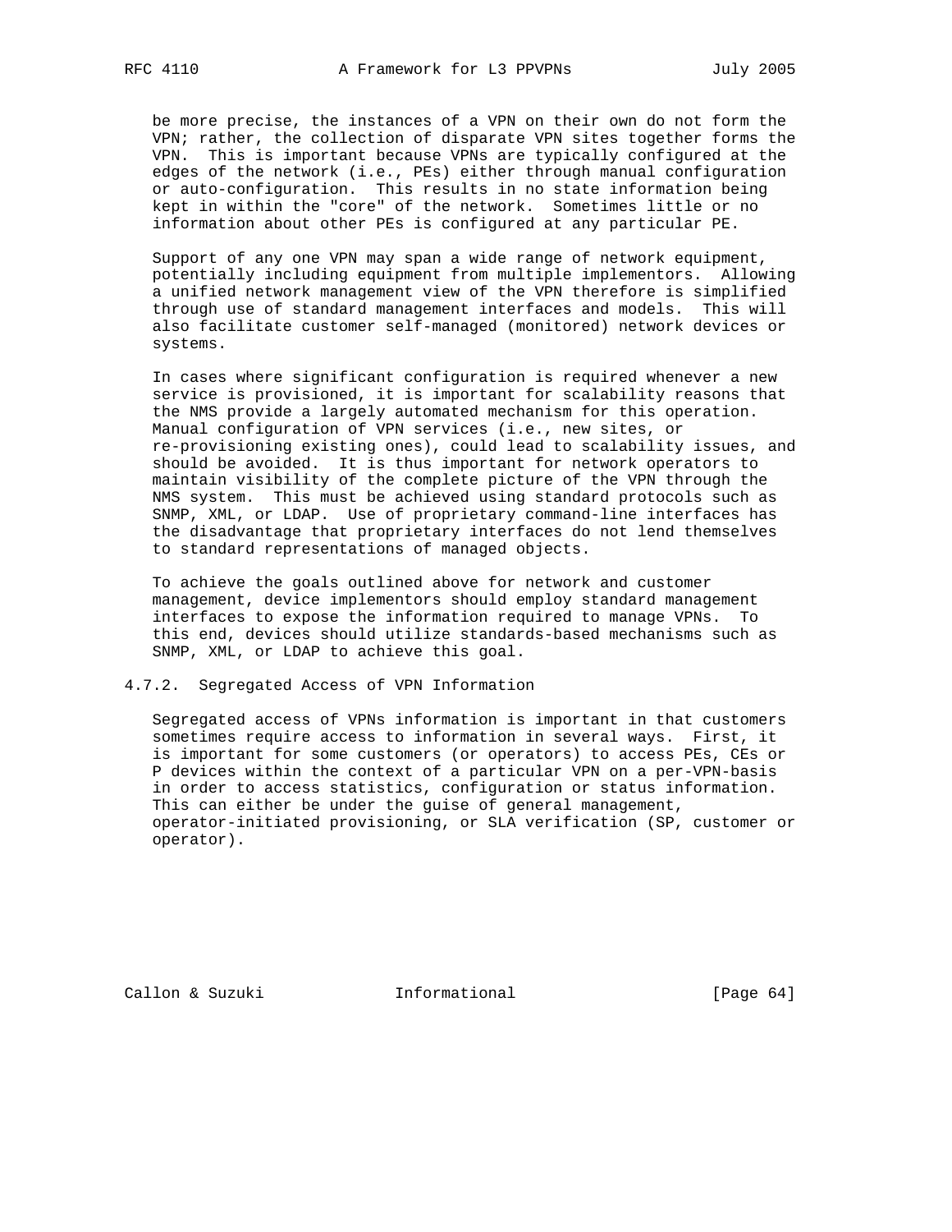be more precise, the instances of a VPN on their own do not form the VPN; rather, the collection of disparate VPN sites together forms the VPN. This is important because VPNs are typically configured at the edges of the network (i.e., PEs) either through manual configuration or auto-configuration. This results in no state information being kept in within the "core" of the network. Sometimes little or no information about other PEs is configured at any particular PE.

Support of any one VPN may span a wide range of network equipment, potentially including equipment from multiple implementors. Allowing a unified network management view of the VPN therefore is simplified through use of standard management interfaces and models. This will also facilitate customer self-managed (monitored) network devices or systems.

In cases where significant configuration is required whenever a new service is provisioned, it is important for scalability reasons that the NMS provide a largely automated mechanism for this operation. Manual configuration of VPN services (i.e., new sites, or re-provisioning existing ones), could lead to scalability issues, and should be avoided. It is thus important for network operators to maintain visibility of the complete picture of the VPN through the NMS system. This must be achieved using standard protocols such as SNMP, XML, or LDAP. Use of proprietary command-line interfaces has the disadvantage that proprietary interfaces do not lend themselves to standard representations of managed objects.

To achieve the goals outlined above for network and customer management, device implementors should employ standard management interfaces to expose the information required to manage VPNs. To this end, devices should utilize standards-based mechanisms such as SNMP, XML, or LDAP to achieve this goal.

### 4.7.2. Segregated Access of VPN Information

Segregated access of VPNs information is important in that customers sometimes require access to information in several ways. First, it is important for some customers (or operators) to access PEs, CEs or P devices within the context of a particular VPN on a per-VPN-basis in order to access statistics, configuration or status information. This can either be under the guise of general management, operator-initiated provisioning, or SLA verification (SP, customer or operator).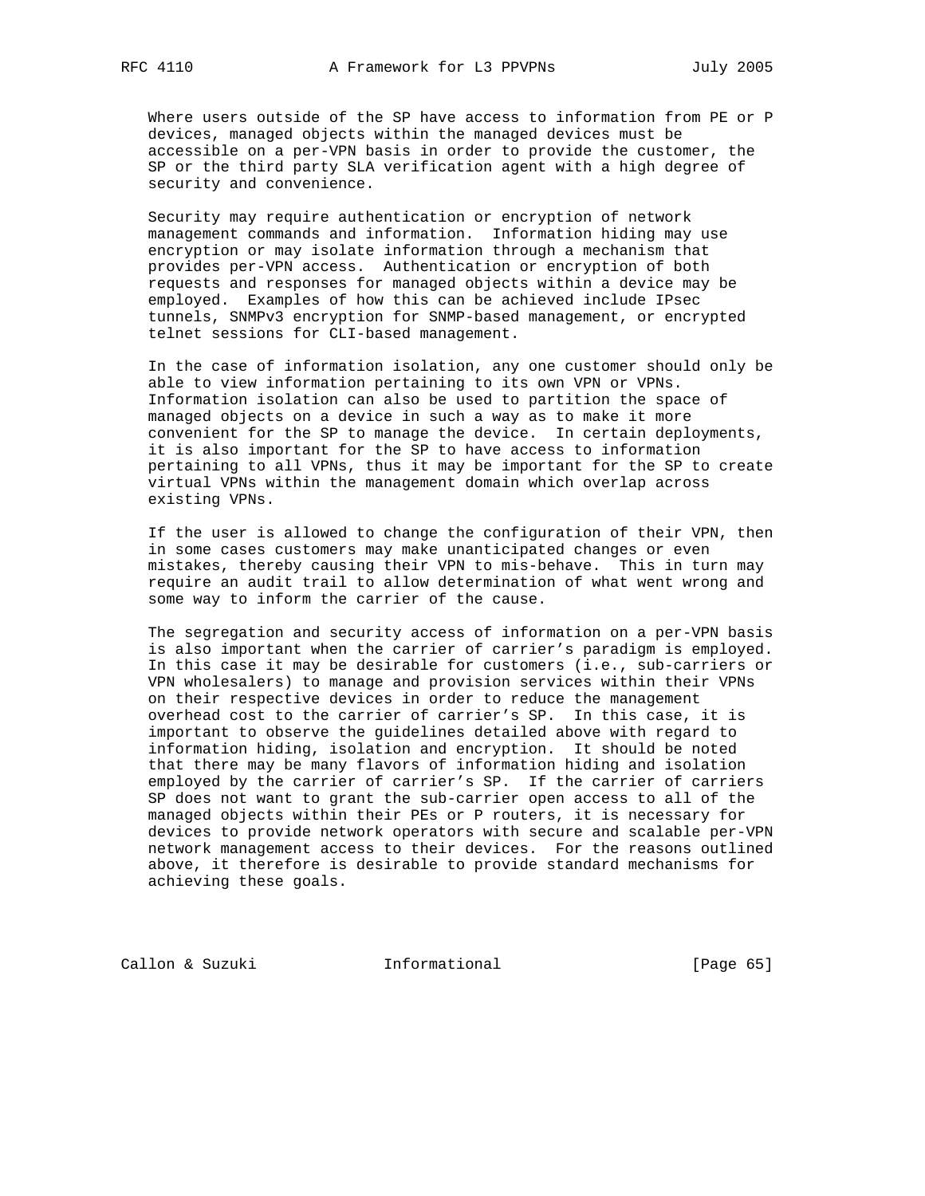Where users outside of the SP have access to information from PE or P devices, managed objects within the managed devices must be accessible on a per-VPN basis in order to provide the customer, the SP or the third party SLA verification agent with a high degree of security and convenience.

Security may require authentication or encryption of network management commands and information. Information hiding may use encryption or may isolate information through a mechanism that provides per-VPN access. Authentication or encryption of both requests and responses for managed objects within a device may be employed. Examples of how this can be achieved include IPsec tunnels, SNMPv3 encryption for SNMP-based management, or encrypted telnet sessions for CLI-based management.

In the case of information isolation, any one customer should only be able to view information pertaining to its own VPN or VPNs. Information isolation can also be used to partition the space of managed objects on a device in such a way as to make it more convenient for the SP to manage the device. In certain deployments, it is also important for the SP to have access to information pertaining to all VPNs, thus it may be important for the SP to create virtual VPNs within the management domain which overlap across existing VPNs.

If the user is allowed to change the configuration of their VPN, then in some cases customers may make unanticipated changes or even mistakes, thereby causing their VPN to mis-behave. This in turn may require an audit trail to allow determination of what went wrong and some way to inform the carrier of the cause.

The segregation and security access of information on a per-VPN basis is also important when the carrier of carrier's paradigm is employed. In this case it may be desirable for customers (i.e., sub-carriers or VPN wholesalers) to manage and provision services within their VPNs on their respective devices in order to reduce the management overhead cost to the carrier of carrier's SP. In this case, it is important to observe the guidelines detailed above with regard to information hiding, isolation and encryption. It should be noted that there may be many flavors of information hiding and isolation employed by the carrier of carrier's SP. If the carrier of carriers SP does not want to grant the sub-carrier open access to all of the managed objects within their PEs or P routers, it is necessary for devices to provide network operators with secure and scalable per-VPN network management access to their devices. For the reasons outlined above, it therefore is desirable to provide standard mechanisms for achieving these goals.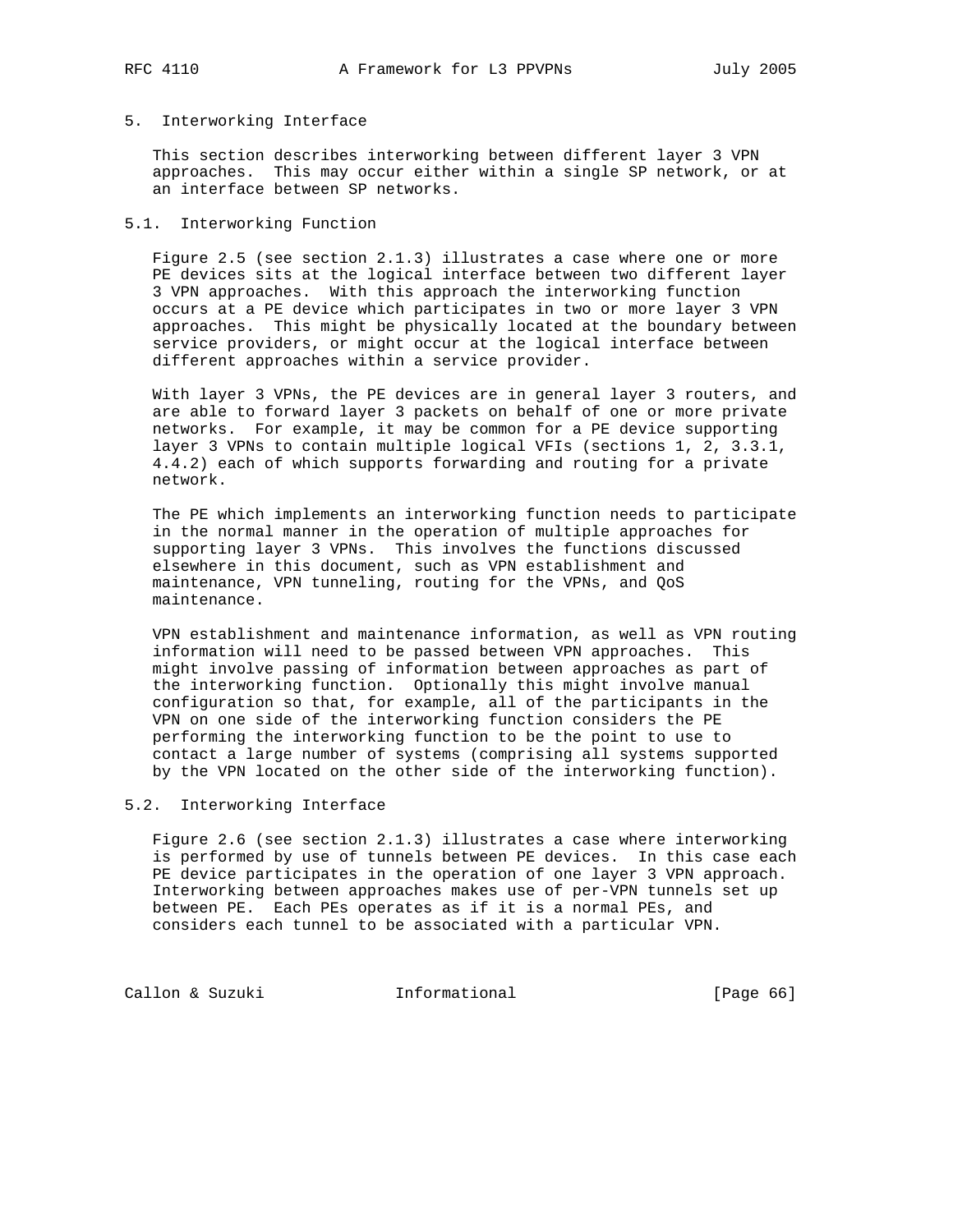# 5. Interworking Interface

This section describes interworking between different layer 3 VPN approaches. This may occur either within a single SP network, or at an interface between SP networks.

## 5.1. Interworking Function

Figure 2.5 (see section 2.1.3) illustrates a case where one or more PE devices sits at the logical interface between two different layer 3 VPN approaches. With this approach the interworking function occurs at a PE device which participates in two or more layer 3 VPN approaches. This might be physically located at the boundary between service providers, or might occur at the logical interface between different approaches within a service provider.

With layer 3 VPNs, the PE devices are in general layer 3 routers, and are able to forward layer 3 packets on behalf of one or more private networks. For example, it may be common for a PE device supporting layer 3 VPNs to contain multiple logical VFIs (sections 1, 2, 3.3.1, 4.4.2) each of which supports forwarding and routing for a private network.

The PE which implements an interworking function needs to participate in the normal manner in the operation of multiple approaches for supporting layer 3 VPNs. This involves the functions discussed elsewhere in this document, such as VPN establishment and maintenance, VPN tunneling, routing for the VPNs, and QoS maintenance.

VPN establishment and maintenance information, as well as VPN routing information will need to be passed between VPN approaches. This might involve passing of information between approaches as part of the interworking function. Optionally this might involve manual configuration so that, for example, all of the participants in the VPN on one side of the interworking function considers the PE performing the interworking function to be the point to use to contact a large number of systems (comprising all systems supported by the VPN located on the other side of the interworking function).

## 5.2. Interworking Interface

Figure 2.6 (see section 2.1.3) illustrates a case where interworking is performed by use of tunnels between PE devices. In this case each PE device participates in the operation of one layer 3 VPN approach. Interworking between approaches makes use of per-VPN tunnels set up between PE. Each PEs operates as if it is a normal PEs, and considers each tunnel to be associated with a particular VPN.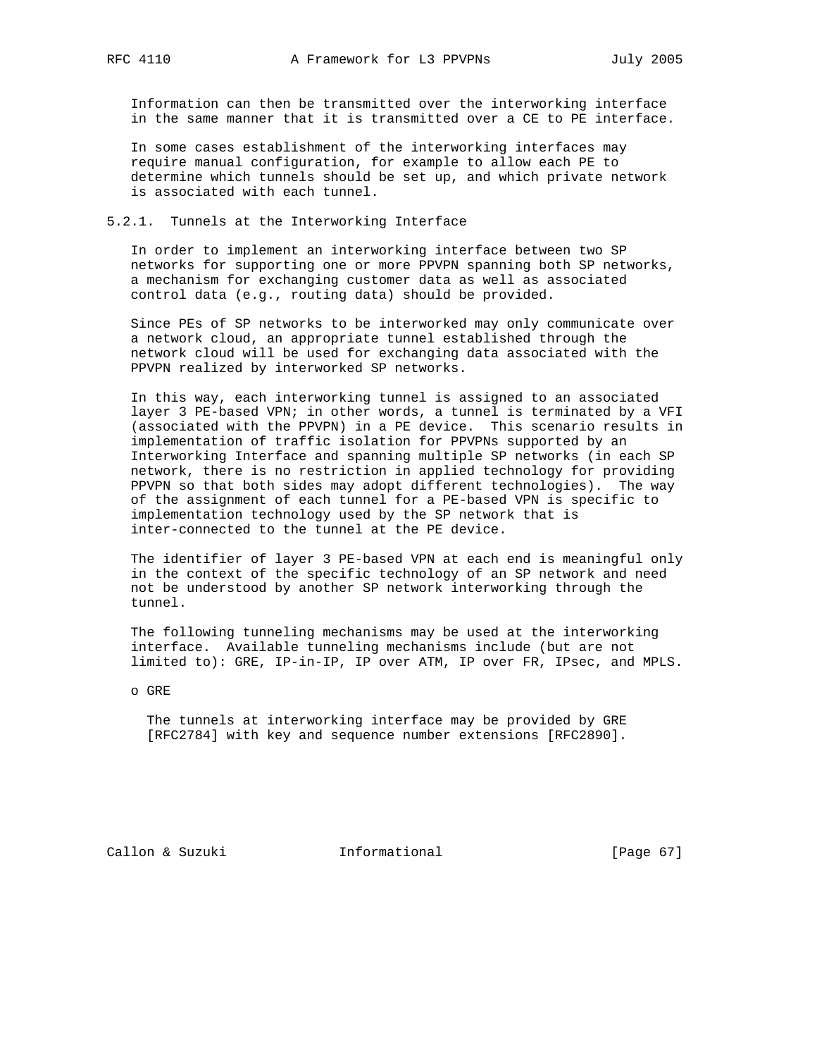Information can then be transmitted over the interworking interface in the same manner that it is transmitted over a CE to PE interface.

In some cases establishment of the interworking interfaces may require manual configuration, for example to allow each PE to determine which tunnels should be set up, and which private network is associated with each tunnel.

### 5.2.1. Tunnels at the Interworking Interface

In order to implement an interworking interface between two SP networks for supporting one or more PPVPN spanning both SP networks, a mechanism for exchanging customer data as well as associated control data (e.g., routing data) should be provided.

Since PEs of SP networks to be interworked may only communicate over a network cloud, an appropriate tunnel established through the network cloud will be used for exchanging data associated with the PPVPN realized by interworked SP networks.

In this way, each interworking tunnel is assigned to an associated layer 3 PE-based VPN; in other words, a tunnel is terminated by a VFI (associated with the PPVPN) in a PE device. This scenario results in implementation of traffic isolation for PPVPNs supported by an Interworking Interface and spanning multiple SP networks (in each SP network, there is no restriction in applied technology for providing PPVPN so that both sides may adopt different technologies). The way of the assignment of each tunnel for a PE-based VPN is specific to implementation technology used by the SP network that is inter-connected to the tunnel at the PE device.

The identifier of layer 3 PE-based VPN at each end is meaningful only in the context of the specific technology of an SP network and need not be understood by another SP network interworking through the tunnel.

The following tunneling mechanisms may be used at the interworking interface. Available tunneling mechanisms include (but are not limited to): GRE, IP-in-IP, IP over ATM, IP over FR, IPsec, and MPLS.

- GRE

  The tunnels at interworking interface may be provided by GRE [RFC2784] with key and sequence number extensions [RFC2890].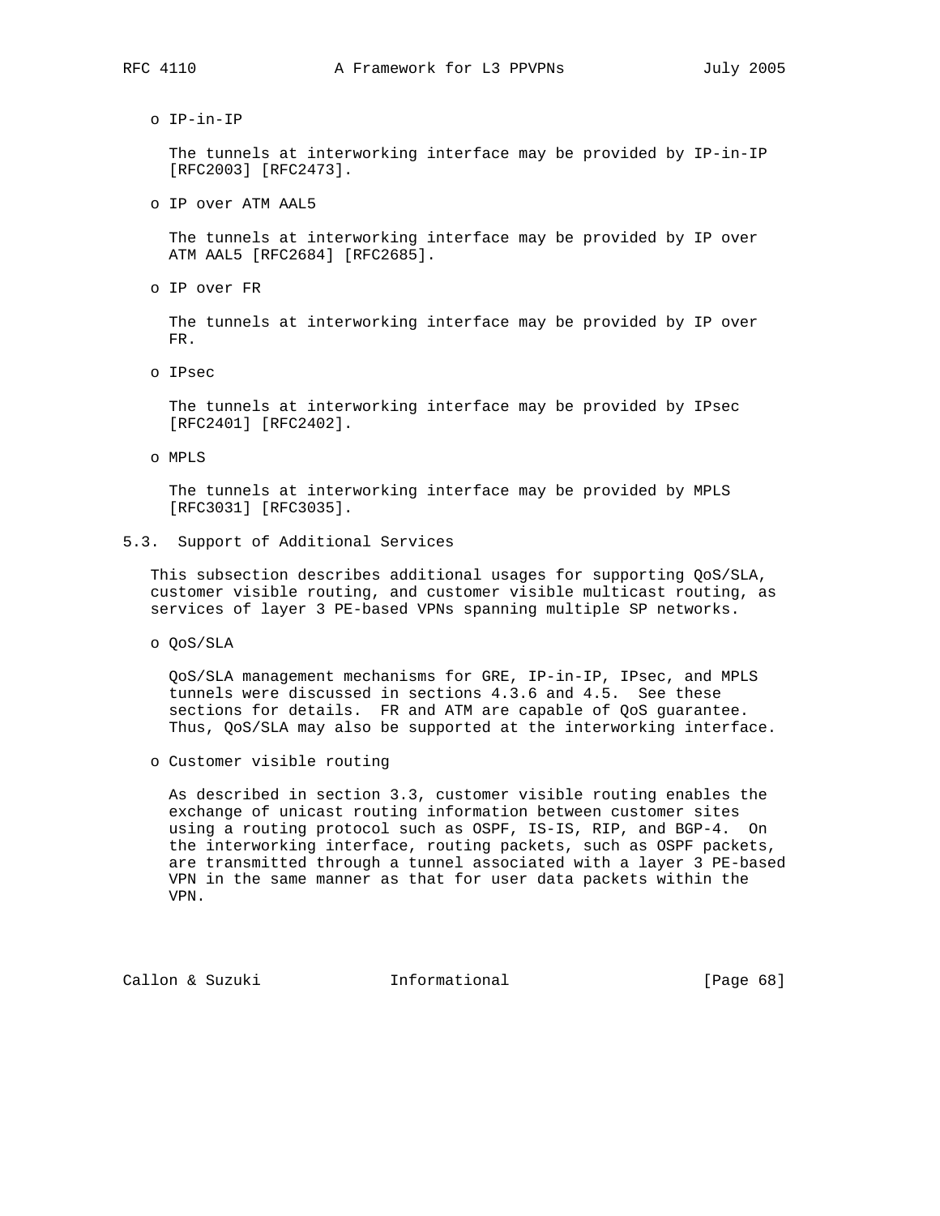- IP-in-IP

  The tunnels at interworking interface may be provided by IP-in-IP [RFC2003] [RFC2473].

- IP over ATM AAL5

  The tunnels at interworking interface may be provided by IP over ATM AAL5 [RFC2684] [RFC2685].

- IP over FR

  The tunnels at interworking interface may be provided by IP over FR.

- IPsec

  The tunnels at interworking interface may be provided by IPsec [RFC2401] [RFC2402].

- MPLS

  The tunnels at interworking interface may be provided by MPLS [RFC3031] [RFC3035].

## 5.3. Support of Additional Services

This subsection describes additional usages for supporting QoS/SLA, customer visible routing, and customer visible multicast routing, as services of layer 3 PE-based VPNs spanning multiple SP networks.

- QoS/SLA

  QoS/SLA management mechanisms for GRE, IP-in-IP, IPsec, and MPLS tunnels were discussed in sections 4.3.6 and 4.5. See these sections for details. FR and ATM are capable of QoS guarantee. Thus, QoS/SLA may also be supported at the interworking interface.

- Customer visible routing

  As described in section 3.3, customer visible routing enables the exchange of unicast routing information between customer sites using a routing protocol such as OSPF, IS-IS, RIP, and BGP-4. On the interworking interface, routing packets, such as OSPF packets, are transmitted through a tunnel associated with a layer 3 PE-based VPN in the same manner as that for user data packets within the VPN.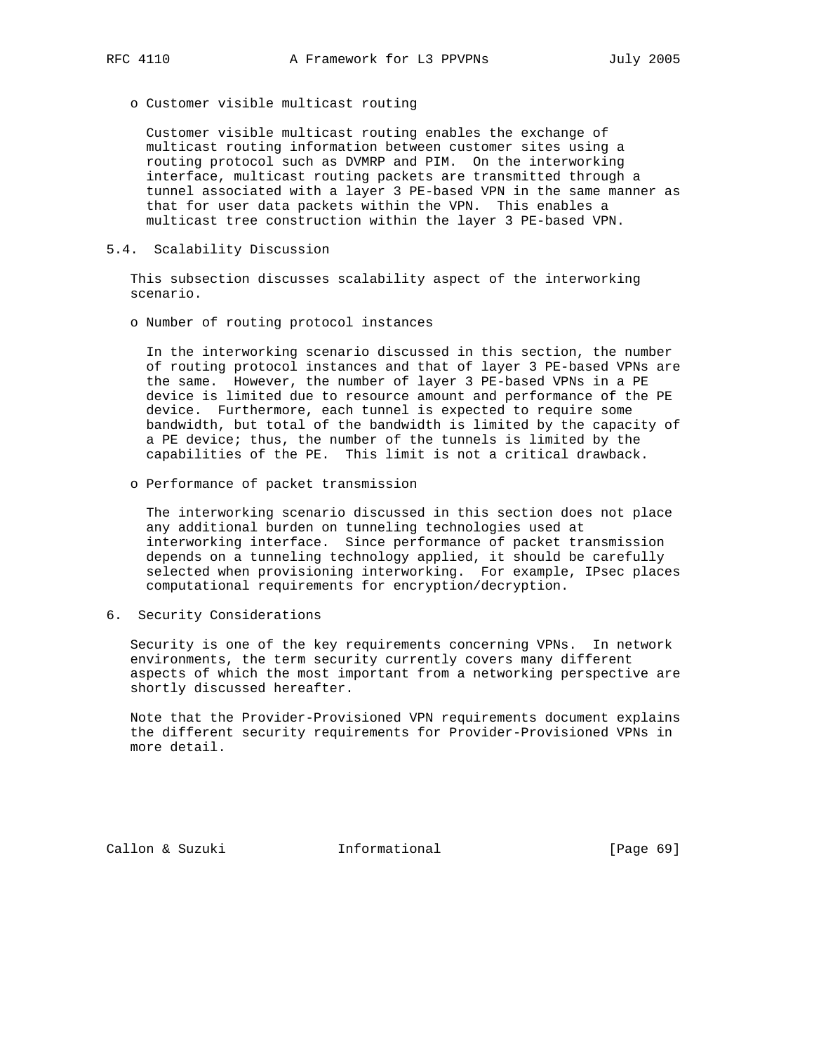o Customer visible multicast routing

Customer visible multicast routing enables the exchange of multicast routing information between customer sites using a routing protocol such as DVMRP and PIM. On the interworking interface, multicast routing packets are transmitted through a tunnel associated with a layer 3 PE-based VPN in the same manner as that for user data packets within the VPN. This enables a multicast tree construction within the layer 3 PE-based VPN.

### 5.4. Scalability Discussion

This subsection discusses scalability aspect of the interworking scenario.

o Number of routing protocol instances

In the interworking scenario discussed in this section, the number of routing protocol instances and that of layer 3 PE-based VPNs are the same. However, the number of layer 3 PE-based VPNs in a PE device is limited due to resource amount and performance of the PE device. Furthermore, each tunnel is expected to require some bandwidth, but total of the bandwidth is limited by the capacity of a PE device; thus, the number of the tunnels is limited by the capabilities of the PE. This limit is not a critical drawback.

o Performance of packet transmission

The interworking scenario discussed in this section does not place any additional burden on tunneling technologies used at interworking interface. Since performance of packet transmission depends on a tunneling technology applied, it should be carefully selected when provisioning interworking. For example, IPsec places computational requirements for encryption/decryption.

## 6. Security Considerations

Security is one of the key requirements concerning VPNs. In network environments, the term security currently covers many different aspects of which the most important from a networking perspective are shortly discussed hereafter.

Note that the Provider-Provisioned VPN requirements document explains the different security requirements for Provider-Provisioned VPNs in more detail.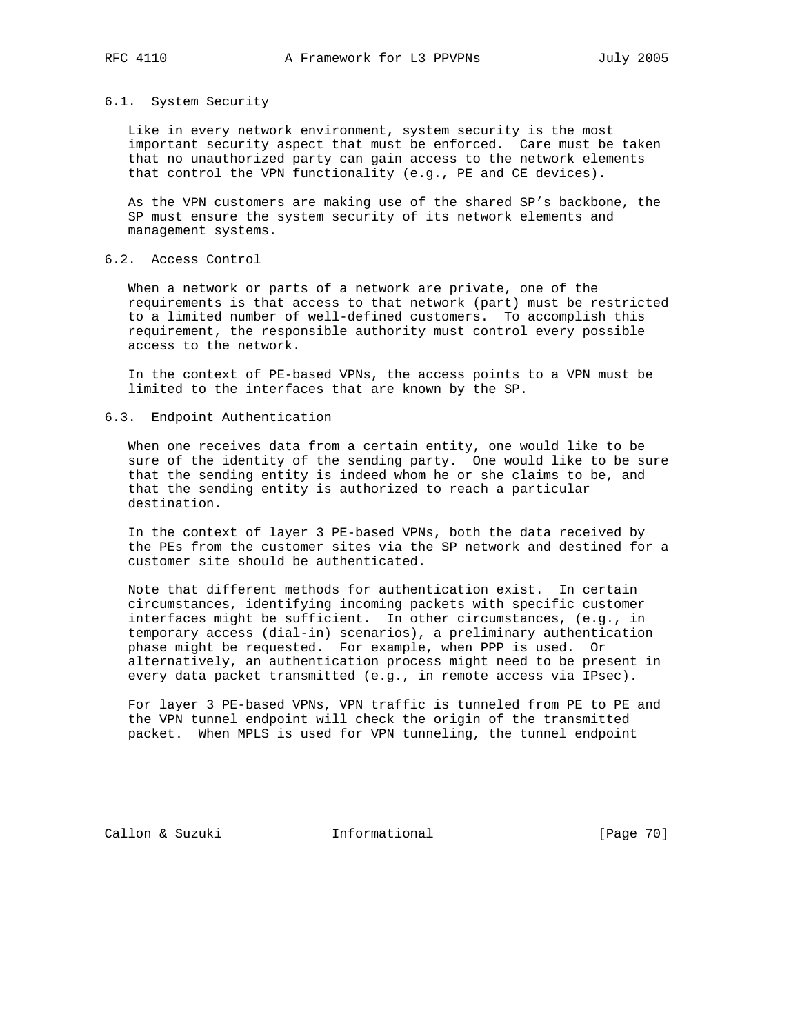### 6.1. System Security

Like in every network environment, system security is the most important security aspect that must be enforced. Care must be taken that no unauthorized party can gain access to the network elements that control the VPN functionality (e.g., PE and CE devices).

As the VPN customers are making use of the shared SP's backbone, the SP must ensure the system security of its network elements and management systems.

### 6.2. Access Control

When a network or parts of a network are private, one of the requirements is that access to that network (part) must be restricted to a limited number of well-defined customers. To accomplish this requirement, the responsible authority must control every possible access to the network.

In the context of PE-based VPNs, the access points to a VPN must be limited to the interfaces that are known by the SP.

### 6.3. Endpoint Authentication

When one receives data from a certain entity, one would like to be sure of the identity of the sending party. One would like to be sure that the sending entity is indeed whom he or she claims to be, and that the sending entity is authorized to reach a particular destination.

In the context of layer 3 PE-based VPNs, both the data received by the PEs from the customer sites via the SP network and destined for a customer site should be authenticated.

Note that different methods for authentication exist. In certain circumstances, identifying incoming packets with specific customer interfaces might be sufficient. In other circumstances, (e.g., in temporary access (dial-in) scenarios), a preliminary authentication phase might be requested. For example, when PPP is used. Or alternatively, an authentication process might need to be present in every data packet transmitted (e.g., in remote access via IPsec).

For layer 3 PE-based VPNs, VPN traffic is tunneled from PE to PE and the VPN tunnel endpoint will check the origin of the transmitted packet. When MPLS is used for VPN tunneling, the tunnel endpoint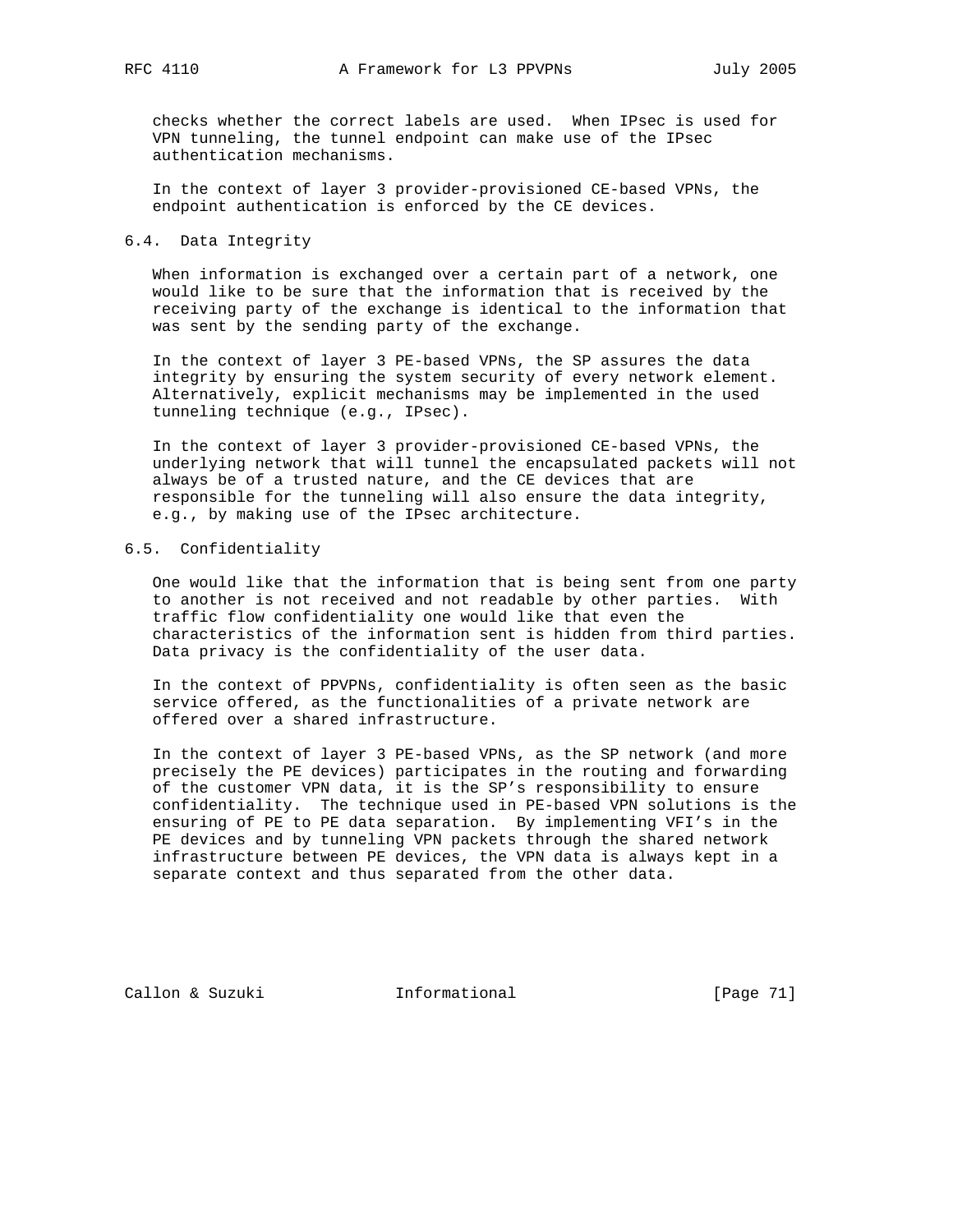checks whether the correct labels are used. When IPsec is used for VPN tunneling, the tunnel endpoint can make use of the IPsec authentication mechanisms.

In the context of layer 3 provider-provisioned CE-based VPNs, the endpoint authentication is enforced by the CE devices.

### 6.4. Data Integrity

When information is exchanged over a certain part of a network, one would like to be sure that the information that is received by the receiving party of the exchange is identical to the information that was sent by the sending party of the exchange.

In the context of layer 3 PE-based VPNs, the SP assures the data integrity by ensuring the system security of every network element. Alternatively, explicit mechanisms may be implemented in the used tunneling technique (e.g., IPsec).

In the context of layer 3 provider-provisioned CE-based VPNs, the underlying network that will tunnel the encapsulated packets will not always be of a trusted nature, and the CE devices that are responsible for the tunneling will also ensure the data integrity, e.g., by making use of the IPsec architecture.

### 6.5. Confidentiality

One would like that the information that is being sent from one party to another is not received and not readable by other parties. With traffic flow confidentiality one would like that even the characteristics of the information sent is hidden from third parties. Data privacy is the confidentiality of the user data.

In the context of PPVPNs, confidentiality is often seen as the basic service offered, as the functionalities of a private network are offered over a shared infrastructure.

In the context of layer 3 PE-based VPNs, as the SP network (and more precisely the PE devices) participates in the routing and forwarding of the customer VPN data, it is the SP's responsibility to ensure confidentiality. The technique used in PE-based VPN solutions is the ensuring of PE to PE data separation. By implementing VFI's in the PE devices and by tunneling VPN packets through the shared network infrastructure between PE devices, the VPN data is always kept in a separate context and thus separated from the other data.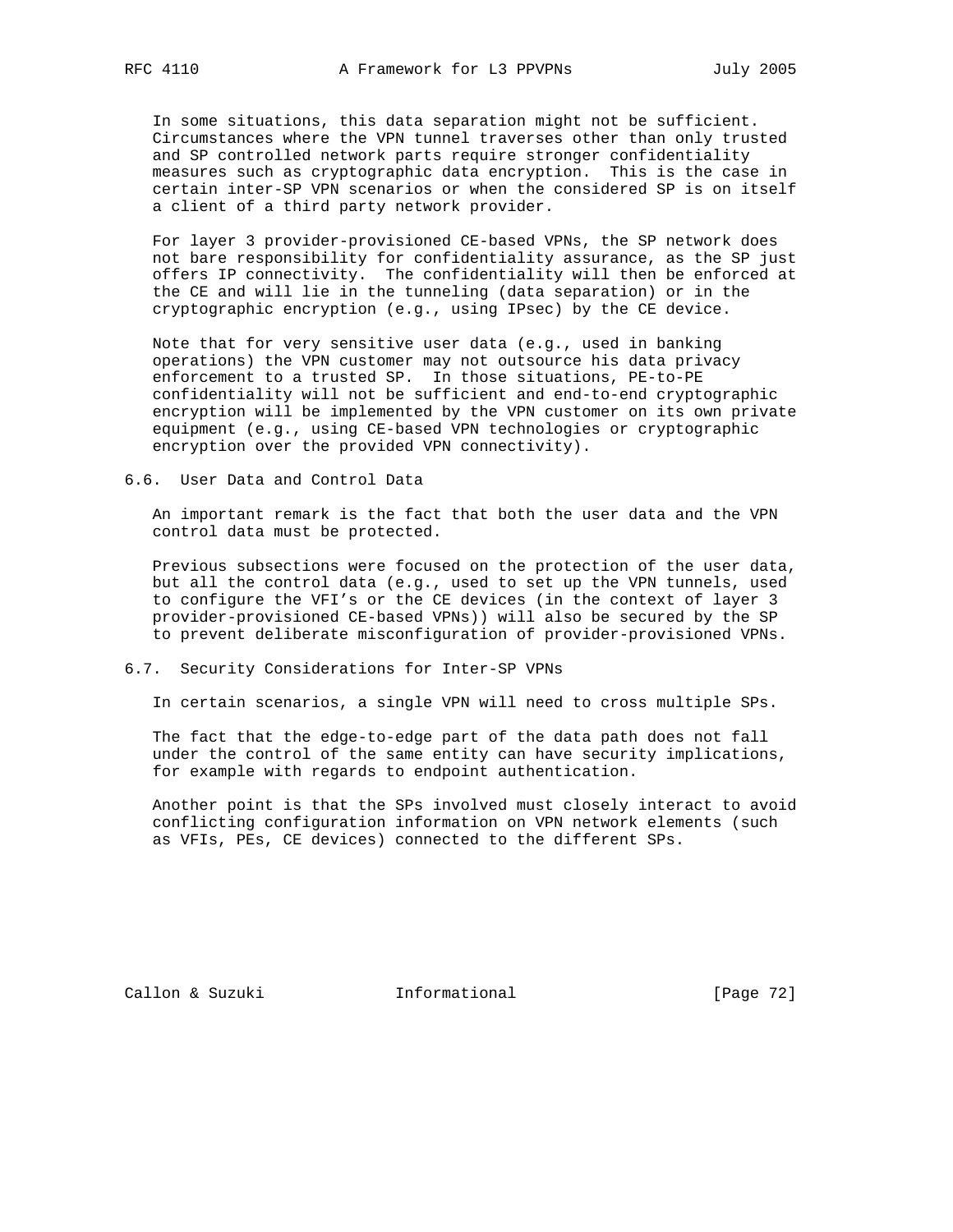In some situations, this data separation might not be sufficient. Circumstances where the VPN tunnel traverses other than only trusted and SP controlled network parts require stronger confidentiality measures such as cryptographic data encryption. This is the case in certain inter-SP VPN scenarios or when the considered SP is on itself a client of a third party network provider.

For layer 3 provider-provisioned CE-based VPNs, the SP network does not bare responsibility for confidentiality assurance, as the SP just offers IP connectivity. The confidentiality will then be enforced at the CE and will lie in the tunneling (data separation) or in the cryptographic encryption (e.g., using IPsec) by the CE device.

Note that for very sensitive user data (e.g., used in banking operations) the VPN customer may not outsource his data privacy enforcement to a trusted SP. In those situations, PE-to-PE confidentiality will not be sufficient and end-to-end cryptographic encryption will be implemented by the VPN customer on its own private equipment (e.g., using CE-based VPN technologies or cryptographic encryption over the provided VPN connectivity).

## 6.6. User Data and Control Data

An important remark is the fact that both the user data and the VPN control data must be protected.

Previous subsections were focused on the protection of the user data, but all the control data (e.g., used to set up the VPN tunnels, used to configure the VFI's or the CE devices (in the context of layer 3 provider-provisioned CE-based VPNs)) will also be secured by the SP to prevent deliberate misconfiguration of provider-provisioned VPNs.

## 6.7. Security Considerations for Inter-SP VPNs

In certain scenarios, a single VPN will need to cross multiple SPs.

The fact that the edge-to-edge part of the data path does not fall under the control of the same entity can have security implications, for example with regards to endpoint authentication.

Another point is that the SPs involved must closely interact to avoid conflicting configuration information on VPN network elements (such as VFIs, PEs, CE devices) connected to the different SPs.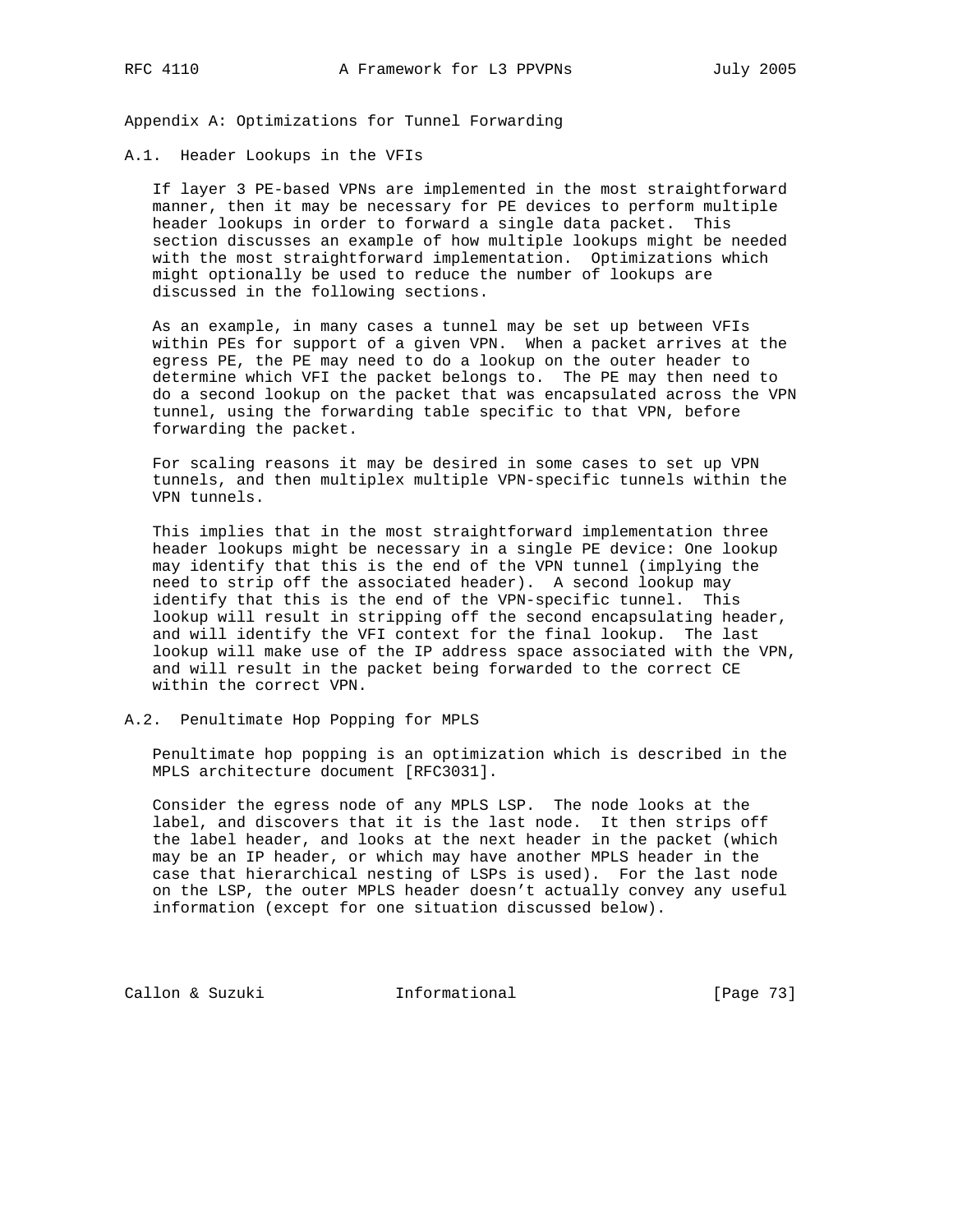## Appendix A: Optimizations for Tunnel Forwarding

### A.1. Header Lookups in the VFIs

If layer 3 PE-based VPNs are implemented in the most straightforward manner, then it may be necessary for PE devices to perform multiple header lookups in order to forward a single data packet. This section discusses an example of how multiple lookups might be needed with the most straightforward implementation. Optimizations which might optionally be used to reduce the number of lookups are discussed in the following sections.

As an example, in many cases a tunnel may be set up between VFIs within PEs for support of a given VPN. When a packet arrives at the egress PE, the PE may need to do a lookup on the outer header to determine which VFI the packet belongs to. The PE may then need to do a second lookup on the packet that was encapsulated across the VPN tunnel, using the forwarding table specific to that VPN, before forwarding the packet.

For scaling reasons it may be desired in some cases to set up VPN tunnels, and then multiplex multiple VPN-specific tunnels within the VPN tunnels.

This implies that in the most straightforward implementation three header lookups might be necessary in a single PE device: One lookup may identify that this is the end of the VPN tunnel (implying the need to strip off the associated header). A second lookup may identify that this is the end of the VPN-specific tunnel. This lookup will result in stripping off the second encapsulating header, and will identify the VFI context for the final lookup. The last lookup will make use of the IP address space associated with the VPN, and will result in the packet being forwarded to the correct CE within the correct VPN.

### A.2. Penultimate Hop Popping for MPLS

Penultimate hop popping is an optimization which is described in the MPLS architecture document [RFC3031].

Consider the egress node of any MPLS LSP. The node looks at the label, and discovers that it is the last node. It then strips off the label header, and looks at the next header in the packet (which may be an IP header, or which may have another MPLS header in the case that hierarchical nesting of LSPs is used). For the last node on the LSP, the outer MPLS header doesn't actually convey any useful information (except for one situation discussed below).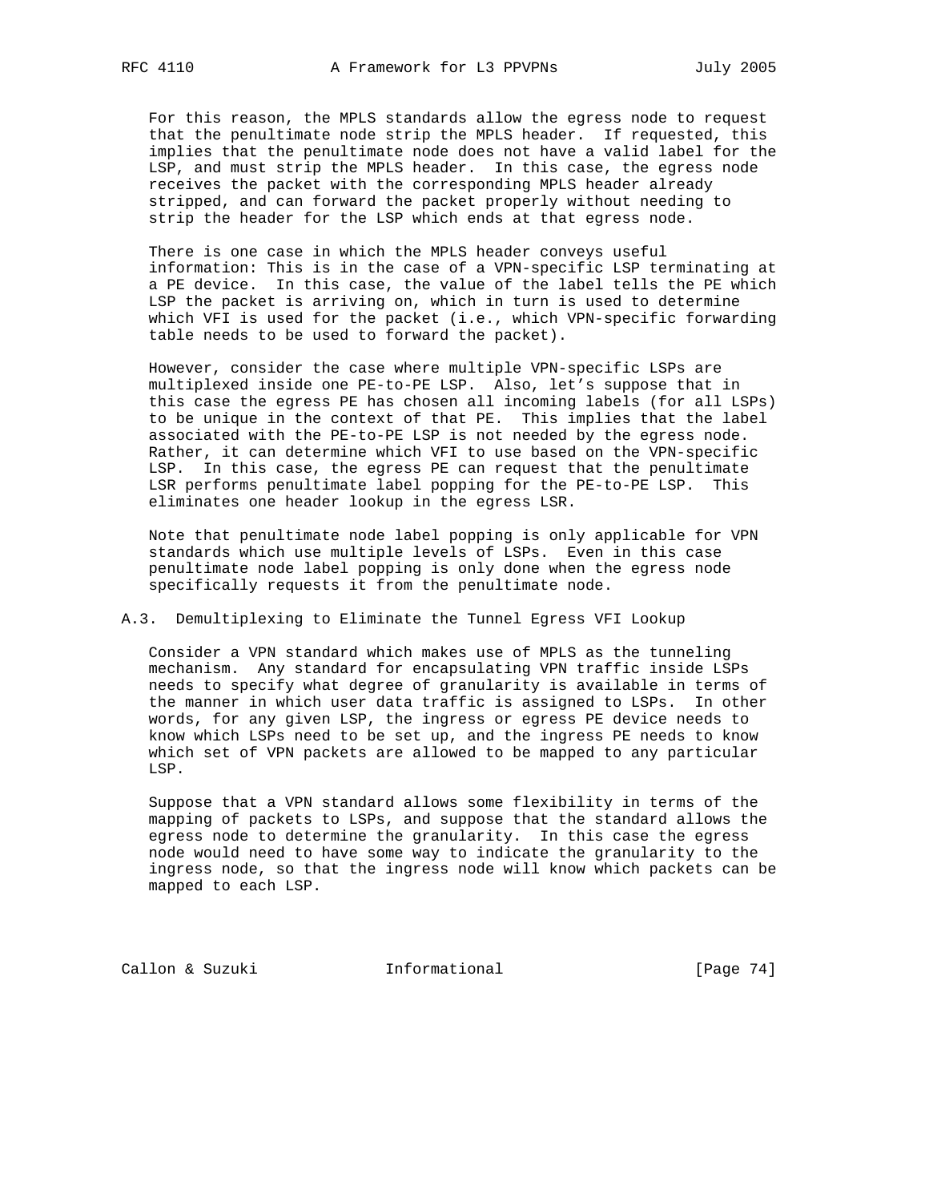For this reason, the MPLS standards allow the egress node to request that the penultimate node strip the MPLS header. If requested, this implies that the penultimate node does not have a valid label for the LSP, and must strip the MPLS header. In this case, the egress node receives the packet with the corresponding MPLS header already stripped, and can forward the packet properly without needing to strip the header for the LSP which ends at that egress node.

There is one case in which the MPLS header conveys useful information: This is in the case of a VPN-specific LSP terminating at a PE device. In this case, the value of the label tells the PE which LSP the packet is arriving on, which in turn is used to determine which VFI is used for the packet (i.e., which VPN-specific forwarding table needs to be used to forward the packet).

However, consider the case where multiple VPN-specific LSPs are multiplexed inside one PE-to-PE LSP. Also, let's suppose that in this case the egress PE has chosen all incoming labels (for all LSPs) to be unique in the context of that PE. This implies that the label associated with the PE-to-PE LSP is not needed by the egress node. Rather, it can determine which VFI to use based on the VPN-specific LSP. In this case, the egress PE can request that the penultimate LSR performs penultimate label popping for the PE-to-PE LSP. This eliminates one header lookup in the egress LSR.

Note that penultimate node label popping is only applicable for VPN standards which use multiple levels of LSPs. Even in this case penultimate node label popping is only done when the egress node specifically requests it from the penultimate node.

### A.3. Demultiplexing to Eliminate the Tunnel Egress VFI Lookup

Consider a VPN standard which makes use of MPLS as the tunneling mechanism. Any standard for encapsulating VPN traffic inside LSPs needs to specify what degree of granularity is available in terms of the manner in which user data traffic is assigned to LSPs. In other words, for any given LSP, the ingress or egress PE device needs to know which LSPs need to be set up, and the ingress PE needs to know which set of VPN packets are allowed to be mapped to any particular LSP.

Suppose that a VPN standard allows some flexibility in terms of the mapping of packets to LSPs, and suppose that the standard allows the egress node to determine the granularity. In this case the egress node would need to have some way to indicate the granularity to the ingress node, so that the ingress node will know which packets can be mapped to each LSP.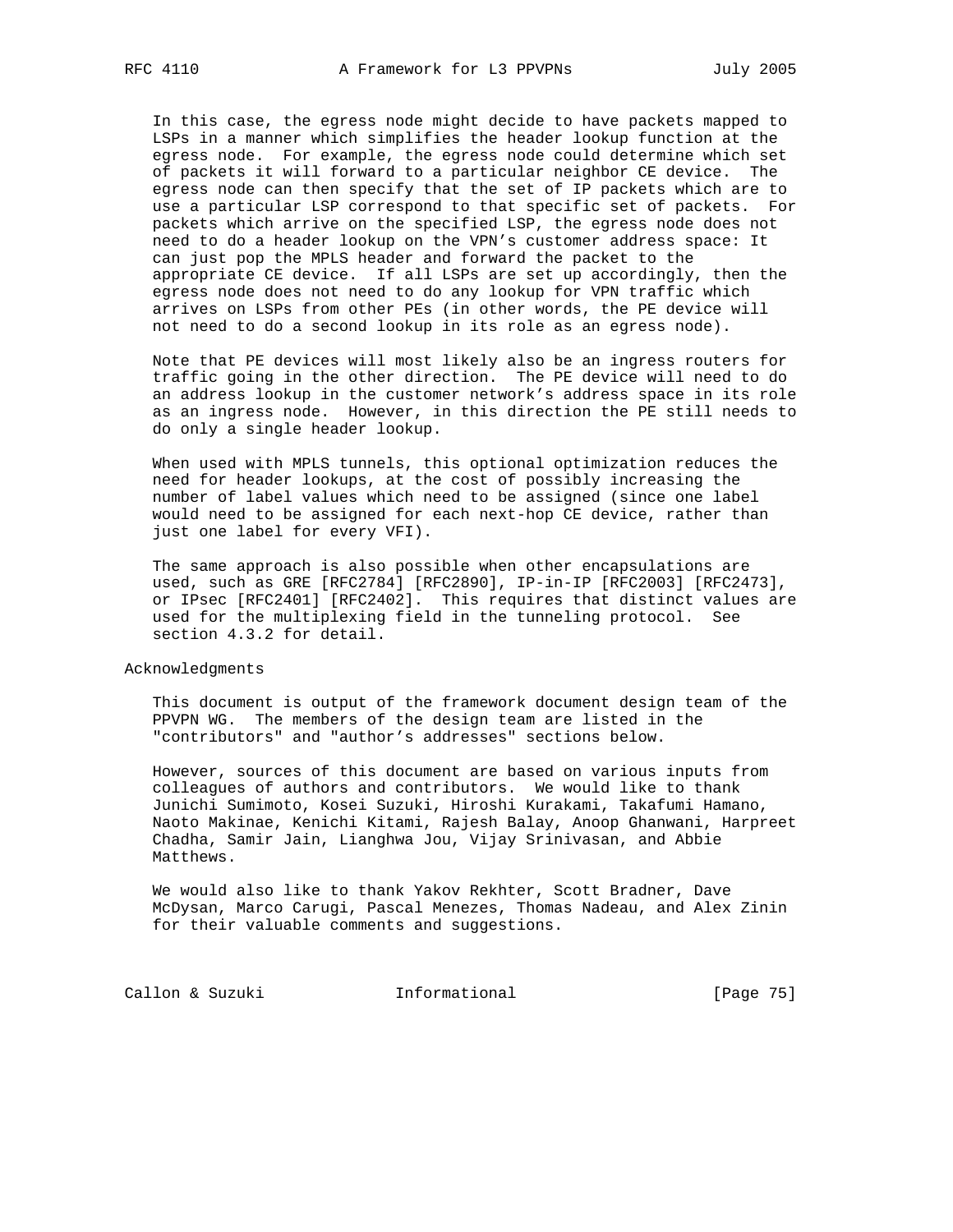In this case, the egress node might decide to have packets mapped to LSPs in a manner which simplifies the header lookup function at the egress node. For example, the egress node could determine which set of packets it will forward to a particular neighbor CE device. The egress node can then specify that the set of IP packets which are to use a particular LSP correspond to that specific set of packets. For packets which arrive on the specified LSP, the egress node does not need to do a header lookup on the VPN's customer address space: It can just pop the MPLS header and forward the packet to the appropriate CE device. If all LSPs are set up accordingly, then the egress node does not need to do any lookup for VPN traffic which arrives on LSPs from other PEs (in other words, the PE device will not need to do a second lookup in its role as an egress node).

Note that PE devices will most likely also be an ingress routers for traffic going in the other direction. The PE device will need to do an address lookup in the customer network's address space in its role as an ingress node. However, in this direction the PE still needs to do only a single header lookup.

When used with MPLS tunnels, this optional optimization reduces the need for header lookups, at the cost of possibly increasing the number of label values which need to be assigned (since one label would need to be assigned for each next-hop CE device, rather than just one label for every VFI).

The same approach is also possible when other encapsulations are used, such as GRE [RFC2784] [RFC2890], IP-in-IP [RFC2003] [RFC2473], or IPsec [RFC2401] [RFC2402]. This requires that distinct values are used for the multiplexing field in the tunneling protocol. See section 4.3.2 for detail.

# Acknowledgments

This document is output of the framework document design team of the PPVPN WG. The members of the design team are listed in the "contributors" and "author's addresses" sections below.

However, sources of this document are based on various inputs from colleagues of authors and contributors. We would like to thank Junichi Sumimoto, Kosei Suzuki, Hiroshi Kurakami, Takafumi Hamano, Naoto Makinae, Kenichi Kitami, Rajesh Balay, Anoop Ghanwani, Harpreet Chadha, Samir Jain, Lianghwa Jou, Vijay Srinivasan, and Abbie Matthews.

We would also like to thank Yakov Rekhter, Scott Bradner, Dave McDysan, Marco Carugi, Pascal Menezes, Thomas Nadeau, and Alex Zinin for their valuable comments and suggestions.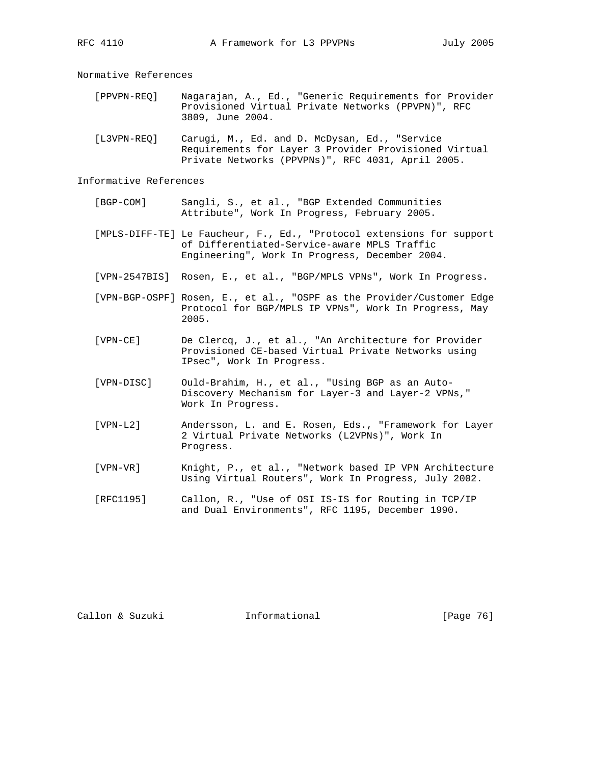## Normative References

[PPVPN-REQ] Nagarajan, A., Ed., "Generic Requirements for Provider Provisioned Virtual Private Networks (PPVPN)", RFC 3809, June 2004.

[L3VPN-REQ] Carugi, M., Ed. and D. McDysan, Ed., "Service Requirements for Layer 3 Provider Provisioned Virtual Private Networks (PPVPNs)", RFC 4031, April 2005.

## Informative References

[BGP-COM] Sangli, S., et al., "BGP Extended Communities Attribute", Work In Progress, February 2005.

[MPLS-DIFF-TE] Le Faucheur, F., Ed., "Protocol extensions for support of Differentiated-Service-aware MPLS Traffic Engineering", Work In Progress, December 2004.

[VPN-2547BIS] Rosen, E., et al., "BGP/MPLS VPNs", Work In Progress.

[VPN-BGP-OSPF] Rosen, E., et al., "OSPF as the Provider/Customer Edge Protocol for BGP/MPLS IP VPNs", Work In Progress, May 2005.

[VPN-CE] De Clercq, J., et al., "An Architecture for Provider Provisioned CE-based Virtual Private Networks using IPsec", Work In Progress.

[VPN-DISC] Ould-Brahim, H., et al., "Using BGP as an Auto-Discovery Mechanism for Layer-3 and Layer-2 VPNs," Work In Progress.

[VPN-L2] Andersson, L. and E. Rosen, Eds., "Framework for Layer 2 Virtual Private Networks (L2VPNs)", Work In Progress.

[VPN-VR] Knight, P., et al., "Network based IP VPN Architecture Using Virtual Routers", Work In Progress, July 2002.

[RFC1195] Callon, R., "Use of OSI IS-IS for Routing in TCP/IP and Dual Environments", RFC 1195, December 1990.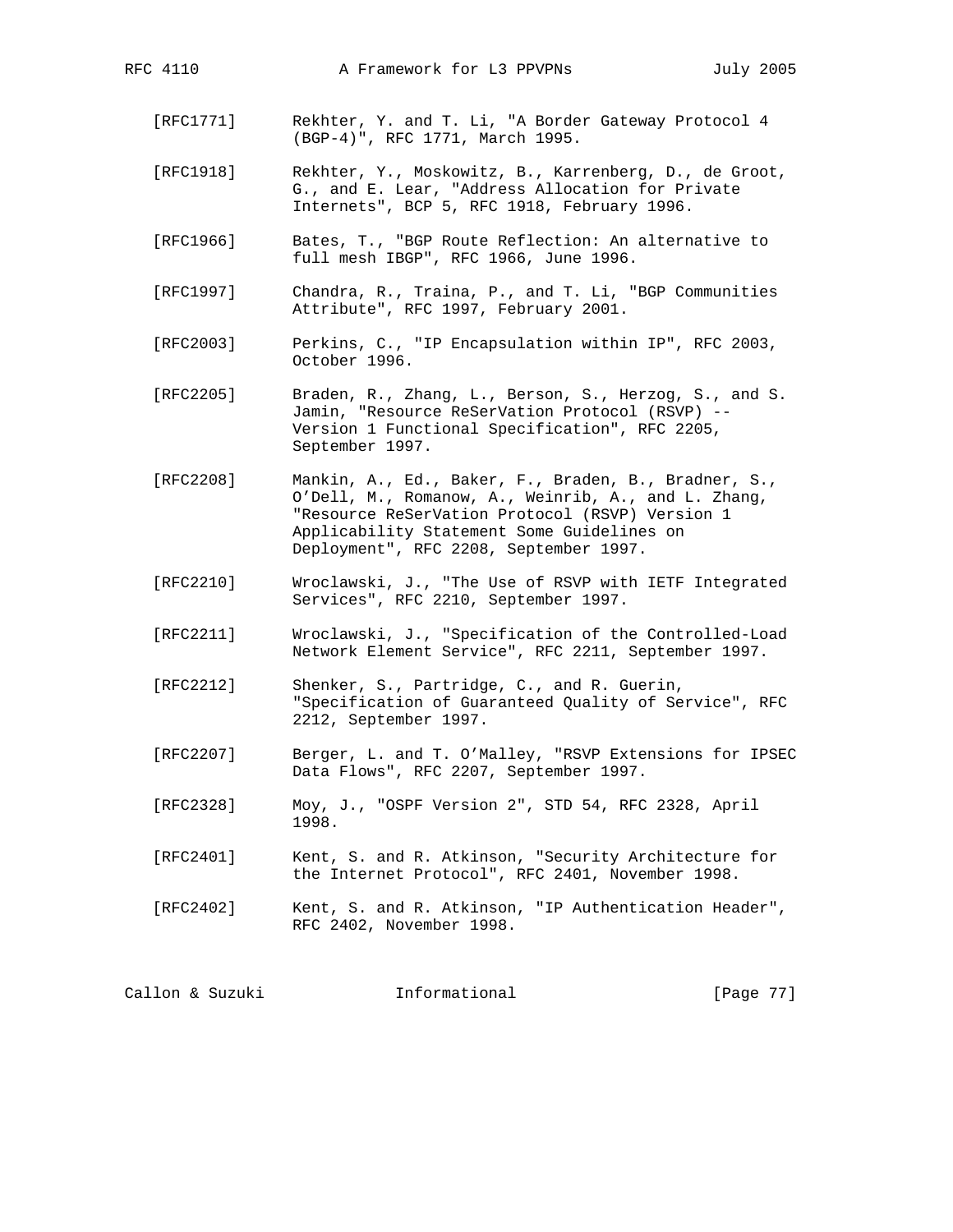[RFC1771] Rekhter, Y. and T. Li, "A Border Gateway Protocol 4 (BGP-4)", RFC 1771, March 1995.

[RFC1918] Rekhter, Y., Moskowitz, B., Karrenberg, D., de Groot, G., and E. Lear, "Address Allocation for Private Internets", BCP 5, RFC 1918, February 1996.

[RFC1966] Bates, T., "BGP Route Reflection: An alternative to full mesh IBGP", RFC 1966, June 1996.

[RFC1997] Chandra, R., Traina, P., and T. Li, "BGP Communities Attribute", RFC 1997, February 2001.

[RFC2003] Perkins, C., "IP Encapsulation within IP", RFC 2003, October 1996.

[RFC2205] Braden, R., Zhang, L., Berson, S., Herzog, S., and S. Jamin, "Resource ReSerVation Protocol (RSVP) -- Version 1 Functional Specification", RFC 2205, September 1997.

[RFC2208] Mankin, A., Ed., Baker, F., Braden, B., Bradner, S., O'Dell, M., Romanow, A., Weinrib, A., and L. Zhang, "Resource ReSerVation Protocol (RSVP) Version 1 Applicability Statement Some Guidelines on Deployment", RFC 2208, September 1997.

[RFC2210] Wroclawski, J., "The Use of RSVP with IETF Integrated Services", RFC 2210, September 1997.

[RFC2211] Wroclawski, J., "Specification of the Controlled-Load Network Element Service", RFC 2211, September 1997.

[RFC2212] Shenker, S., Partridge, C., and R. Guerin, "Specification of Guaranteed Quality of Service", RFC 2212, September 1997.

[RFC2207] Berger, L. and T. O'Malley, "RSVP Extensions for IPSEC Data Flows", RFC 2207, September 1997.

[RFC2328] Moy, J., "OSPF Version 2", STD 54, RFC 2328, April 1998.

[RFC2401] Kent, S. and R. Atkinson, "Security Architecture for the Internet Protocol", RFC 2401, November 1998.

[RFC2402] Kent, S. and R. Atkinson, "IP Authentication Header", RFC 2402, November 1998.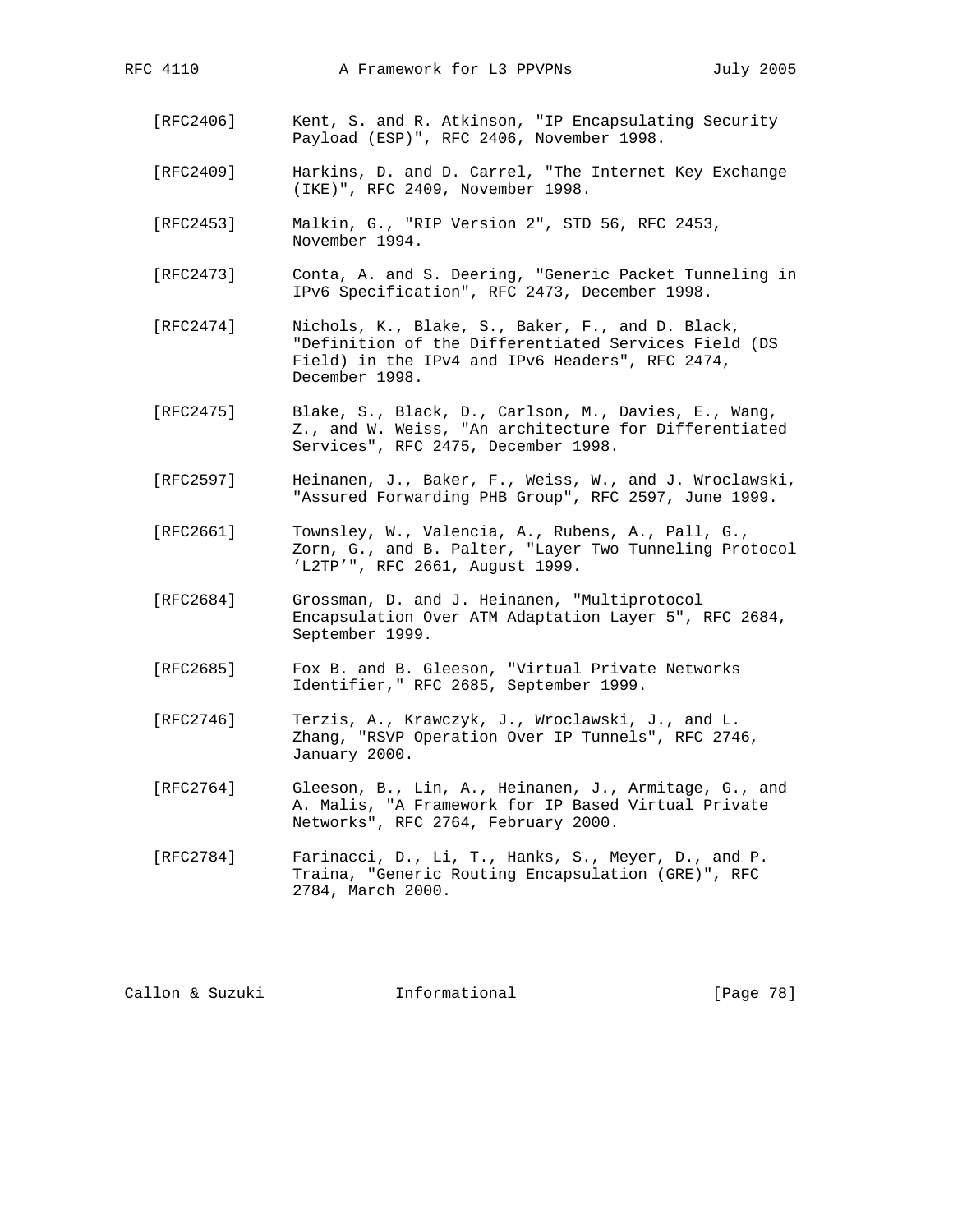[RFC2406] Kent, S. and R. Atkinson, "IP Encapsulating Security Payload (ESP)", RFC 2406, November 1998.

[RFC2409] Harkins, D. and D. Carrel, "The Internet Key Exchange (IKE)", RFC 2409, November 1998.

[RFC2453] Malkin, G., "RIP Version 2", STD 56, RFC 2453, November 1994.

[RFC2473] Conta, A. and S. Deering, "Generic Packet Tunneling in IPv6 Specification", RFC 2473, December 1998.

[RFC2474] Nichols, K., Blake, S., Baker, F., and D. Black, "Definition of the Differentiated Services Field (DS Field) in the IPv4 and IPv6 Headers", RFC 2474, December 1998.

[RFC2475] Blake, S., Black, D., Carlson, M., Davies, E., Wang, Z., and W. Weiss, "An architecture for Differentiated Services", RFC 2475, December 1998.

[RFC2597] Heinanen, J., Baker, F., Weiss, W., and J. Wroclawski, "Assured Forwarding PHB Group", RFC 2597, June 1999.

[RFC2661] Townsley, W., Valencia, A., Rubens, A., Pall, G., Zorn, G., and B. Palter, "Layer Two Tunneling Protocol 'L2TP'", RFC 2661, August 1999.

[RFC2684] Grossman, D. and J. Heinanen, "Multiprotocol Encapsulation Over ATM Adaptation Layer 5", RFC 2684, September 1999.

[RFC2685] Fox B. and B. Gleeson, "Virtual Private Networks Identifier," RFC 2685, September 1999.

[RFC2746] Terzis, A., Krawczyk, J., Wroclawski, J., and L. Zhang, "RSVP Operation Over IP Tunnels", RFC 2746, January 2000.

[RFC2764] Gleeson, B., Lin, A., Heinanen, J., Armitage, G., and A. Malis, "A Framework for IP Based Virtual Private Networks", RFC 2764, February 2000.

[RFC2784] Farinacci, D., Li, T., Hanks, S., Meyer, D., and P. Traina, "Generic Routing Encapsulation (GRE)", RFC 2784, March 2000.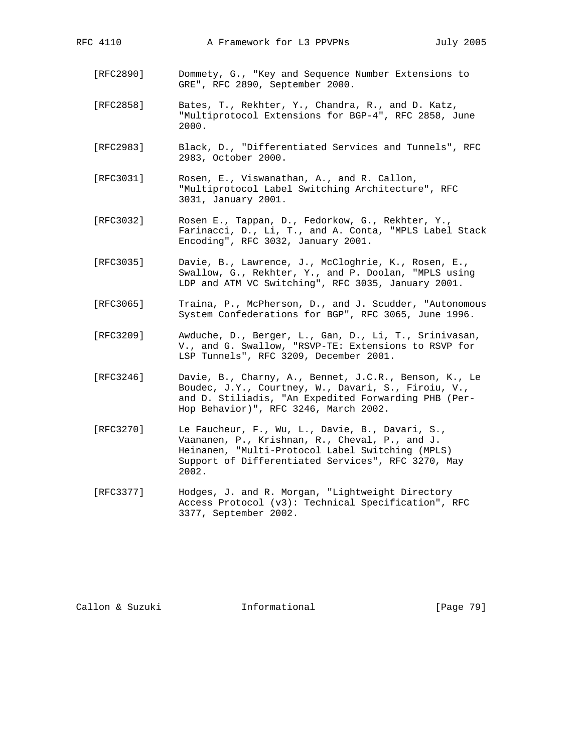[RFC2890] Dommety, G., "Key and Sequence Number Extensions to GRE", RFC 2890, September 2000.

[RFC2858] Bates, T., Rekhter, Y., Chandra, R., and D. Katz, "Multiprotocol Extensions for BGP-4", RFC 2858, June 2000.

[RFC2983] Black, D., "Differentiated Services and Tunnels", RFC 2983, October 2000.

[RFC3031] Rosen, E., Viswanathan, A., and R. Callon, "Multiprotocol Label Switching Architecture", RFC 3031, January 2001.

[RFC3032] Rosen E., Tappan, D., Fedorkow, G., Rekhter, Y., Farinacci, D., Li, T., and A. Conta, "MPLS Label Stack Encoding", RFC 3032, January 2001.

[RFC3035] Davie, B., Lawrence, J., McCloghrie, K., Rosen, E., Swallow, G., Rekhter, Y., and P. Doolan, "MPLS using LDP and ATM VC Switching", RFC 3035, January 2001.

[RFC3065] Traina, P., McPherson, D., and J. Scudder, "Autonomous System Confederations for BGP", RFC 3065, June 1996.

[RFC3209] Awduche, D., Berger, L., Gan, D., Li, T., Srinivasan, V., and G. Swallow, "RSVP-TE: Extensions to RSVP for LSP Tunnels", RFC 3209, December 2001.

[RFC3246] Davie, B., Charny, A., Bennet, J.C.R., Benson, K., Le Boudec, J.Y., Courtney, W., Davari, S., Firoiu, V., and D. Stiliadis, "An Expedited Forwarding PHB (Per-Hop Behavior)", RFC 3246, March 2002.

[RFC3270] Le Faucheur, F., Wu, L., Davie, B., Davari, S., Vaananen, P., Krishnan, R., Cheval, P., and J. Heinanen, "Multi-Protocol Label Switching (MPLS) Support of Differentiated Services", RFC 3270, May 2002.

[RFC3377] Hodges, J. and R. Morgan, "Lightweight Directory Access Protocol (v3): Technical Specification", RFC 3377, September 2002.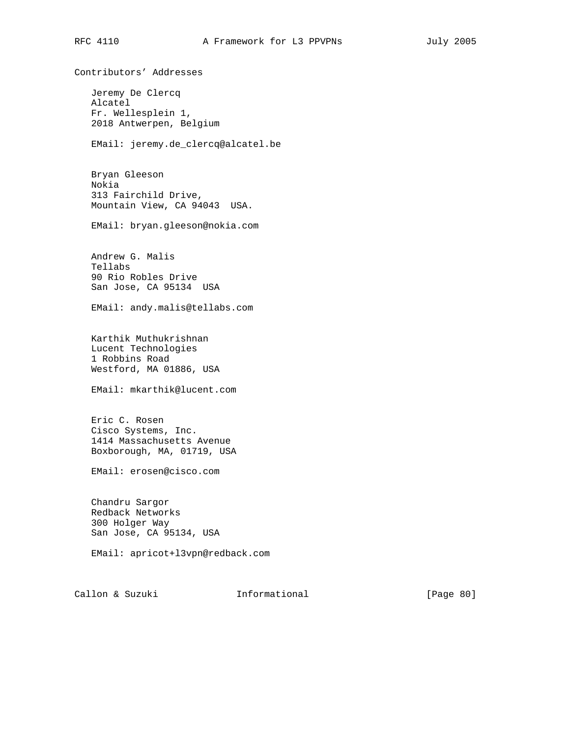## Contributors' Addresses

Jeremy De Clercq
Alcatel
Fr. Wellesplein 1,
2018 Antwerpen, Belgium

EMail: jeremy.de_clercq@alcatel.be

Bryan Gleeson
Nokia
313 Fairchild Drive,
Mountain View, CA 94043 USA.

EMail: bryan.gleeson@nokia.com

Andrew G. Malis
Tellabs
90 Rio Robles Drive
San Jose, CA 95134 USA

EMail: andy.malis@tellabs.com

Karthik Muthukrishnan
Lucent Technologies
1 Robbins Road
Westford, MA 01886, USA

EMail: mkarthik@lucent.com

Eric C. Rosen
Cisco Systems, Inc.
1414 Massachusetts Avenue
Boxborough, MA, 01719, USA

EMail: erosen@cisco.com

Chandru Sargor
Redback Networks
300 Holger Way
San Jose, CA 95134, USA

EMail: apricot+l3vpn@redback.com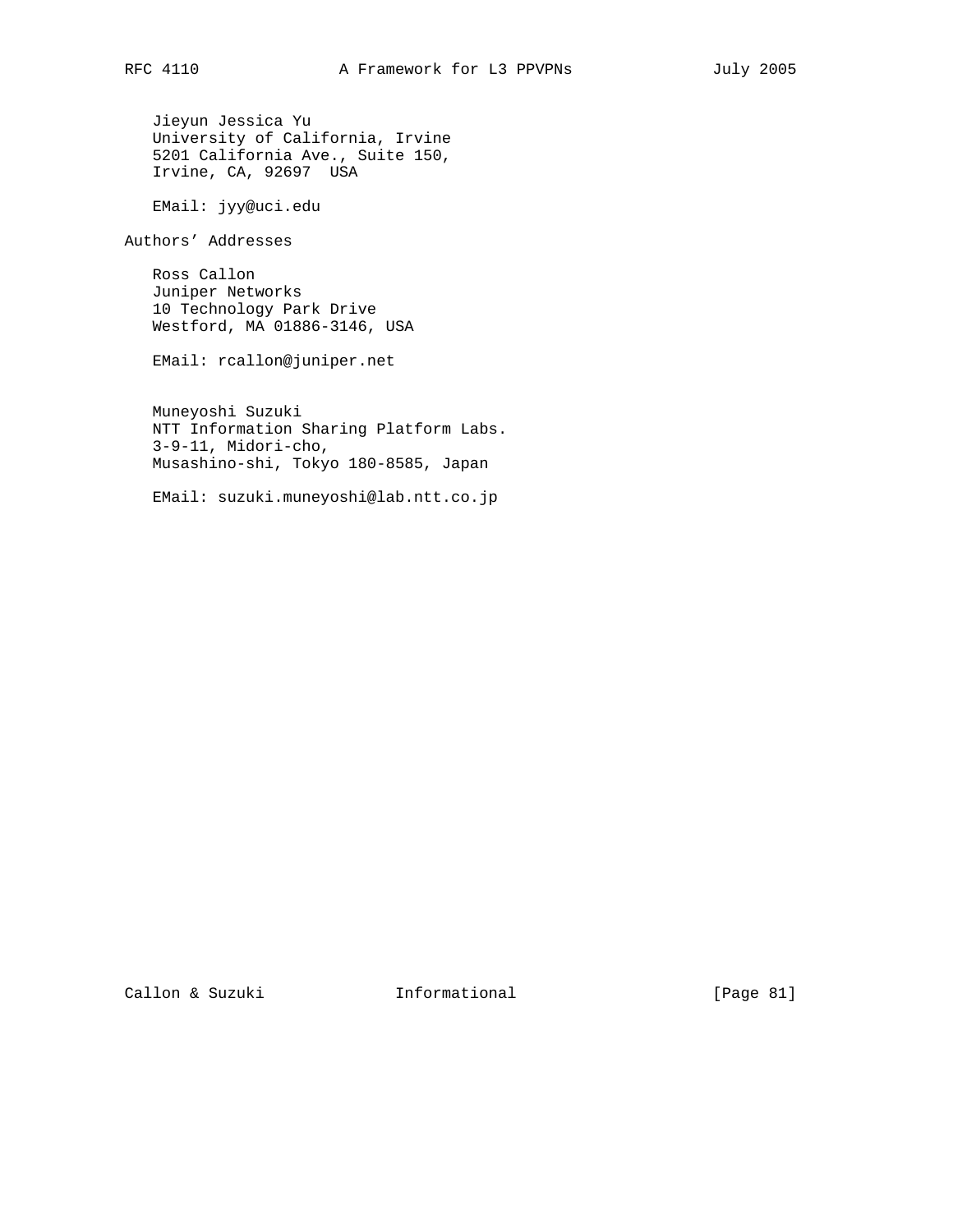Jieyun Jessica Yu
University of California, Irvine
5201 California Ave., Suite 150,
Irvine, CA, 92697  USA

EMail: jyy@uci.edu

## Authors' Addresses

Ross Callon
Juniper Networks
10 Technology Park Drive
Westford, MA 01886-3146, USA

EMail: rcallon@juniper.net

Muneyoshi Suzuki
NTT Information Sharing Platform Labs.
3-9-11, Midori-cho,
Musashino-shi, Tokyo 180-8585, Japan

EMail: suzuki.muneyoshi@lab.ntt.co.jp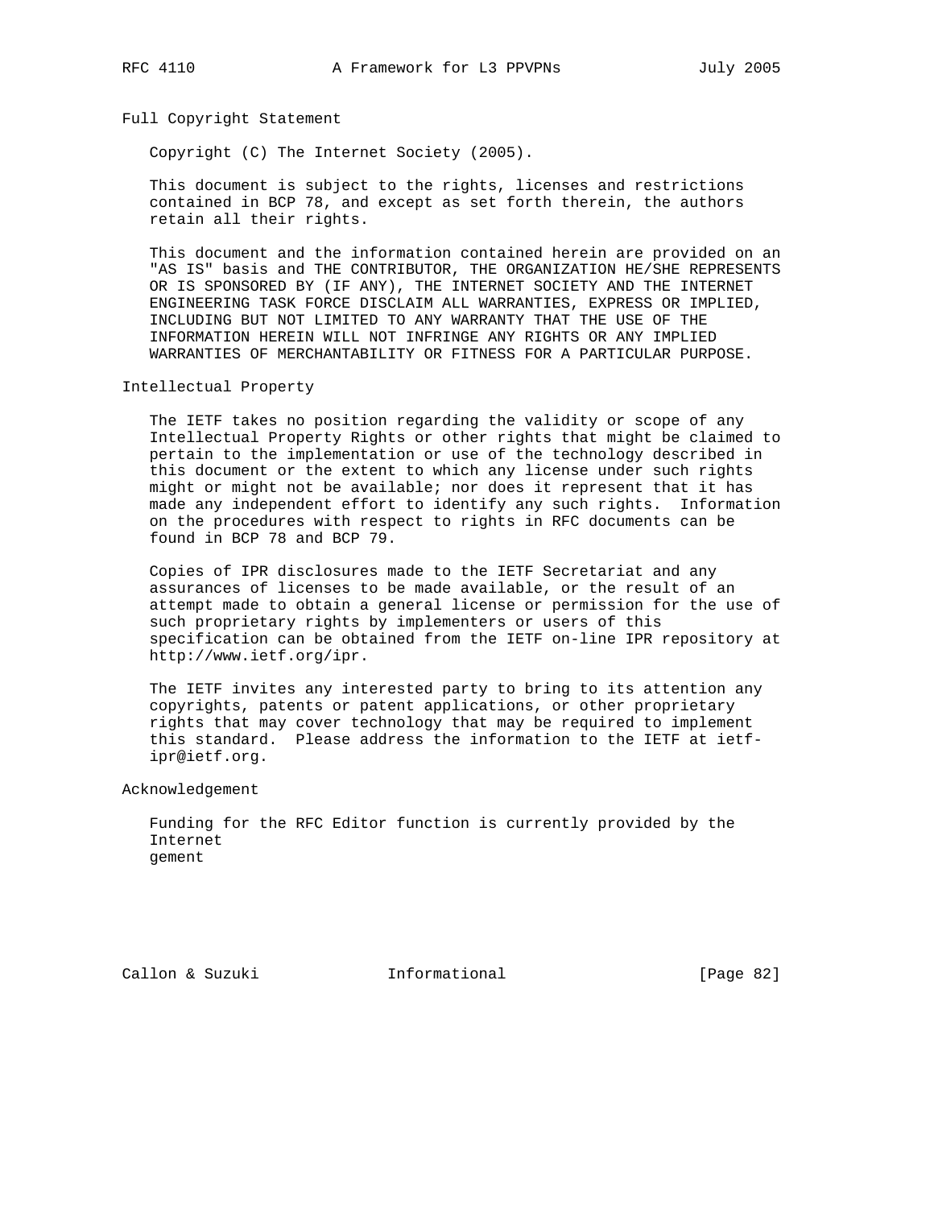## Full Copyright Statement

Copyright (C) The Internet Society (2005).

This document is subject to the rights, licenses and restrictions contained in BCP 78, and except as set forth therein, the authors retain all their rights.

This document and the information contained herein are provided on an "AS IS" basis and THE CONTRIBUTOR, THE ORGANIZATION HE/SHE REPRESENTS OR IS SPONSORED BY (IF ANY), THE INTERNET SOCIETY AND THE INTERNET ENGINEERING TASK FORCE DISCLAIM ALL WARRANTIES, EXPRESS OR IMPLIED, INCLUDING BUT NOT LIMITED TO ANY WARRANTY THAT THE USE OF THE INFORMATION HEREIN WILL NOT INFRINGE ANY RIGHTS OR ANY IMPLIED WARRANTIES OF MERCHANTABILITY OR FITNESS FOR A PARTICULAR PURPOSE.

## Intellectual Property

The IETF takes no position regarding the validity or scope of any Intellectual Property Rights or other rights that might be claimed to pertain to the implementation or use of the technology described in this document or the extent to which any license under such rights might or might not be available; nor does it represent that it has made any independent effort to identify any such rights. Information on the procedures with respect to rights in RFC documents can be found in BCP 78 and BCP 79.

Copies of IPR disclosures made to the IETF Secretariat and any assurances of licenses to be made available, or the result of an attempt made to obtain a general license or permission for the use of such proprietary rights by implementers or users of this specification can be obtained from the IETF on-line IPR repository at http://www.ietf.org/ipr.

The IETF invites any interested party to bring to its attention any copyrights, patents or patent applications, or other proprietary rights that may cover technology that may be required to implement this standard. Please address the information to the IETF at ietf-ipr@ietf.org.

## Acknowledgement

Funding for the RFC Editor function is currently provided by the Internet
gement